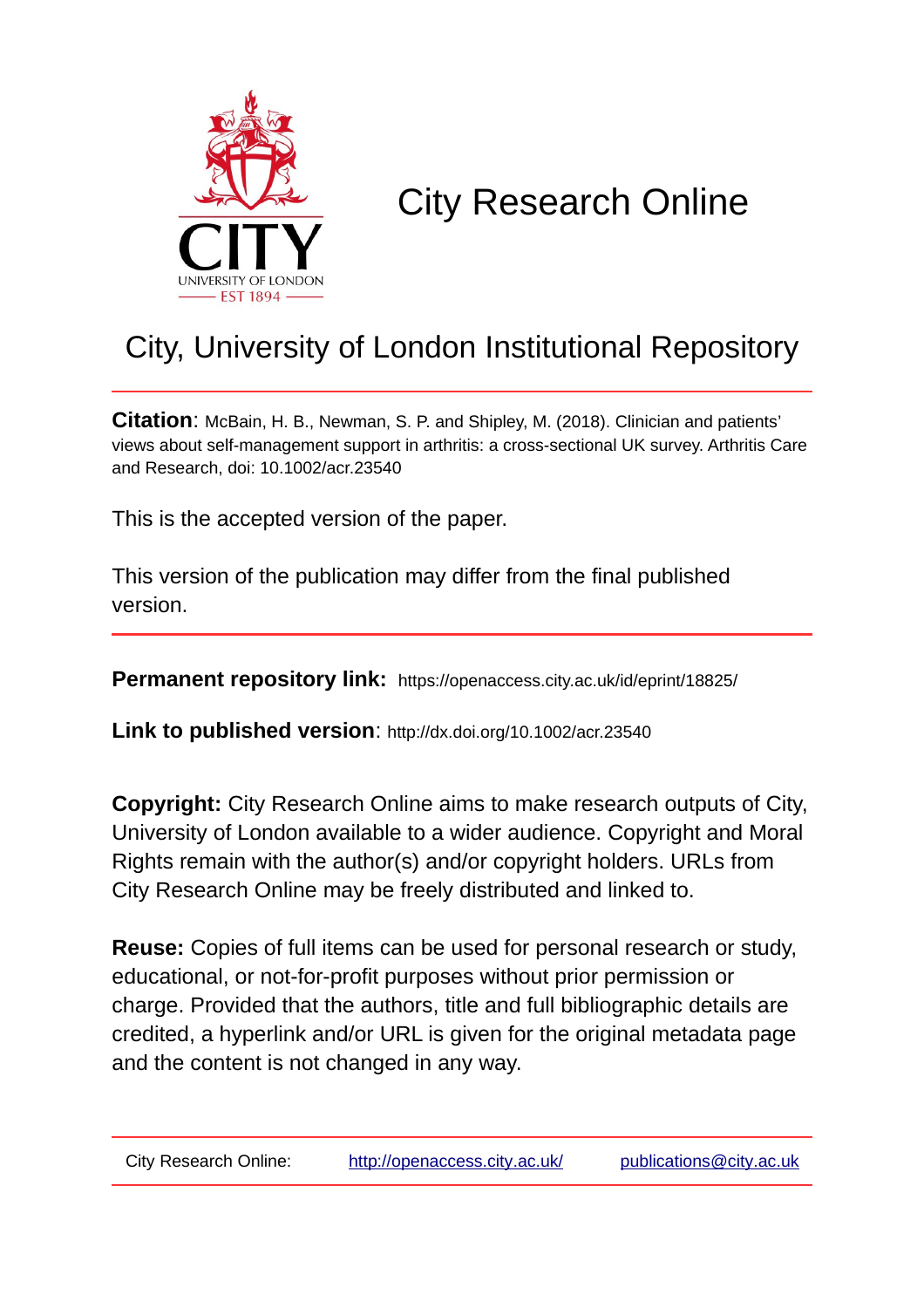# City Research Online

## City, University of London Institutional Repository

**Citation**: McBain, H. B., Newman, S. P. and Shipley, M. (2018). Clinician and patients' views about self-management support in arthritis: a cross-sectional UK survey. Arthritis Care and Research, doi: 10.1002/acr.23540

This is the accepted version of the paper.

This version of the publication may differ from the final published version.

**Permanent repository link:** https://openaccess.city.ac.uk/id/eprint/18825/

**Link to published version**: http://dx.doi.org/10.1002/acr.23540

**Copyright:** City Research Online aims to make research outputs of City, University of London available to a wider audience. Copyright and Moral Rights remain with the author(s) and/or copyright holders. URLs from City Research Online may be freely distributed and linked to.

**Reuse:** Copies of full items can be used for personal research or study, educational, or not-for-profit purposes without prior permission or charge. Provided that the authors, title and full bibliographic details are credited, a hyperlink and/or URL is given for the original metadata page and the content is not changed in any way.

City Research Online: http://openaccess.city.ac.uk/ publications@city.ac.uk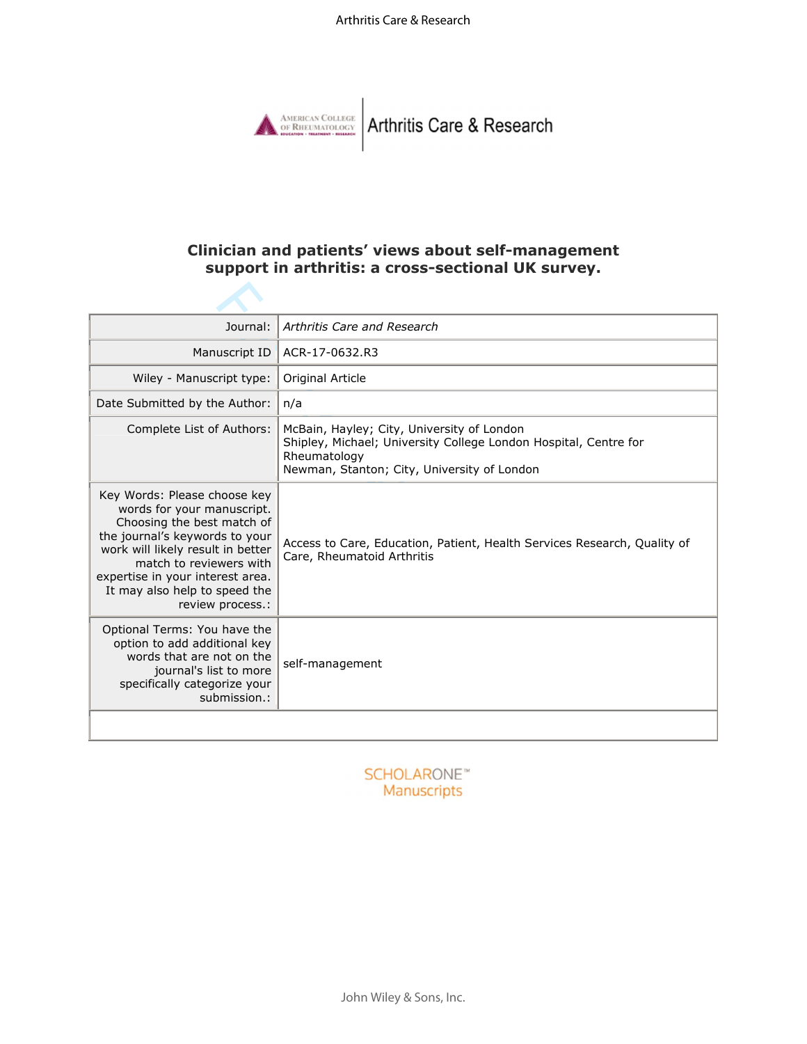# Clinician and patients' views about self-management support in arthritis: a cross-sectional UK survey.

| Journal: | *Arthritis Care and Research* |
|---|---|
| Manuscript ID | ACR-17-0632.R3 |
| Wiley - Manuscript type: | Original Article |
| Date Submitted by the Author: | n/a |
| Complete List of Authors: | McBain, Hayley; City, University of London<br>Shipley, Michael; University College London Hospital, Centre for Rheumatology<br>Newman, Stanton; City, University of London |
| Key Words: Please choose key words for your manuscript. Choosing the best match of the journal's keywords to your work will likely result in better match to reviewers with expertise in your interest area. It may also help to speed the review process.: | Access to Care, Education, Patient, Health Services Research, Quality of Care, Rheumatoid Arthritis |
| Optional Terms: You have the option to add additional key words that are not on the journal's list to more specifically categorize your submission.: | self-management |

SCHOLARONE™ Manuscripts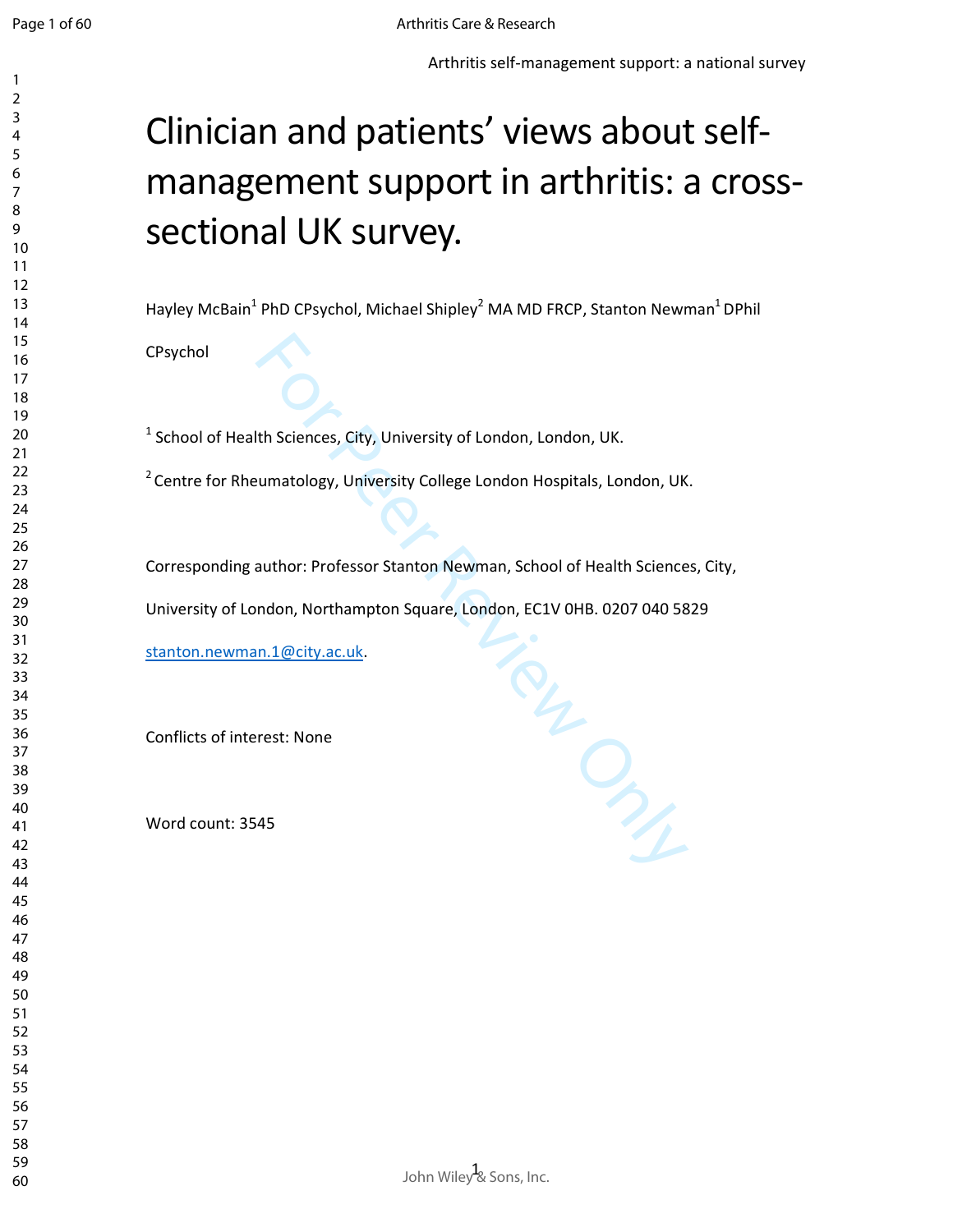# Clinician and patients' views about self-management support in arthritis: a cross-sectional UK survey.

Hayley McBain[1] PhD CPsychol, Michael Shipley[2] MA MD FRCP, Stanton Newman[1] DPhil CPsychol

[1] School of Health Sciences, City, University of London, London, UK.

[2] Centre for Rheumatology, University College London Hospitals, London, UK.

Corresponding author: Professor Stanton Newman, School of Health Sciences, City, University of London, Northampton Square, London, EC1V 0HB. 0207 040 5829 stanton.newman.1@city.ac.uk.

Conflicts of interest: None

Word count: 3545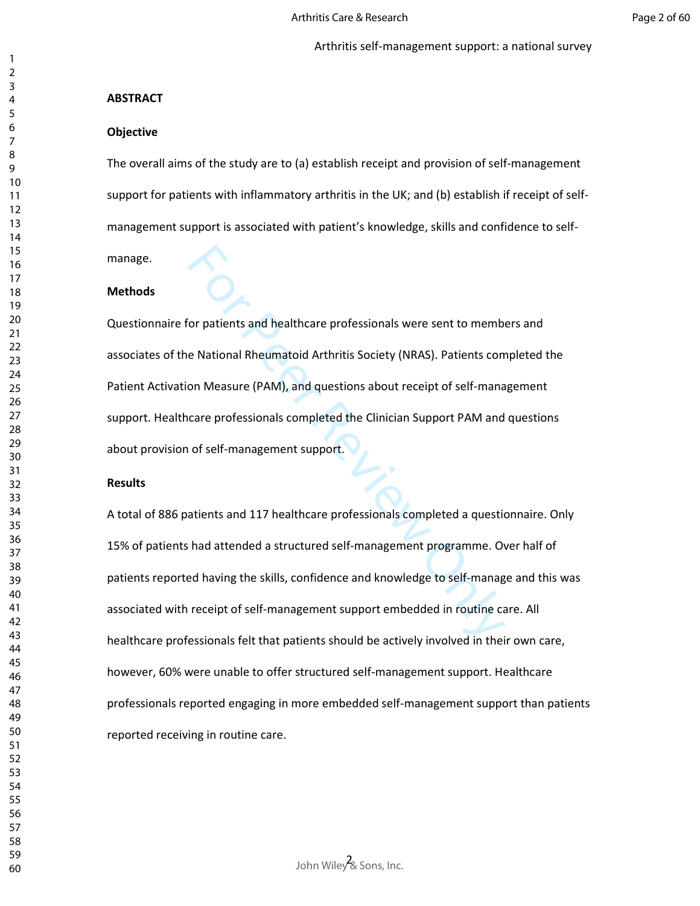## ABSTRACT

### Objective

The overall aims of the study are to (a) establish receipt and provision of self-management support for patients with inflammatory arthritis in the UK; and (b) establish if receipt of self-management support is associated with patient's knowledge, skills and confidence to self-manage.

### Methods

Questionnaire for patients and healthcare professionals were sent to members and associates of the National Rheumatoid Arthritis Society (NRAS). Patients completed the Patient Activation Measure (PAM), and questions about receipt of self-management support. Healthcare professionals completed the Clinician Support PAM and questions about provision of self-management support.

### Results

A total of 886 patients and 117 healthcare professionals completed a questionnaire. Only 15% of patients had attended a structured self-management programme. Over half of patients reported having the skills, confidence and knowledge to self-manage and this was associated with receipt of self-management support embedded in routine care. All healthcare professionals felt that patients should be actively involved in their own care, however, 60% were unable to offer structured self-management support. Healthcare professionals reported engaging in more embedded self-management support than patients reported receiving in routine care.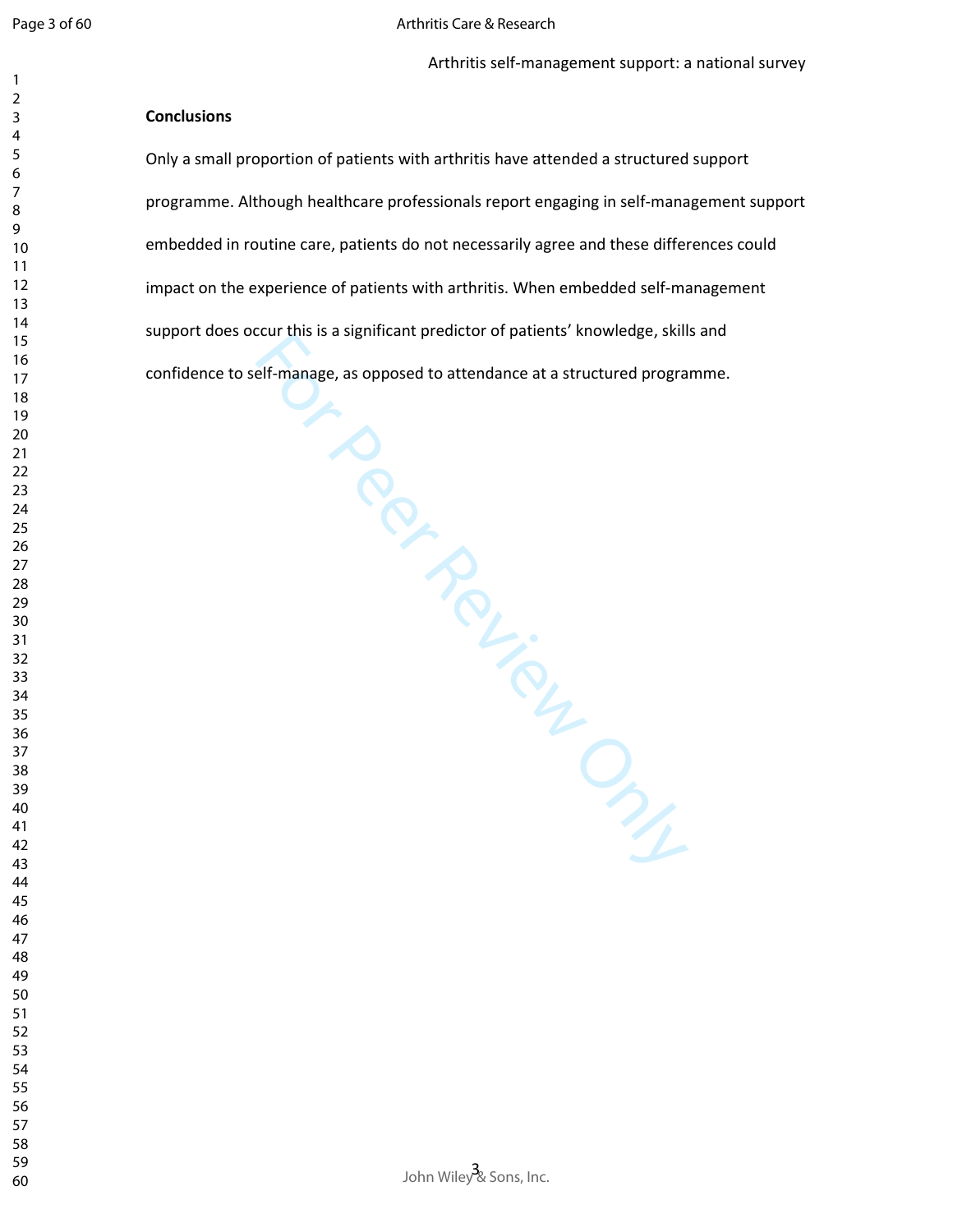**Conclusions**

Only a small proportion of patients with arthritis have attended a structured support programme. Although healthcare professionals report engaging in self-management support embedded in routine care, patients do not necessarily agree and these differences could impact on the experience of patients with arthritis. When embedded self-management support does occur this is a significant predictor of patients' knowledge, skills and confidence to self-manage, as opposed to attendance at a structured programme.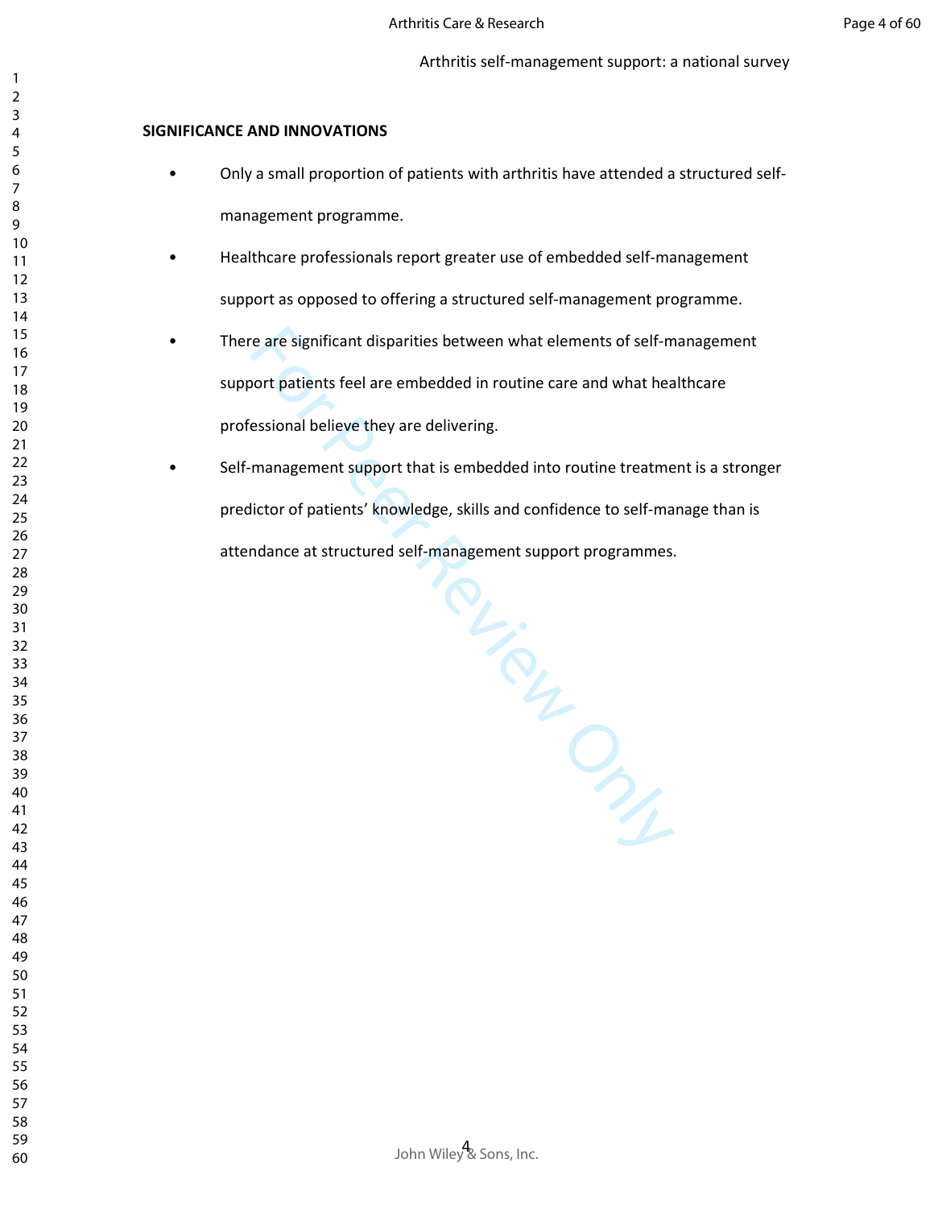## SIGNIFICANCE AND INNOVATIONS

- Only a small proportion of patients with arthritis have attended a structured self-management programme.
- Healthcare professionals report greater use of embedded self-management support as opposed to offering a structured self-management programme.
- There are significant disparities between what elements of self-management support patients feel are embedded in routine care and what healthcare professional believe they are delivering.
- Self-management support that is embedded into routine treatment is a stronger predictor of patients' knowledge, skills and confidence to self-manage than is attendance at structured self-management support programmes.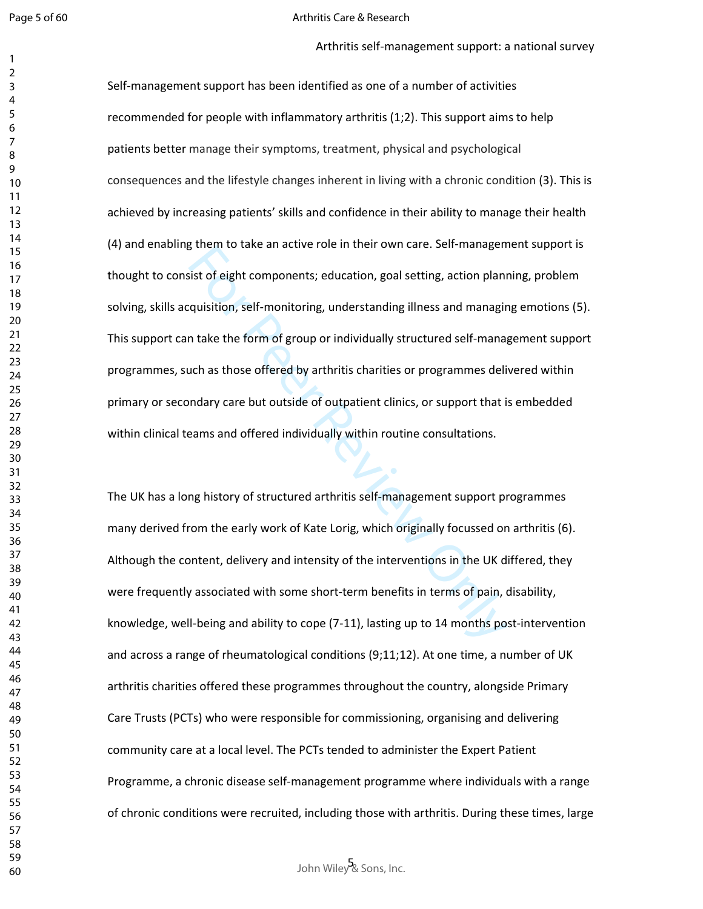Self-management support has been identified as one of a number of activities recommended for people with inflammatory arthritis (1;2). This support aims to help patients better manage their symptoms, treatment, physical and psychological consequences and the lifestyle changes inherent in living with a chronic condition (3). This is achieved by increasing patients' skills and confidence in their ability to manage their health (4) and enabling them to take an active role in their own care. Self-management support is thought to consist of eight components; education, goal setting, action planning, problem solving, skills acquisition, self-monitoring, understanding illness and managing emotions (5). This support can take the form of group or individually structured self-management support programmes, such as those offered by arthritis charities or programmes delivered within primary or secondary care but outside of outpatient clinics, or support that is embedded within clinical teams and offered individually within routine consultations.

The UK has a long history of structured arthritis self-management support programmes many derived from the early work of Kate Lorig, which originally focussed on arthritis (6). Although the content, delivery and intensity of the interventions in the UK differed, they were frequently associated with some short-term benefits in terms of pain, disability, knowledge, well-being and ability to cope (7-11), lasting up to 14 months post-intervention and across a range of rheumatological conditions (9;11;12). At one time, a number of UK arthritis charities offered these programmes throughout the country, alongside Primary Care Trusts (PCTs) who were responsible for commissioning, organising and delivering community care at a local level. The PCTs tended to administer the Expert Patient Programme, a chronic disease self-management programme where individuals with a range of chronic conditions were recruited, including those with arthritis. During these times, large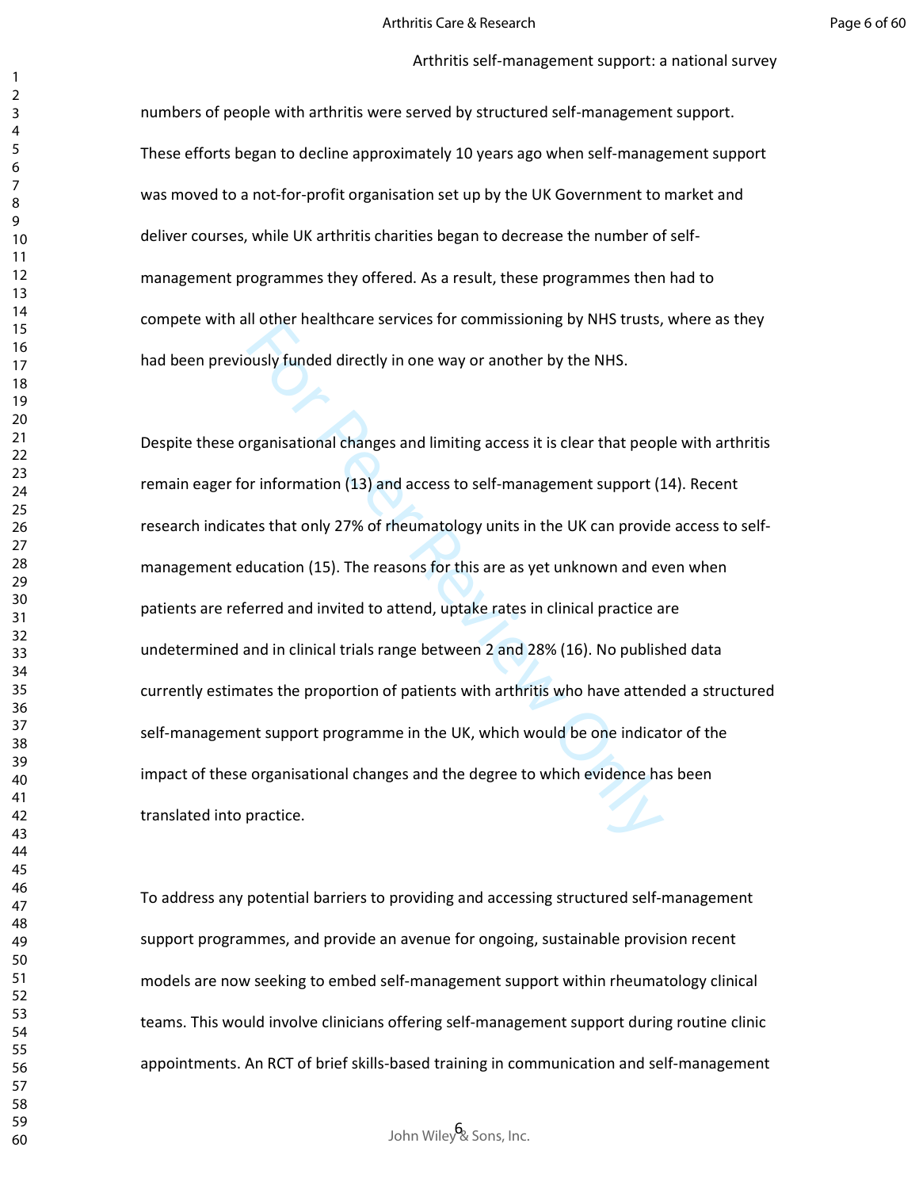numbers of people with arthritis were served by structured self-management support. These efforts began to decline approximately 10 years ago when self-management support was moved to a not-for-profit organisation set up by the UK Government to market and deliver courses, while UK arthritis charities began to decrease the number of self-management programmes they offered. As a result, these programmes then had to compete with all other healthcare services for commissioning by NHS trusts, where as they had been previously funded directly in one way or another by the NHS.

Despite these organisational changes and limiting access it is clear that people with arthritis remain eager for information (13) and access to self-management support (14). Recent research indicates that only 27% of rheumatology units in the UK can provide access to self-management education (15). The reasons for this are as yet unknown and even when patients are referred and invited to attend, uptake rates in clinical practice are undetermined and in clinical trials range between 2 and 28% (16). No published data currently estimates the proportion of patients with arthritis who have attended a structured self-management support programme in the UK, which would be one indicator of the impact of these organisational changes and the degree to which evidence has been translated into practice.

To address any potential barriers to providing and accessing structured self-management support programmes, and provide an avenue for ongoing, sustainable provision recent models are now seeking to embed self-management support within rheumatology clinical teams. This would involve clinicians offering self-management support during routine clinic appointments. An RCT of brief skills-based training in communication and self-management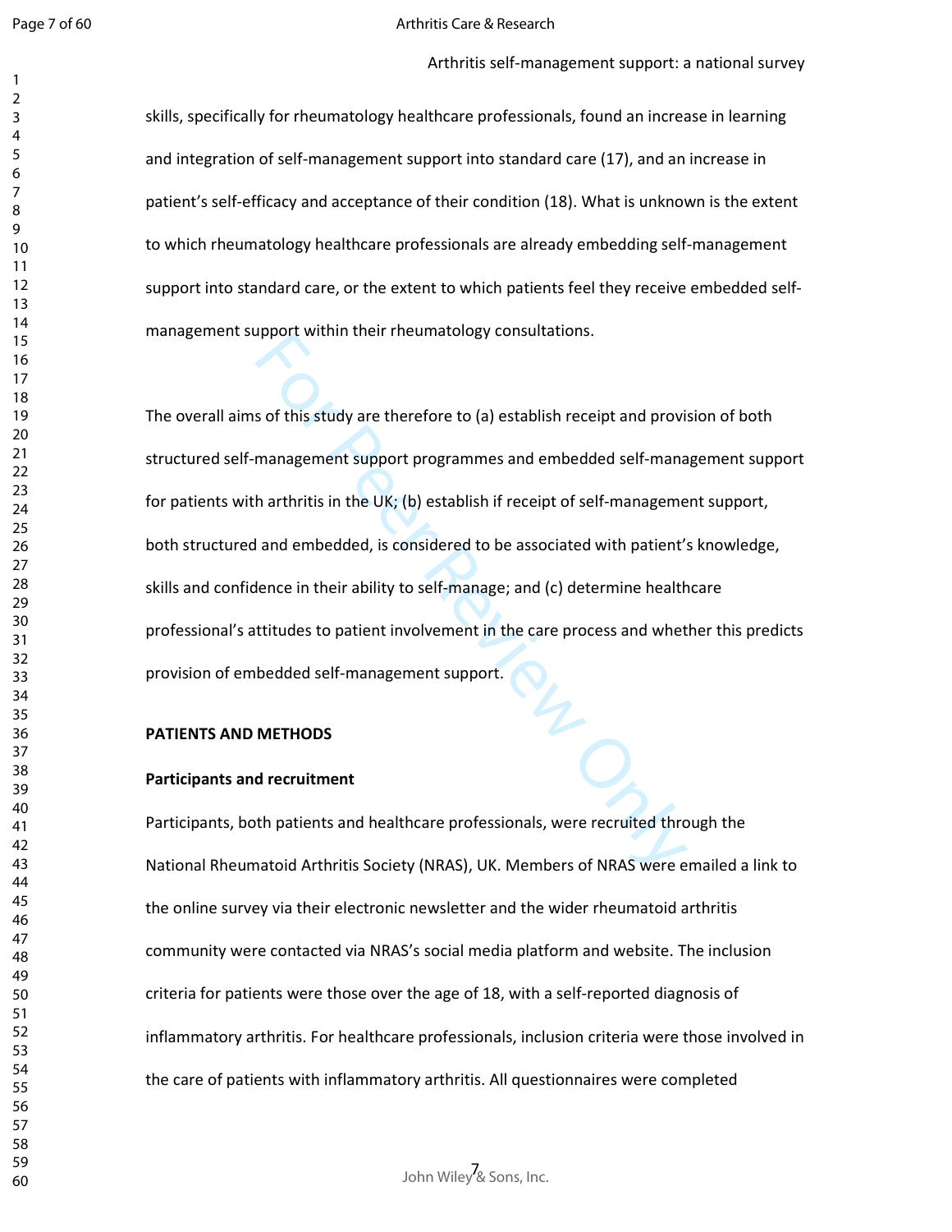skills, specifically for rheumatology healthcare professionals, found an increase in learning and integration of self-management support into standard care (17), and an increase in patient's self-efficacy and acceptance of their condition (18). What is unknown is the extent to which rheumatology healthcare professionals are already embedding self-management support into standard care, or the extent to which patients feel they receive embedded self-management support within their rheumatology consultations.

The overall aims of this study are therefore to (a) establish receipt and provision of both structured self-management support programmes and embedded self-management support for patients with arthritis in the UK; (b) establish if receipt of self-management support, both structured and embedded, is considered to be associated with patient's knowledge, skills and confidence in their ability to self-manage; and (c) determine healthcare professional's attitudes to patient involvement in the care process and whether this predicts provision of embedded self-management support.

## PATIENTS AND METHODS

### Participants and recruitment

Participants, both patients and healthcare professionals, were recruited through the National Rheumatoid Arthritis Society (NRAS), UK. Members of NRAS were emailed a link to the online survey via their electronic newsletter and the wider rheumatoid arthritis community were contacted via NRAS's social media platform and website. The inclusion criteria for patients were those over the age of 18, with a self-reported diagnosis of inflammatory arthritis. For healthcare professionals, inclusion criteria were those involved in the care of patients with inflammatory arthritis. All questionnaires were completed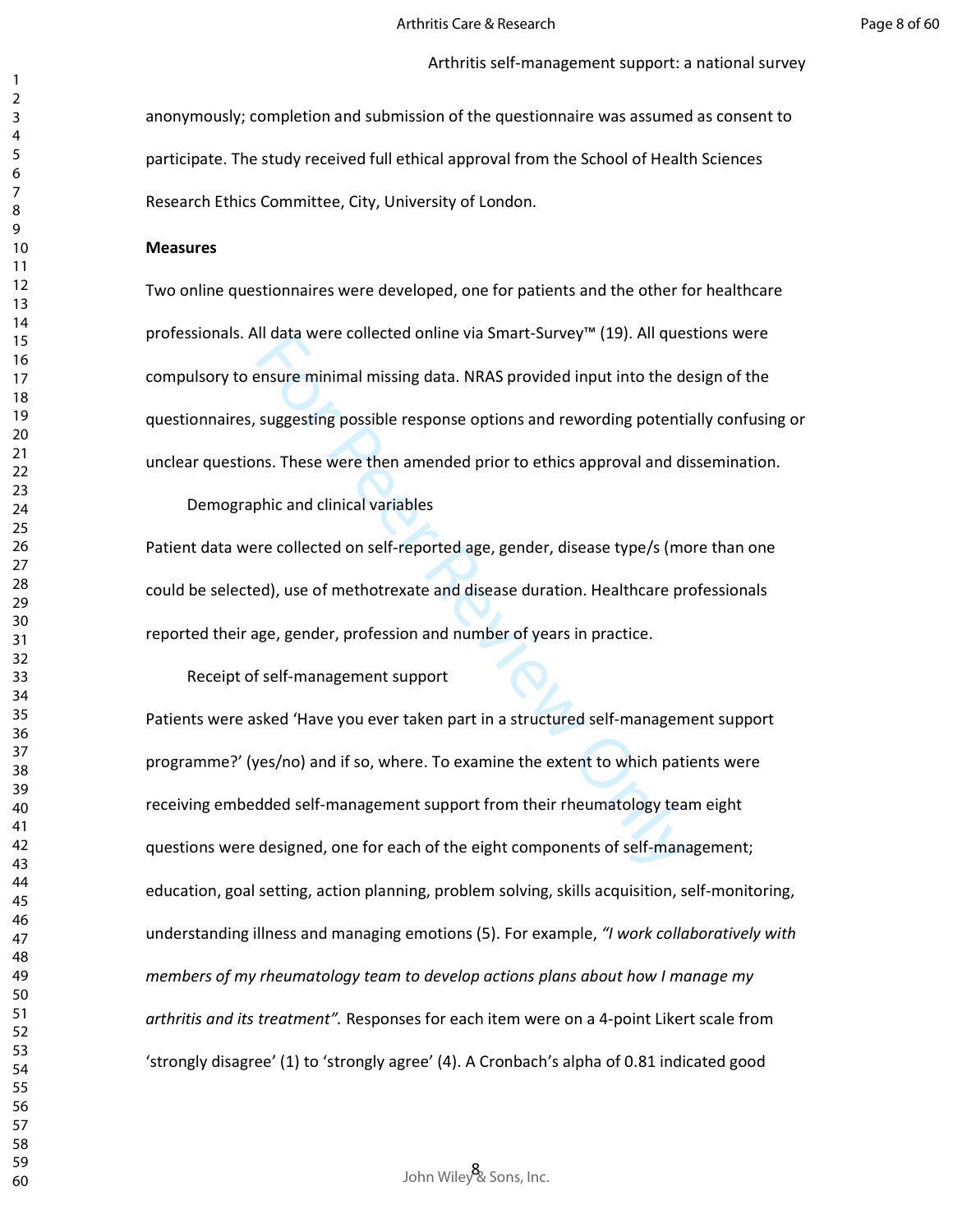anonymously; completion and submission of the questionnaire was assumed as consent to participate. The study received full ethical approval from the School of Health Sciences Research Ethics Committee, City, University of London.

**Measures**

Two online questionnaires were developed, one for patients and the other for healthcare professionals. All data were collected online via Smart-Survey™ (19). All questions were compulsory to ensure minimal missing data. NRAS provided input into the design of the questionnaires, suggesting possible response options and rewording potentially confusing or unclear questions. These were then amended prior to ethics approval and dissemination.

Demographic and clinical variables

Patient data were collected on self-reported age, gender, disease type/s (more than one could be selected), use of methotrexate and disease duration. Healthcare professionals reported their age, gender, profession and number of years in practice.

Receipt of self-management support

Patients were asked 'Have you ever taken part in a structured self-management support programme?' (yes/no) and if so, where. To examine the extent to which patients were receiving embedded self-management support from their rheumatology team eight questions were designed, one for each of the eight components of self-management; education, goal setting, action planning, problem solving, skills acquisition, self-monitoring, understanding illness and managing emotions (5). For example, *"I work collaboratively with members of my rheumatology team to develop actions plans about how I manage my arthritis and its treatment".* Responses for each item were on a 4-point Likert scale from 'strongly disagree' (1) to 'strongly agree' (4). A Cronbach's alpha of 0.81 indicated good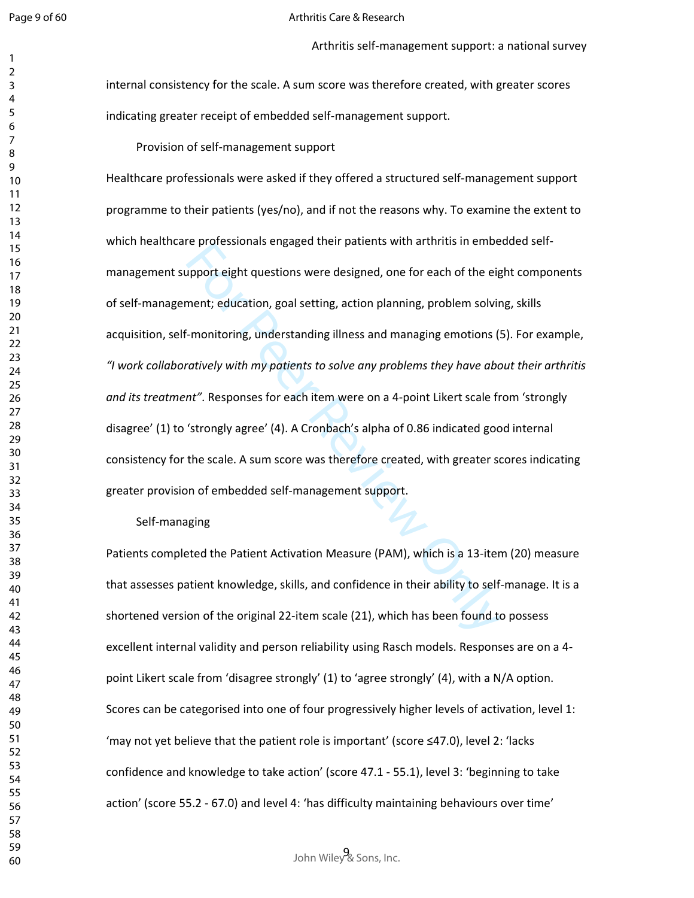internal consistency for the scale. A sum score was therefore created, with greater scores indicating greater receipt of embedded self-management support.

### Provision of self-management support

Healthcare professionals were asked if they offered a structured self-management support programme to their patients (yes/no), and if not the reasons why. To examine the extent to which healthcare professionals engaged their patients with arthritis in embedded self-management support eight questions were designed, one for each of the eight components of self-management; education, goal setting, action planning, problem solving, skills acquisition, self-monitoring, understanding illness and managing emotions (5). For example, *"I work collaboratively with my patients to solve any problems they have about their arthritis and its treatment"*. Responses for each item were on a 4-point Likert scale from 'strongly disagree' (1) to 'strongly agree' (4). A Cronbach's alpha of 0.86 indicated good internal consistency for the scale. A sum score was therefore created, with greater scores indicating greater provision of embedded self-management support.

### Self-managing

Patients completed the Patient Activation Measure (PAM), which is a 13-item (20) measure that assesses patient knowledge, skills, and confidence in their ability to self-manage. It is a shortened version of the original 22-item scale (21), which has been found to possess excellent internal validity and person reliability using Rasch models. Responses are on a 4-point Likert scale from 'disagree strongly' (1) to 'agree strongly' (4), with a N/A option. Scores can be categorised into one of four progressively higher levels of activation, level 1: 'may not yet believe that the patient role is important' (score ≤47.0), level 2: 'lacks confidence and knowledge to take action' (score 47.1 - 55.1), level 3: 'beginning to take action' (score 55.2 - 67.0) and level 4: 'has difficulty maintaining behaviours over time'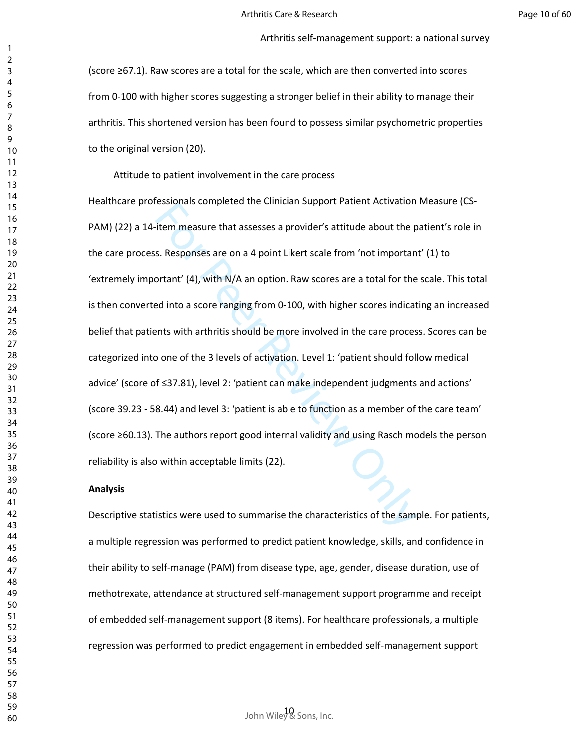(score ≥67.1). Raw scores are a total for the scale, which are then converted into scores from 0-100 with higher scores suggesting a stronger belief in their ability to manage their arthritis. This shortened version has been found to possess similar psychometric properties to the original version (20).

Attitude to patient involvement in the care process

Healthcare professionals completed the Clinician Support Patient Activation Measure (CS-PAM) (22) a 14-item measure that assesses a provider's attitude about the patient's role in the care process. Responses are on a 4 point Likert scale from 'not important' (1) to 'extremely important' (4), with N/A an option. Raw scores are a total for the scale. This total is then converted into a score ranging from 0-100, with higher scores indicating an increased belief that patients with arthritis should be more involved in the care process. Scores can be categorized into one of the 3 levels of activation. Level 1: 'patient should follow medical advice' (score of ≤37.81), level 2: 'patient can make independent judgments and actions' (score 39.23 - 58.44) and level 3: 'patient is able to function as a member of the care team' (score ≥60.13). The authors report good internal validity and using Rasch models the person reliability is also within acceptable limits (22).

**Analysis**

Descriptive statistics were used to summarise the characteristics of the sample. For patients, a multiple regression was performed to predict patient knowledge, skills, and confidence in their ability to self-manage (PAM) from disease type, age, gender, disease duration, use of methotrexate, attendance at structured self-management support programme and receipt of embedded self-management support (8 items). For healthcare professionals, a multiple regression was performed to predict engagement in embedded self-management support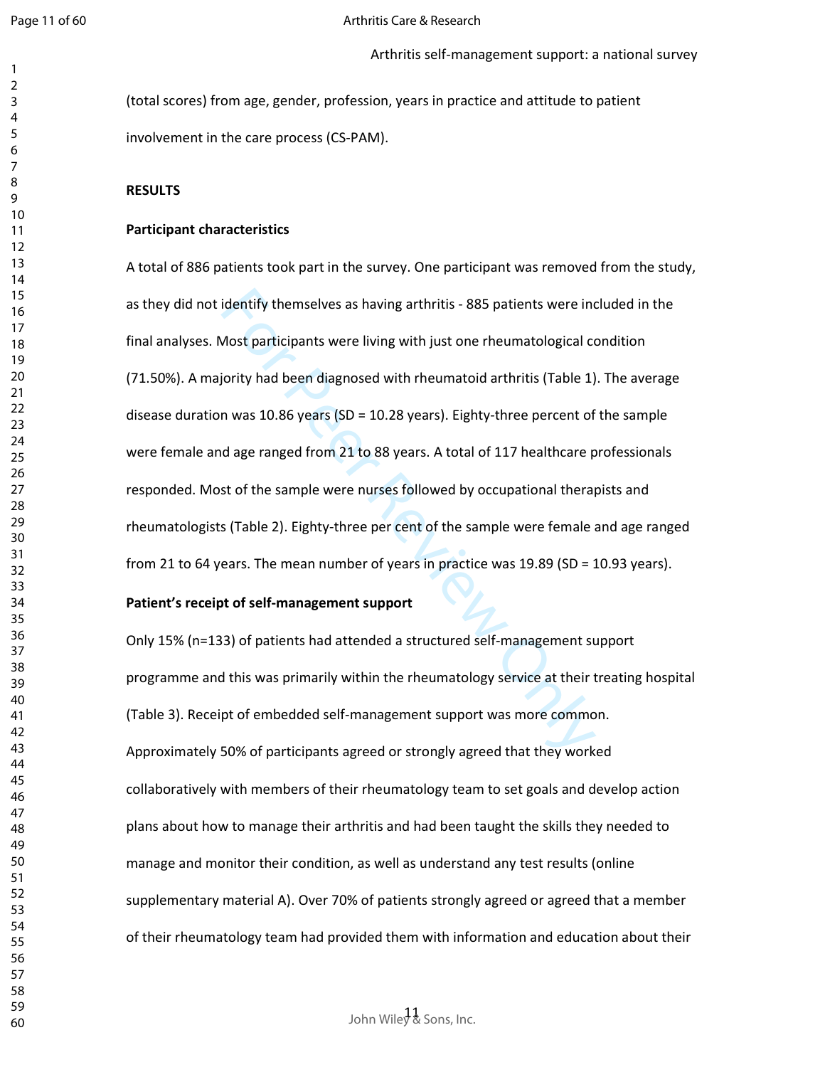(total scores) from age, gender, profession, years in practice and attitude to patient involvement in the care process (CS-PAM).

## RESULTS

### Participant characteristics

A total of 886 patients took part in the survey. One participant was removed from the study, as they did not identify themselves as having arthritis - 885 patients were included in the final analyses. Most participants were living with just one rheumatological condition (71.50%). A majority had been diagnosed with rheumatoid arthritis (Table 1). The average disease duration was 10.86 years (SD = 10.28 years). Eighty-three percent of the sample were female and age ranged from 21 to 88 years. A total of 117 healthcare professionals responded. Most of the sample were nurses followed by occupational therapists and rheumatologists (Table 2). Eighty-three per cent of the sample were female and age ranged from 21 to 64 years. The mean number of years in practice was 19.89 (SD = 10.93 years).

### Patient's receipt of self-management support

Only 15% (n=133) of patients had attended a structured self-management support programme and this was primarily within the rheumatology service at their treating hospital (Table 3). Receipt of embedded self-management support was more common. Approximately 50% of participants agreed or strongly agreed that they worked collaboratively with members of their rheumatology team to set goals and develop action plans about how to manage their arthritis and had been taught the skills they needed to manage and monitor their condition, as well as understand any test results (online supplementary material A). Over 70% of patients strongly agreed or agreed that a member of their rheumatology team had provided them with information and education about their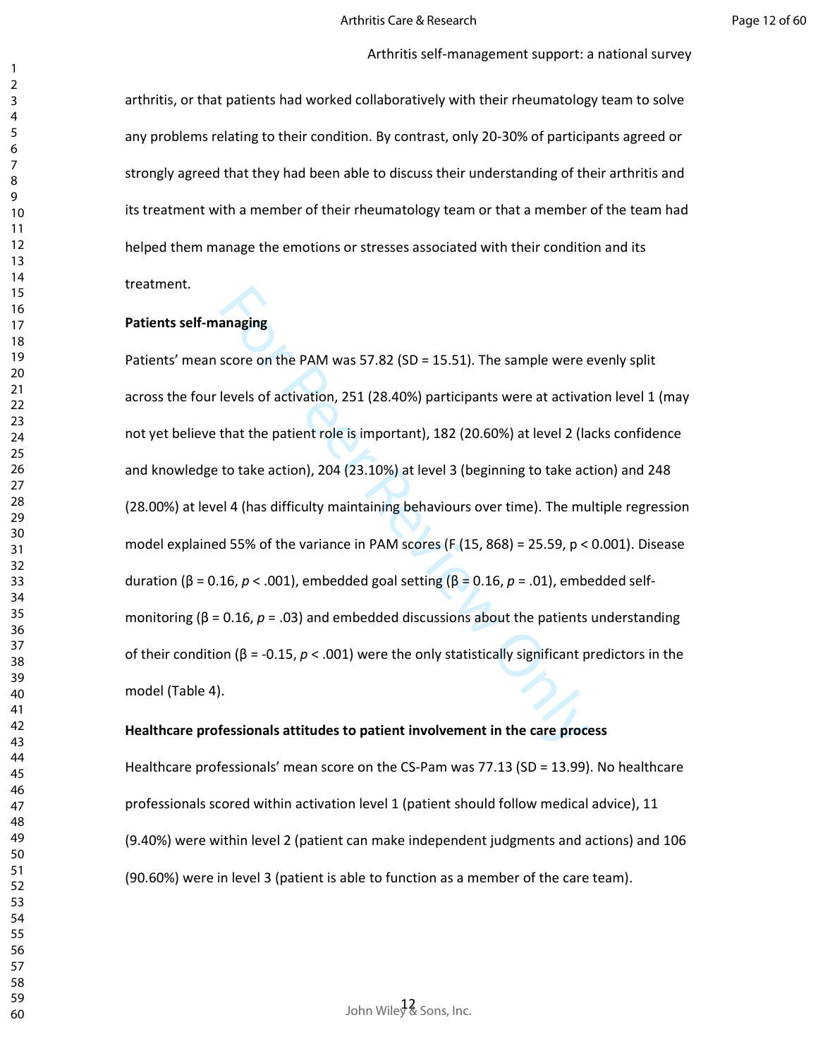arthritis, or that patients had worked collaboratively with their rheumatology team to solve any problems relating to their condition. By contrast, only 20-30% of participants agreed or strongly agreed that they had been able to discuss their understanding of their arthritis and its treatment with a member of their rheumatology team or that a member of the team had helped them manage the emotions or stresses associated with their condition and its treatment.

**Patients self-managing**

Patients' mean score on the PAM was 57.82 (SD = 15.51). The sample were evenly split across the four levels of activation, 251 (28.40%) participants were at activation level 1 (may not yet believe that the patient role is important), 182 (20.60%) at level 2 (lacks confidence and knowledge to take action), 204 (23.10%) at level 3 (beginning to take action) and 248 (28.00%) at level 4 (has difficulty maintaining behaviours over time). The multiple regression model explained 55% of the variance in PAM scores ($F(15, 868) = 25.59$, $p < 0.001$). Disease duration ($\beta = 0.16$, $p < .001$), embedded goal setting ($\beta = 0.16$, $p = .01$), embedded self-monitoring ($\beta = 0.16$, $p = .03$) and embedded discussions about the patients understanding of their condition ($\beta = -0.15$, $p < .001$) were the only statistically significant predictors in the model (Table 4).

**Healthcare professionals attitudes to patient involvement in the care process**

Healthcare professionals' mean score on the CS-Pam was 77.13 (SD = 13.99). No healthcare professionals scored within activation level 1 (patient should follow medical advice), 11 (9.40%) were within level 2 (patient can make independent judgments and actions) and 106 (90.60%) were in level 3 (patient is able to function as a member of the care team).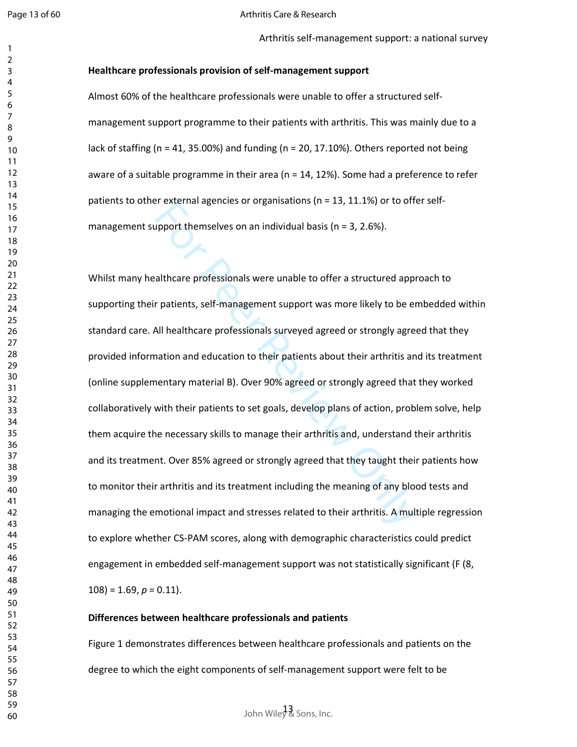**Healthcare professionals provision of self-management support**

Almost 60% of the healthcare professionals were unable to offer a structured self-management support programme to their patients with arthritis. This was mainly due to a lack of staffing (n = 41, 35.00%) and funding (n = 20, 17.10%). Others reported not being aware of a suitable programme in their area (n = 14, 12%). Some had a preference to refer patients to other external agencies or organisations (n = 13, 11.1%) or to offer self-management support themselves on an individual basis (n = 3, 2.6%).

Whilst many healthcare professionals were unable to offer a structured approach to supporting their patients, self-management support was more likely to be embedded within standard care. All healthcare professionals surveyed agreed or strongly agreed that they provided information and education to their patients about their arthritis and its treatment (online supplementary material B). Over 90% agreed or strongly agreed that they worked collaboratively with their patients to set goals, develop plans of action, problem solve, help them acquire the necessary skills to manage their arthritis and, understand their arthritis and its treatment. Over 85% agreed or strongly agreed that they taught their patients how to monitor their arthritis and its treatment including the meaning of any blood tests and managing the emotional impact and stresses related to their arthritis. A multiple regression to explore whether CS-PAM scores, along with demographic characteristics could predict engagement in embedded self-management support was not statistically significant ($F(8, 108) = 1.69$, $p = 0.11$).

**Differences between healthcare professionals and patients**

Figure 1 demonstrates differences between healthcare professionals and patients on the degree to which the eight components of self-management support were felt to be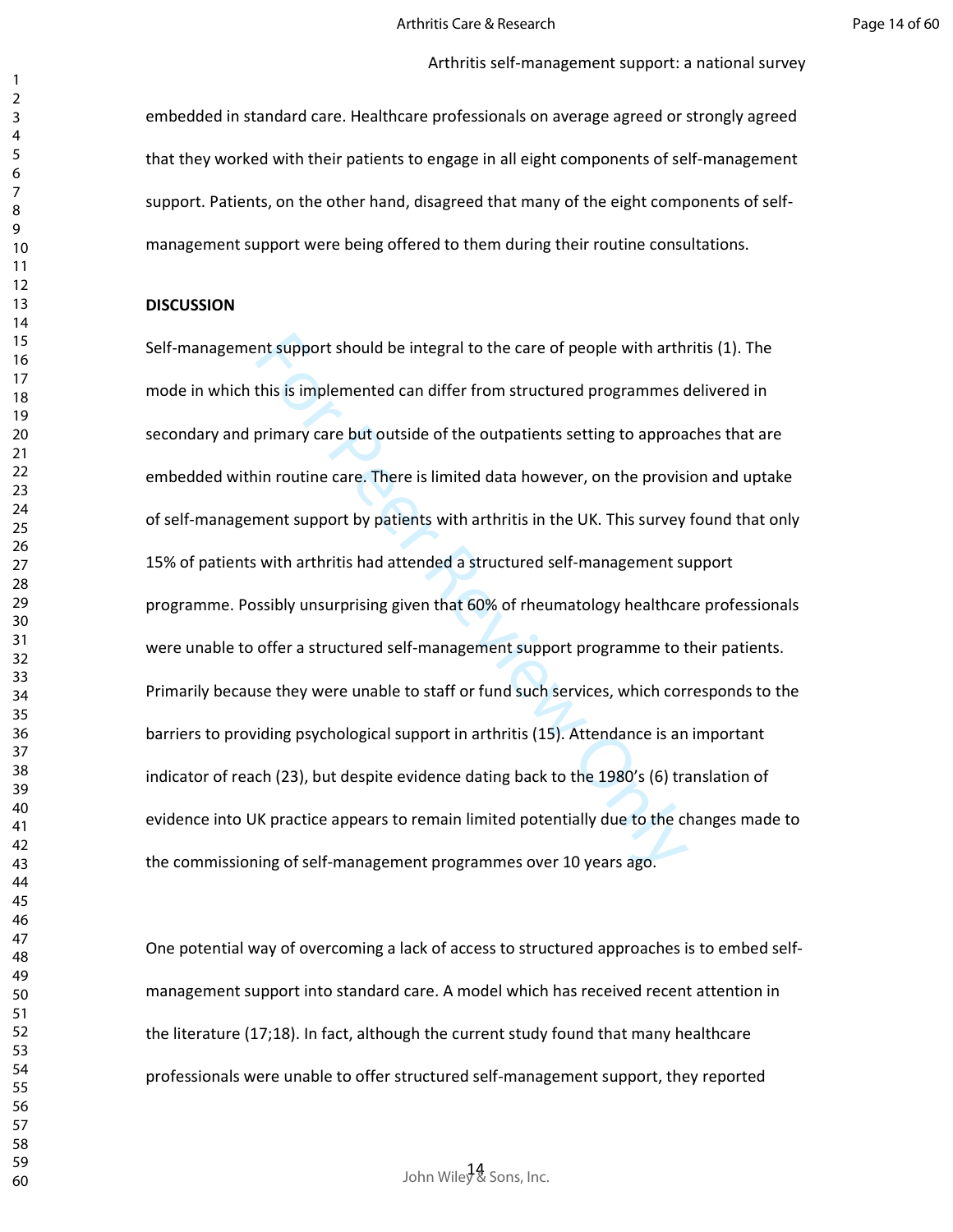embedded in standard care. Healthcare professionals on average agreed or strongly agreed that they worked with their patients to engage in all eight components of self-management support. Patients, on the other hand, disagreed that many of the eight components of self-management support were being offered to them during their routine consultations.

## DISCUSSION

Self-management support should be integral to the care of people with arthritis (1). The mode in which this is implemented can differ from structured programmes delivered in secondary and primary care but outside of the outpatients setting to approaches that are embedded within routine care. There is limited data however, on the provision and uptake of self-management support by patients with arthritis in the UK. This survey found that only 15% of patients with arthritis had attended a structured self-management support programme. Possibly unsurprising given that 60% of rheumatology healthcare professionals were unable to offer a structured self-management support programme to their patients. Primarily because they were unable to staff or fund such services, which corresponds to the barriers to providing psychological support in arthritis (15). Attendance is an important indicator of reach (23), but despite evidence dating back to the 1980's (6) translation of evidence into UK practice appears to remain limited potentially due to the changes made to the commissioning of self-management programmes over 10 years ago.

One potential way of overcoming a lack of access to structured approaches is to embed self-management support into standard care. A model which has received recent attention in the literature (17;18). In fact, although the current study found that many healthcare professionals were unable to offer structured self-management support, they reported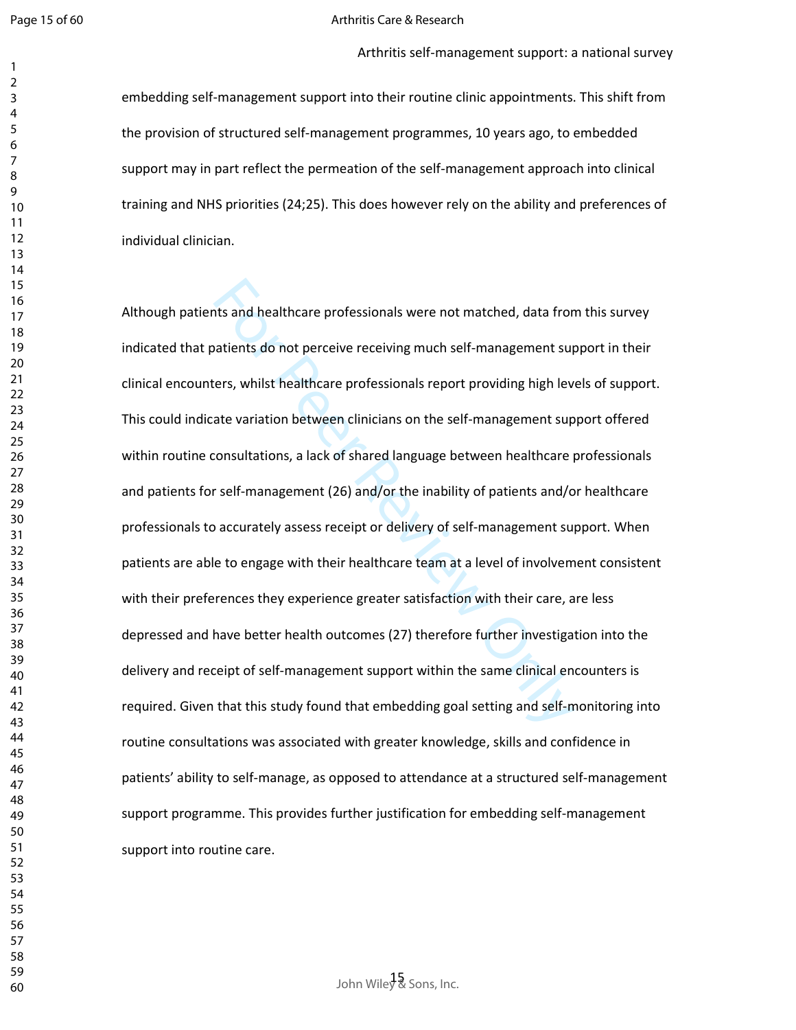embedding self-management support into their routine clinic appointments. This shift from the provision of structured self-management programmes, 10 years ago, to embedded support may in part reflect the permeation of the self-management approach into clinical training and NHS priorities (24;25). This does however rely on the ability and preferences of individual clinician.

Although patients and healthcare professionals were not matched, data from this survey indicated that patients do not perceive receiving much self-management support in their clinical encounters, whilst healthcare professionals report providing high levels of support. This could indicate variation between clinicians on the self-management support offered within routine consultations, a lack of shared language between healthcare professionals and patients for self-management (26) and/or the inability of patients and/or healthcare professionals to accurately assess receipt or delivery of self-management support. When patients are able to engage with their healthcare team at a level of involvement consistent with their preferences they experience greater satisfaction with their care, are less depressed and have better health outcomes (27) therefore further investigation into the delivery and receipt of self-management support within the same clinical encounters is required. Given that this study found that embedding goal setting and self-monitoring into routine consultations was associated with greater knowledge, skills and confidence in patients' ability to self-manage, as opposed to attendance at a structured self-management support programme. This provides further justification for embedding self-management support into routine care.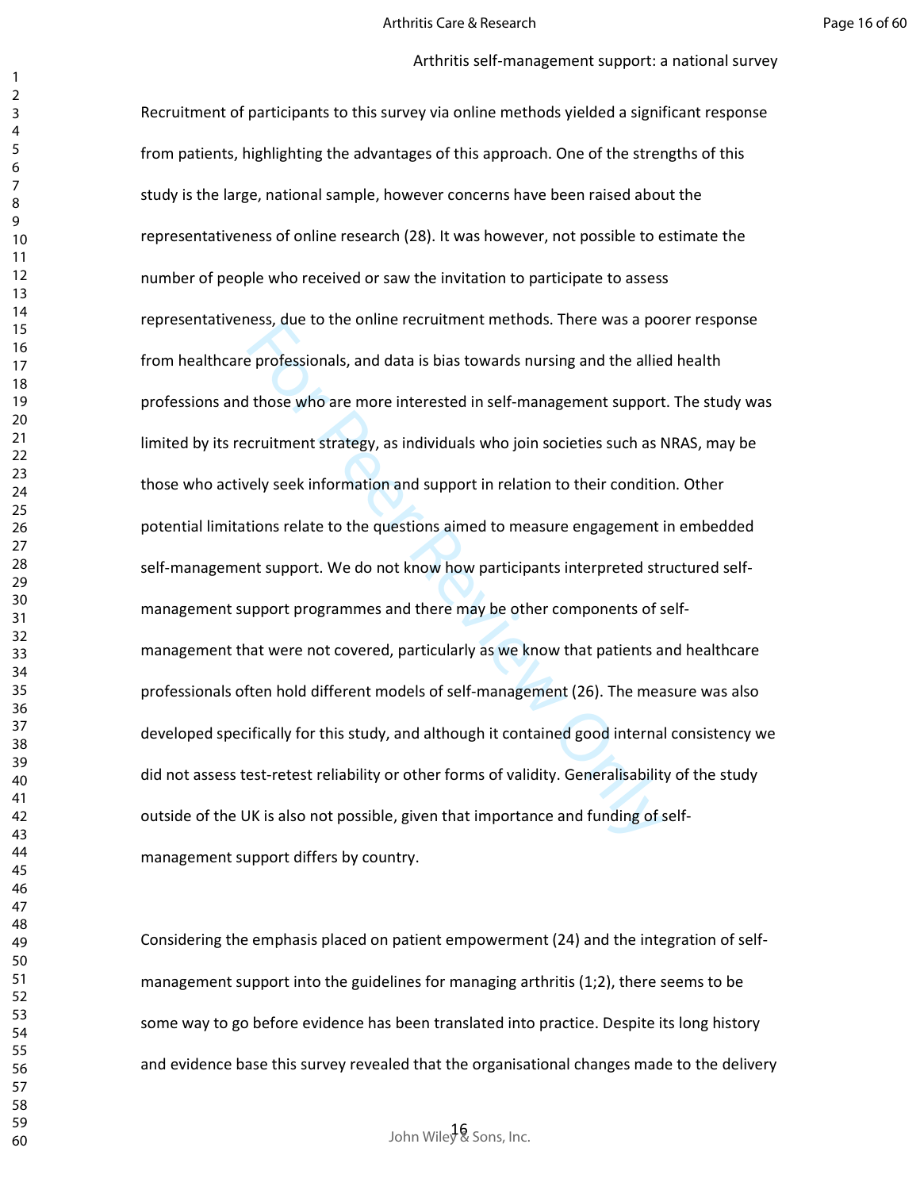Recruitment of participants to this survey via online methods yielded a significant response from patients, highlighting the advantages of this approach. One of the strengths of this study is the large, national sample, however concerns have been raised about the representativeness of online research (28). It was however, not possible to estimate the number of people who received or saw the invitation to participate to assess representativeness, due to the online recruitment methods. There was a poorer response from healthcare professionals, and data is bias towards nursing and the allied health professions and those who are more interested in self-management support. The study was limited by its recruitment strategy, as individuals who join societies such as NRAS, may be those who actively seek information and support in relation to their condition. Other potential limitations relate to the questions aimed to measure engagement in embedded self-management support. We do not know how participants interpreted structured self-management support programmes and there may be other components of self-management that were not covered, particularly as we know that patients and healthcare professionals often hold different models of self-management (26). The measure was also developed specifically for this study, and although it contained good internal consistency we did not assess test-retest reliability or other forms of validity. Generalisability of the study outside of the UK is also not possible, given that importance and funding of self-management support differs by country.

Considering the emphasis placed on patient empowerment (24) and the integration of self-management support into the guidelines for managing arthritis (1;2), there seems to be some way to go before evidence has been translated into practice. Despite its long history and evidence base this survey revealed that the organisational changes made to the delivery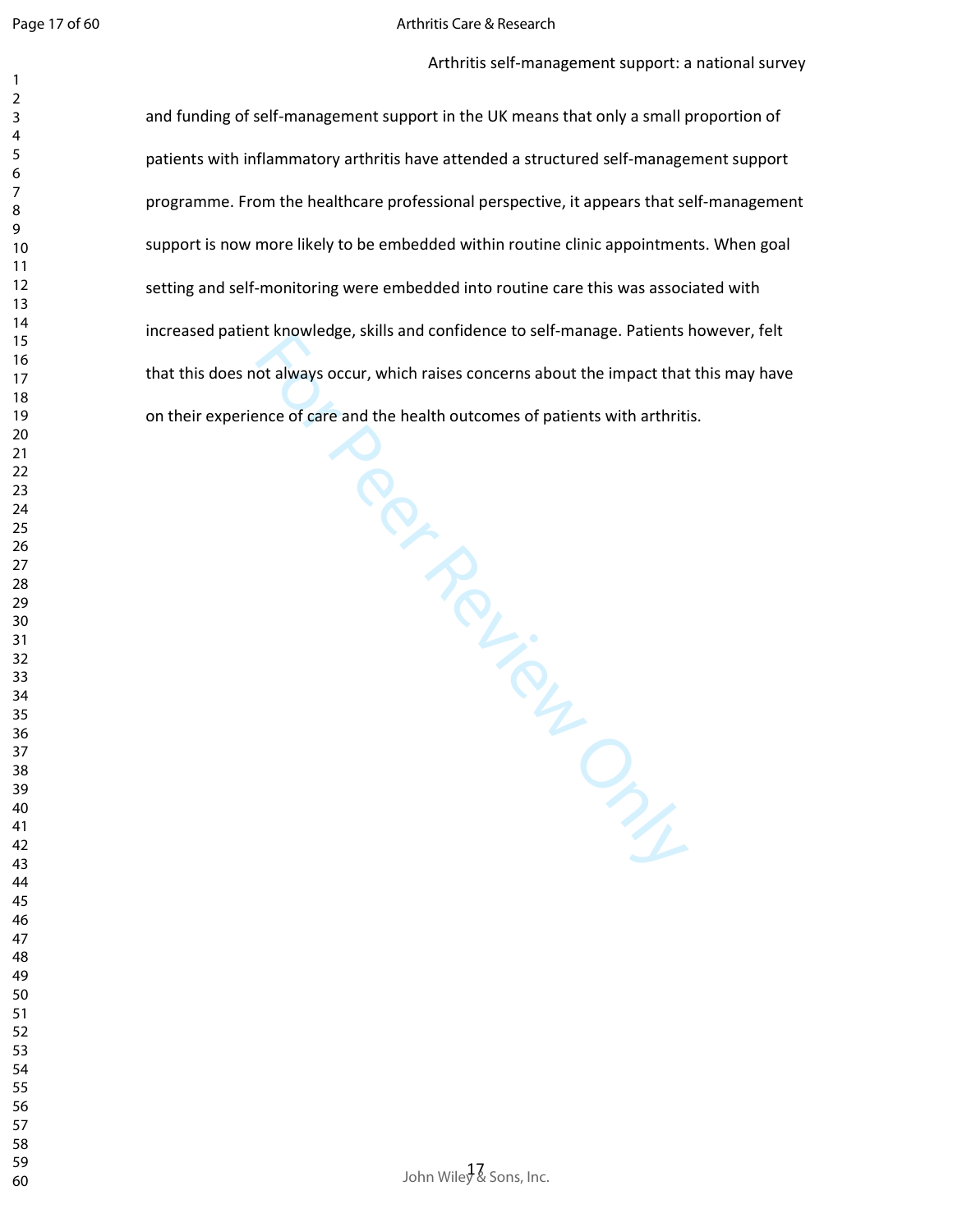and funding of self-management support in the UK means that only a small proportion of patients with inflammatory arthritis have attended a structured self-management support programme. From the healthcare professional perspective, it appears that self-management support is now more likely to be embedded within routine clinic appointments. When goal setting and self-monitoring were embedded into routine care this was associated with increased patient knowledge, skills and confidence to self-manage. Patients however, felt that this does not always occur, which raises concerns about the impact that this may have on their experience of care and the health outcomes of patients with arthritis.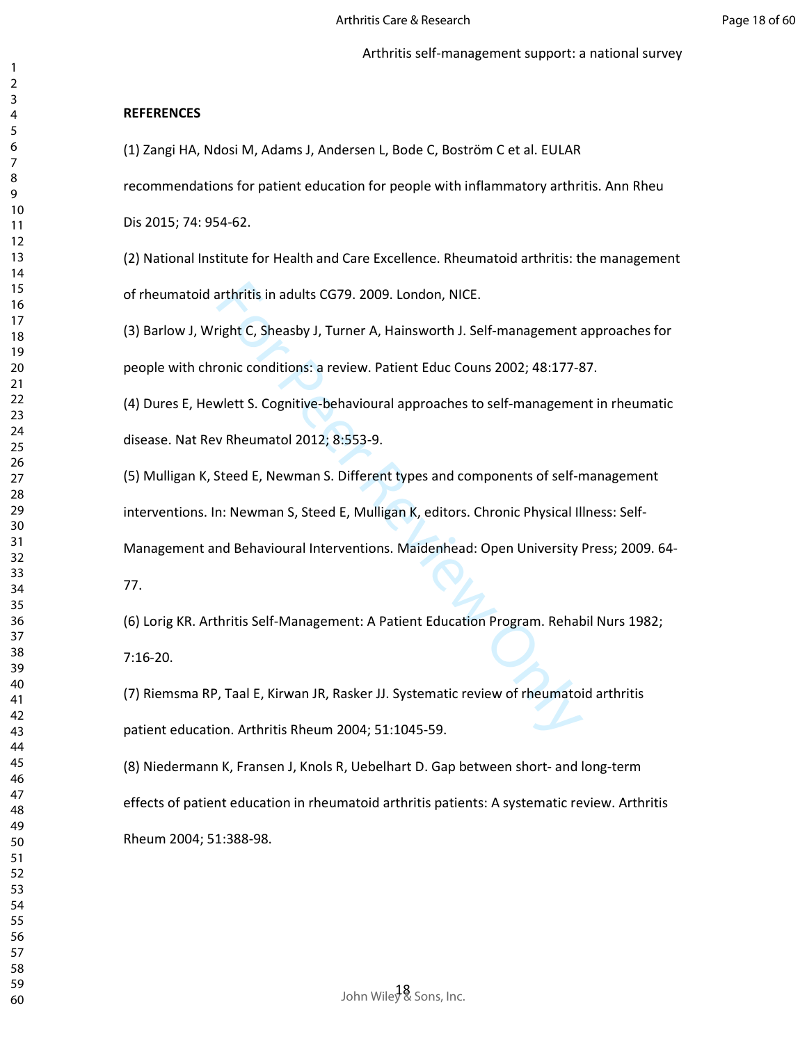**REFERENCES**

(1) Zangi HA, Ndosi M, Adams J, Andersen L, Bode C, Boström C et al. EULAR recommendations for patient education for people with inflammatory arthritis. Ann Rheu Dis 2015; 74: 954-62.

(2) National Institute for Health and Care Excellence. Rheumatoid arthritis: the management of rheumatoid arthritis in adults CG79. 2009. London, NICE.

(3) Barlow J, Wright C, Sheasby J, Turner A, Hainsworth J. Self-management approaches for people with chronic conditions: a review. Patient Educ Couns 2002; 48:177-87.

(4) Dures E, Hewlett S. Cognitive-behavioural approaches to self-management in rheumatic disease. Nat Rev Rheumatol 2012; 8:553-9.

(5) Mulligan K, Steed E, Newman S. Different types and components of self-management interventions. In: Newman S, Steed E, Mulligan K, editors. Chronic Physical Illness: Self-Management and Behavioural Interventions. Maidenhead: Open University Press; 2009. 64-77.

(6) Lorig KR. Arthritis Self-Management: A Patient Education Program. Rehabil Nurs 1982; 7:16-20.

(7) Riemsma RP, Taal E, Kirwan JR, Rasker JJ. Systematic review of rheumatoid arthritis patient education. Arthritis Rheum 2004; 51:1045-59.

(8) Niedermann K, Fransen J, Knols R, Uebelhart D. Gap between short- and long-term effects of patient education in rheumatoid arthritis patients: A systematic review. Arthritis Rheum 2004; 51:388-98.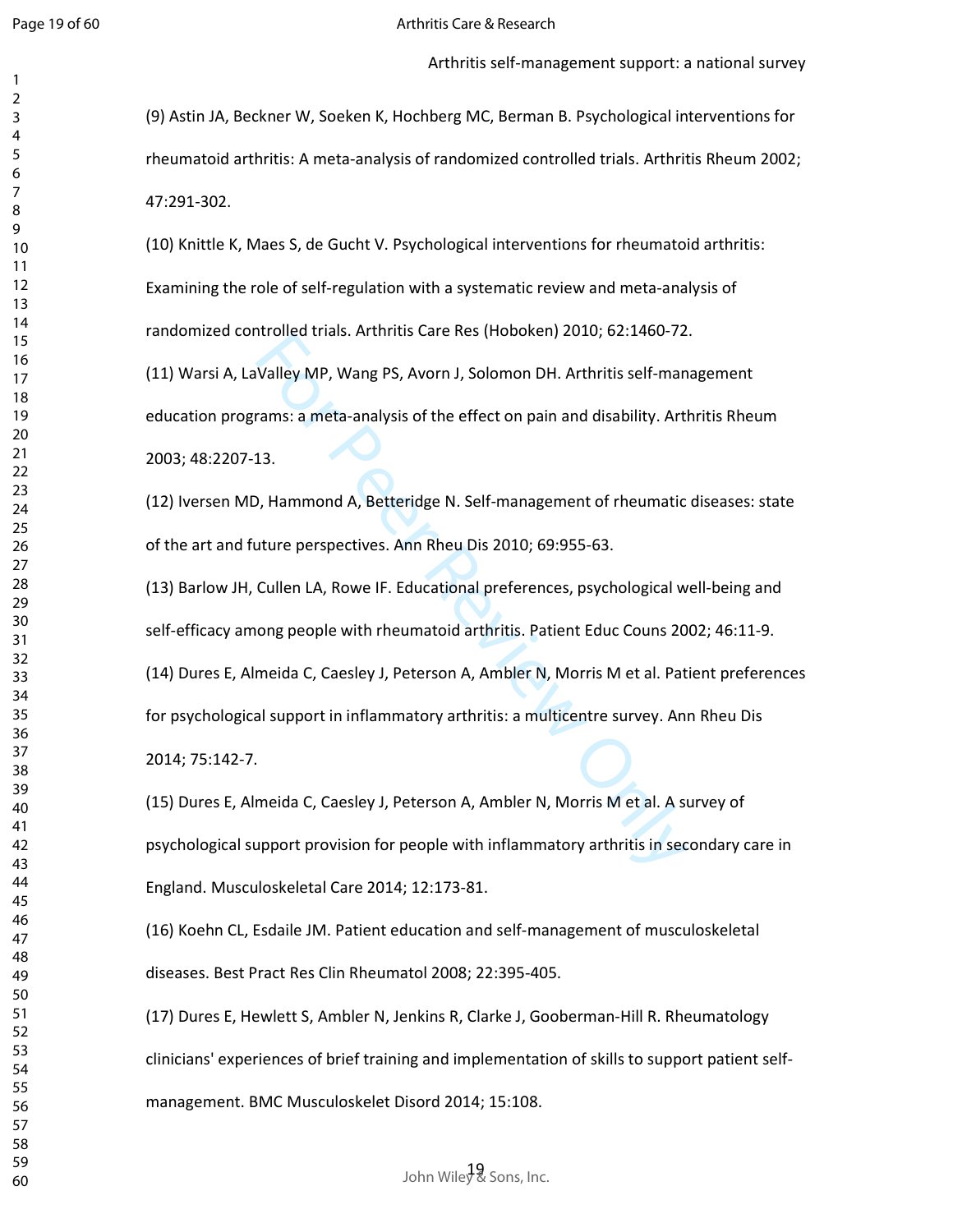(9) Astin JA, Beckner W, Soeken K, Hochberg MC, Berman B. Psychological interventions for rheumatoid arthritis: A meta-analysis of randomized controlled trials. Arthritis Rheum 2002; 47:291-302.

(10) Knittle K, Maes S, de Gucht V. Psychological interventions for rheumatoid arthritis: Examining the role of self-regulation with a systematic review and meta-analysis of randomized controlled trials. Arthritis Care Res (Hoboken) 2010; 62:1460-72.

(11) Warsi A, LaValley MP, Wang PS, Avorn J, Solomon DH. Arthritis self-management education programs: a meta-analysis of the effect on pain and disability. Arthritis Rheum 2003; 48:2207-13.

(12) Iversen MD, Hammond A, Betteridge N. Self-management of rheumatic diseases: state of the art and future perspectives. Ann Rheu Dis 2010; 69:955-63.

(13) Barlow JH, Cullen LA, Rowe IF. Educational preferences, psychological well-being and self-efficacy among people with rheumatoid arthritis. Patient Educ Couns 2002; 46:11-9.

(14) Dures E, Almeida C, Caesley J, Peterson A, Ambler N, Morris M et al. Patient preferences for psychological support in inflammatory arthritis: a multicentre survey. Ann Rheu Dis 2014; 75:142-7.

(15) Dures E, Almeida C, Caesley J, Peterson A, Ambler N, Morris M et al. A survey of psychological support provision for people with inflammatory arthritis in secondary care in England. Musculoskeletal Care 2014; 12:173-81.

(16) Koehn CL, Esdaile JM. Patient education and self-management of musculoskeletal diseases. Best Pract Res Clin Rheumatol 2008; 22:395-405.

(17) Dures E, Hewlett S, Ambler N, Jenkins R, Clarke J, Gooberman-Hill R. Rheumatology clinicians' experiences of brief training and implementation of skills to support patient self-management. BMC Musculoskelet Disord 2014; 15:108.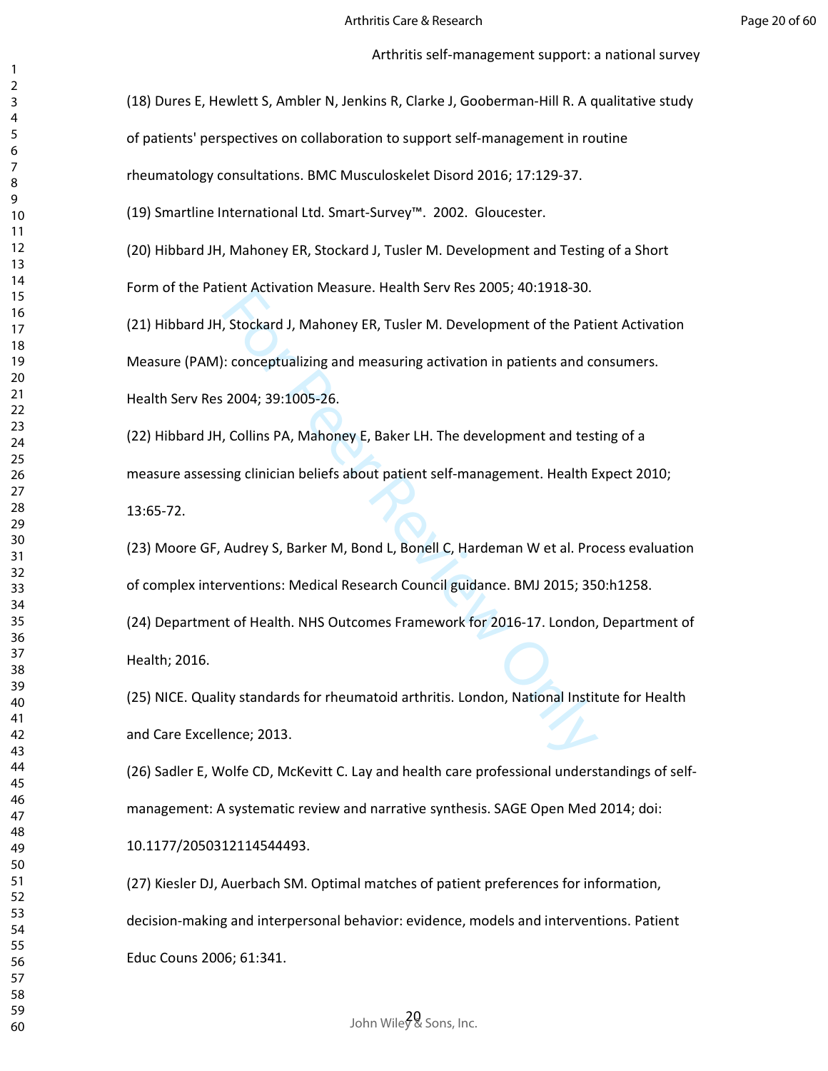(18) Dures E, Hewlett S, Ambler N, Jenkins R, Clarke J, Gooberman-Hill R. A qualitative study of patients' perspectives on collaboration to support self-management in routine rheumatology consultations. BMC Musculoskelet Disord 2016; 17:129-37.

(19) Smartline International Ltd. Smart-Survey™. 2002. Gloucester.

(20) Hibbard JH, Mahoney ER, Stockard J, Tusler M. Development and Testing of a Short Form of the Patient Activation Measure. Health Serv Res 2005; 40:1918-30.

(21) Hibbard JH, Stockard J, Mahoney ER, Tusler M. Development of the Patient Activation Measure (PAM): conceptualizing and measuring activation in patients and consumers. Health Serv Res 2004; 39:1005-26.

(22) Hibbard JH, Collins PA, Mahoney E, Baker LH. The development and testing of a measure assessing clinician beliefs about patient self-management. Health Expect 2010; 13:65-72.

(23) Moore GF, Audrey S, Barker M, Bond L, Bonell C, Hardeman W et al. Process evaluation of complex interventions: Medical Research Council guidance. BMJ 2015; 350:h1258.

(24) Department of Health. NHS Outcomes Framework for 2016-17. London, Department of Health; 2016.

(25) NICE. Quality standards for rheumatoid arthritis. London, National Institute for Health and Care Excellence; 2013.

(26) Sadler E, Wolfe CD, McKevitt C. Lay and health care professional understandings of self-management: A systematic review and narrative synthesis. SAGE Open Med 2014; doi: 10.1177/2050312114544493.

(27) Kiesler DJ, Auerbach SM. Optimal matches of patient preferences for information, decision-making and interpersonal behavior: evidence, models and interventions. Patient Educ Couns 2006; 61:341.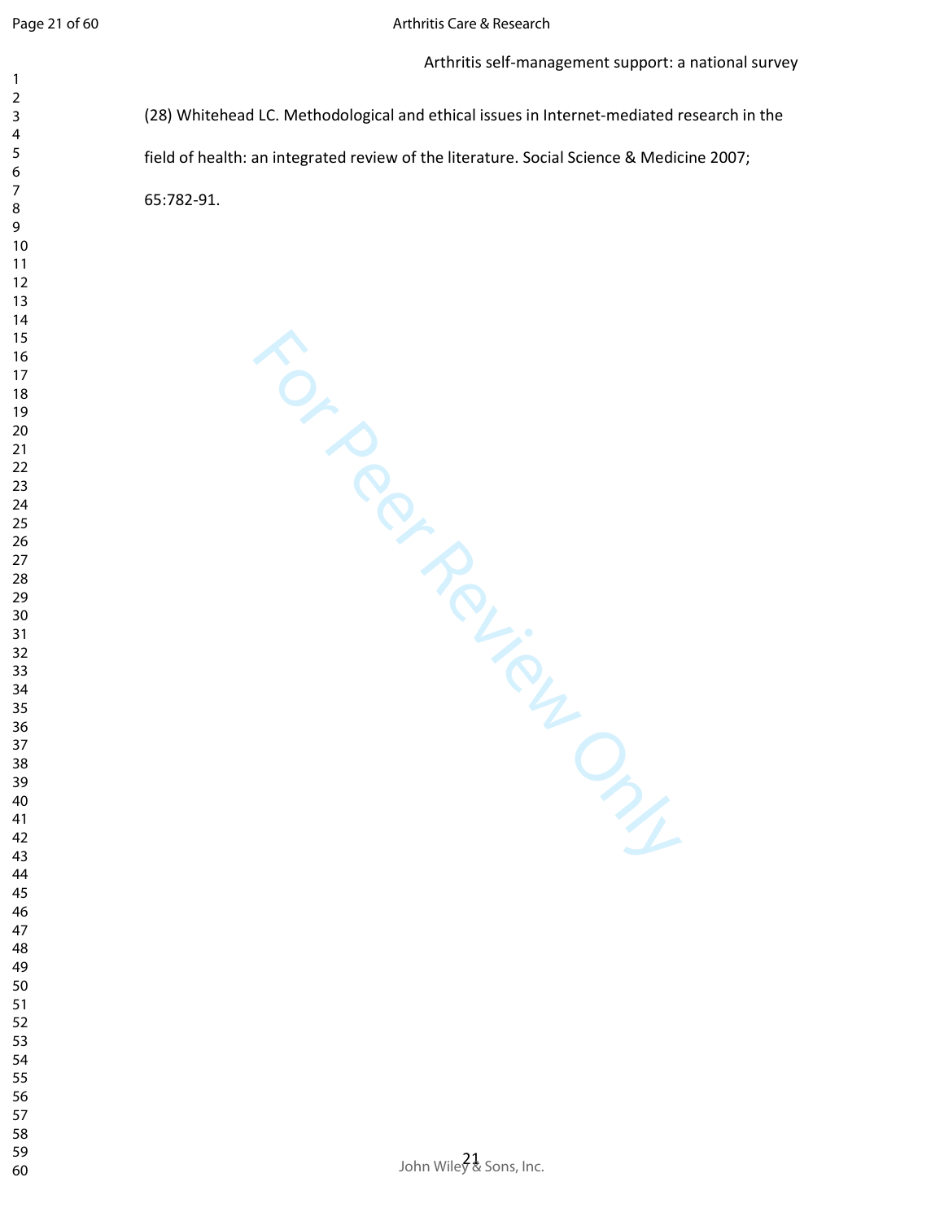(28) Whitehead LC. Methodological and ethical issues in Internet-mediated research in the field of health: an integrated review of the literature. Social Science & Medicine 2007; 65:782-91.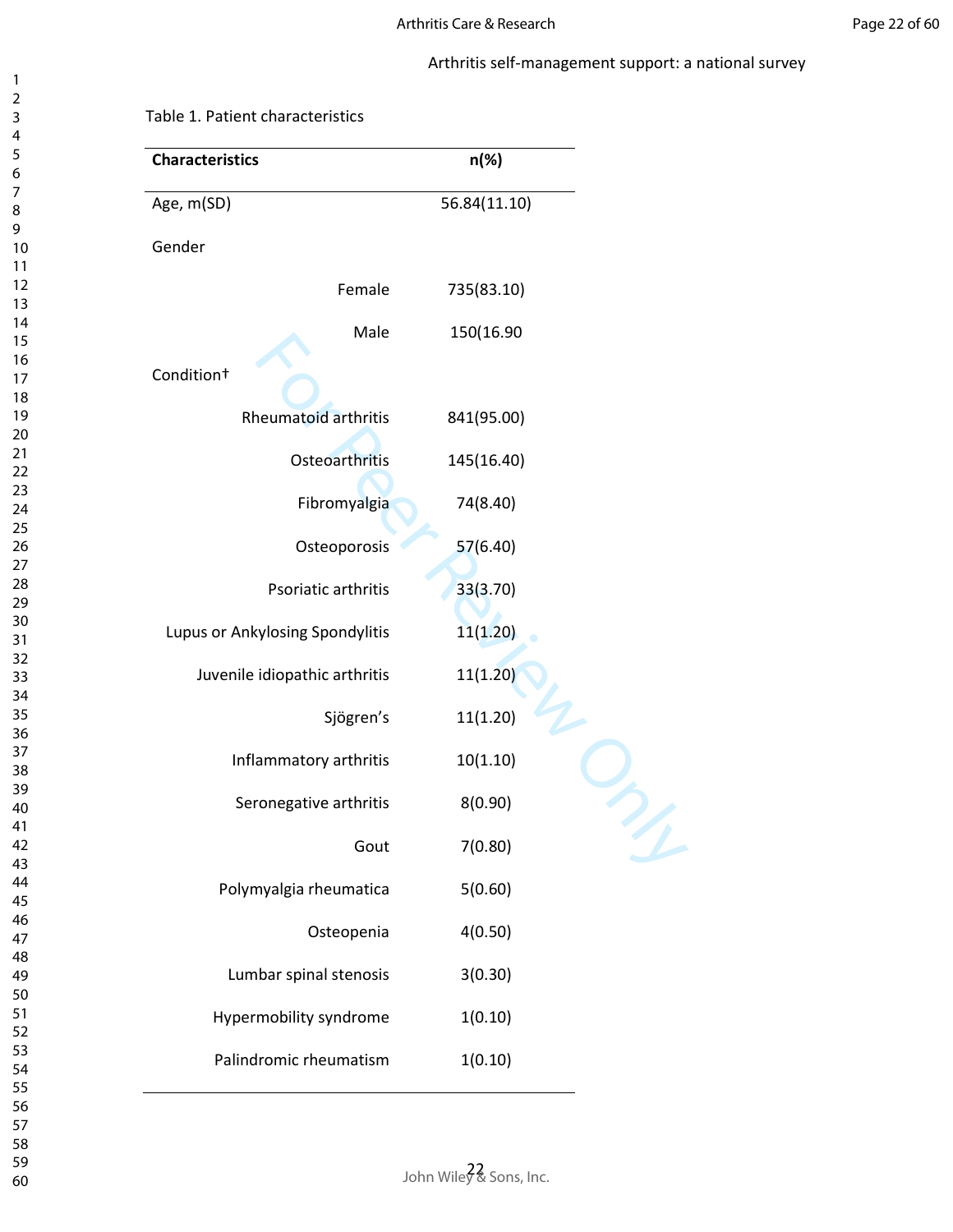Table 1. Patient characteristics

| Characteristics | n(%) |
|---|---|
| Age, m(SD) | 56.84(11.10) |
| Gender | |
| Female | 735(83.10) |
| Male | 150(16.90 |
| Condition† | |
| Rheumatoid arthritis | 841(95.00) |
| Osteoarthritis | 145(16.40) |
| Fibromyalgia | 74(8.40) |
| Osteoporosis | 57(6.40) |
| Psoriatic arthritis | 33(3.70) |
| Lupus or Ankylosing Spondylitis | 11(1.20) |
| Juvenile idiopathic arthritis | 11(1.20) |
| Sjögren's | 11(1.20) |
| Inflammatory arthritis | 10(1.10) |
| Seronegative arthritis | 8(0.90) |
| Gout | 7(0.80) |
| Polymyalgia rheumatica | 5(0.60) |
| Osteopenia | 4(0.50) |
| Lumbar spinal stenosis | 3(0.30) |
| Hypermobility syndrome | 1(0.10) |
| Palindromic rheumatism | 1(0.10) |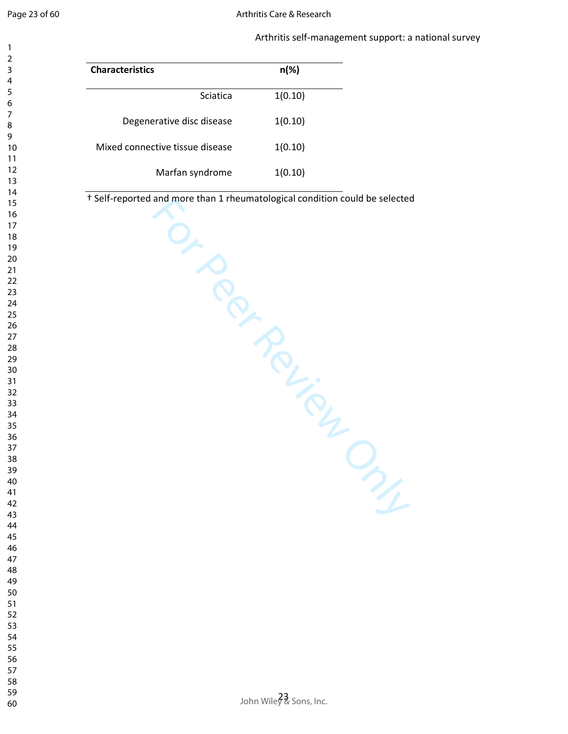| Characteristics | n(%) |
|---|---|
| Sciatica | 1(0.10) |
| Degenerative disc disease | 1(0.10) |
| Mixed connective tissue disease | 1(0.10) |
| Marfan syndrome | 1(0.10) |

† Self-reported and more than 1 rheumatological condition could be selected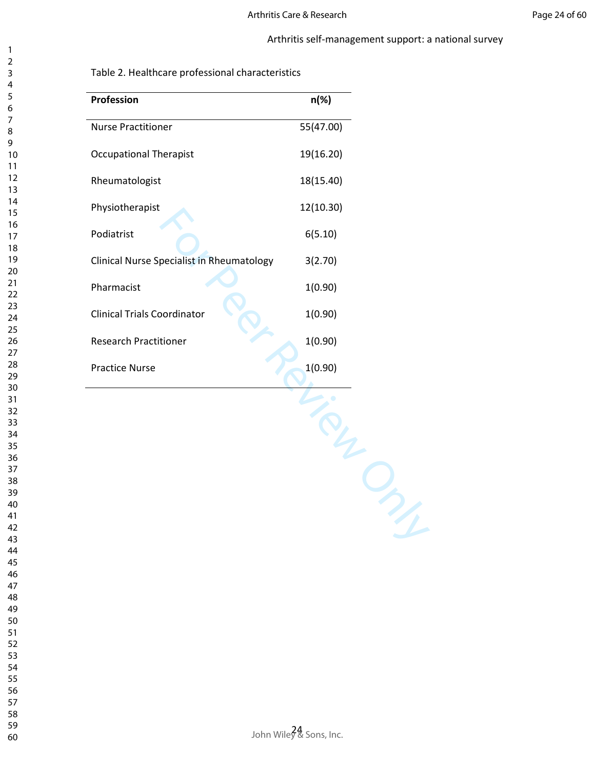Table 2. Healthcare professional characteristics

| Profession | n(%) |
| --- | --- |
| Nurse Practitioner | 55(47.00) |
| Occupational Therapist | 19(16.20) |
| Rheumatologist | 18(15.40) |
| Physiotherapist | 12(10.30) |
| Podiatrist | 6(5.10) |
| Clinical Nurse Specialist in Rheumatology | 3(2.70) |
| Pharmacist | 1(0.90) |
| Clinical Trials Coordinator | 1(0.90) |
| Research Practitioner | 1(0.90) |
| Practice Nurse | 1(0.90) |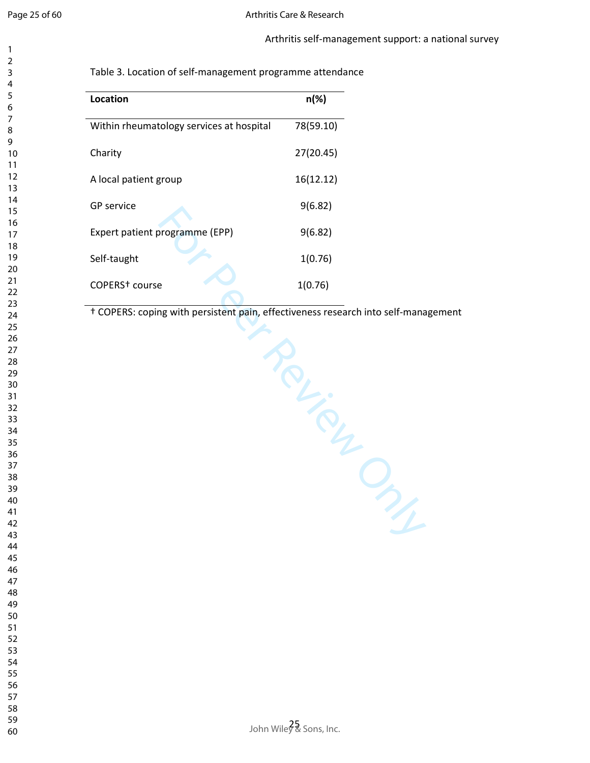Table 3. Location of self-management programme attendance

| Location | n(%) |
|---|---|
| Within rheumatology services at hospital | 78(59.10) |
| Charity | 27(20.45) |
| A local patient group | 16(12.12) |
| GP service | 9(6.82) |
| Expert patient programme (EPP) | 9(6.82) |
| Self-taught | 1(0.76) |
| COPERS† course | 1(0.76) |

† COPERS: coping with persistent pain, effectiveness research into self-management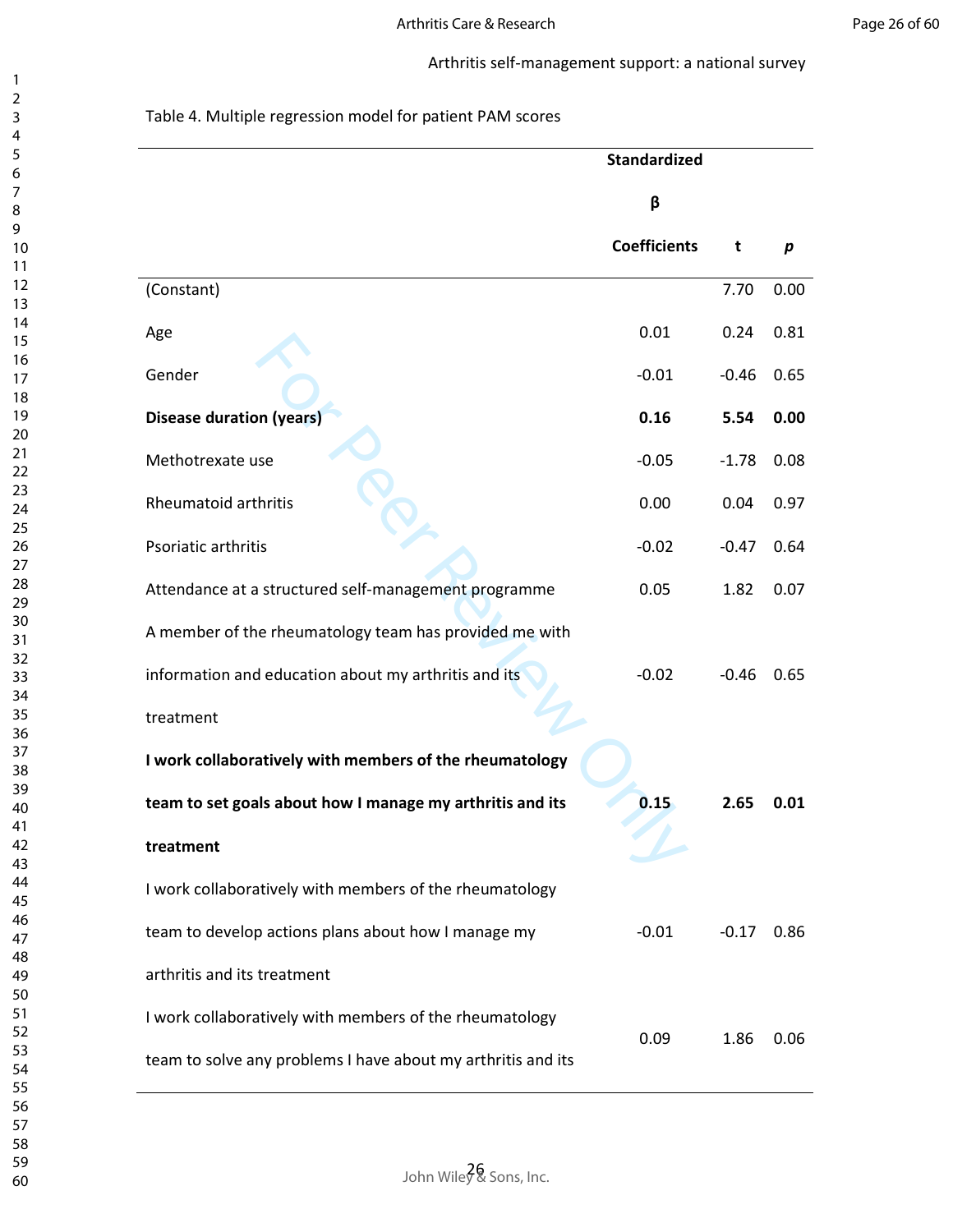Table 4. Multiple regression model for patient PAM scores

| | Standardized β Coefficients | t | *p* |
|---|---|---|---|
| (Constant) | | 7.70 | 0.00 |
| Age | 0.01 | 0.24 | 0.81 |
| Gender | -0.01 | -0.46 | 0.65 |
| **Disease duration (years)** | **0.16** | **5.54** | **0.00** |
| Methotrexate use | -0.05 | -1.78 | 0.08 |
| Rheumatoid arthritis | 0.00 | 0.04 | 0.97 |
| Psoriatic arthritis | -0.02 | -0.47 | 0.64 |
| Attendance at a structured self-management programme | 0.05 | 1.82 | 0.07 |
| A member of the rheumatology team has provided me with information and education about my arthritis and its treatment | -0.02 | -0.46 | 0.65 |
| **I work collaboratively with members of the rheumatology team to set goals about how I manage my arthritis and its treatment** | **0.15** | **2.65** | **0.01** |
| I work collaboratively with members of the rheumatology team to develop actions plans about how I manage my arthritis and its treatment | -0.01 | -0.17 | 0.86 |
| I work collaboratively with members of the rheumatology team to solve any problems I have about my arthritis and its | 0.09 | 1.86 | 0.06 |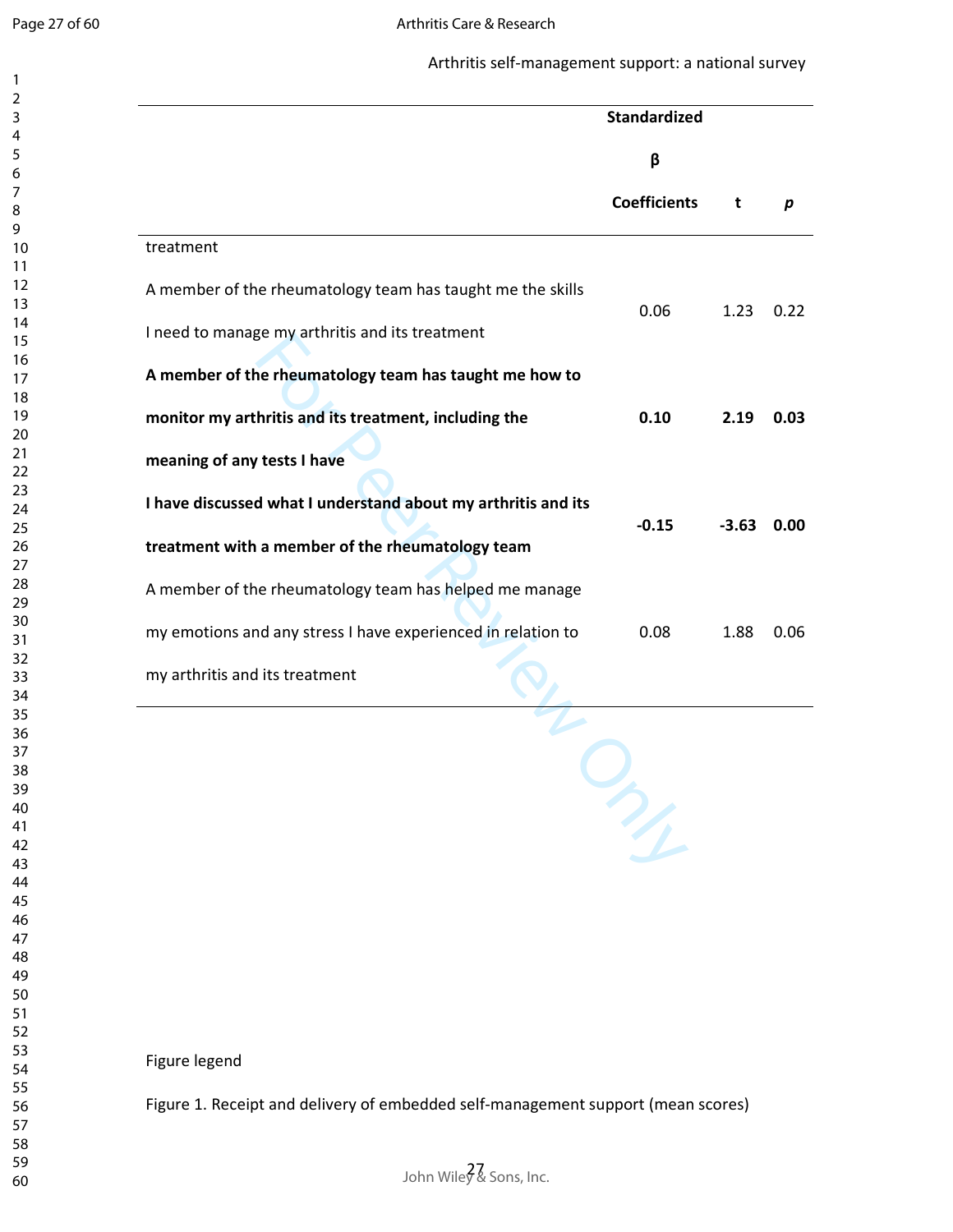| | Standardized β Coefficients | t | *p* |
|---|---|---|---|
| treatment | | | |
| A member of the rheumatology team has taught me the skills I need to manage my arthritis and its treatment | 0.06 | 1.23 | 0.22 |
| **A member of the rheumatology team has taught me how to monitor my arthritis and its treatment, including the meaning of any tests I have** | **0.10** | **2.19** | **0.03** |
| **I have discussed what I understand about my arthritis and its treatment with a member of the rheumatology team** | **-0.15** | **-3.63** | **0.00** |
| A member of the rheumatology team has helped me manage my emotions and any stress I have experienced in relation to my arthritis and its treatment | 0.08 | 1.88 | 0.06 |

Figure legend

Figure 1. Receipt and delivery of embedded self-management support (mean scores)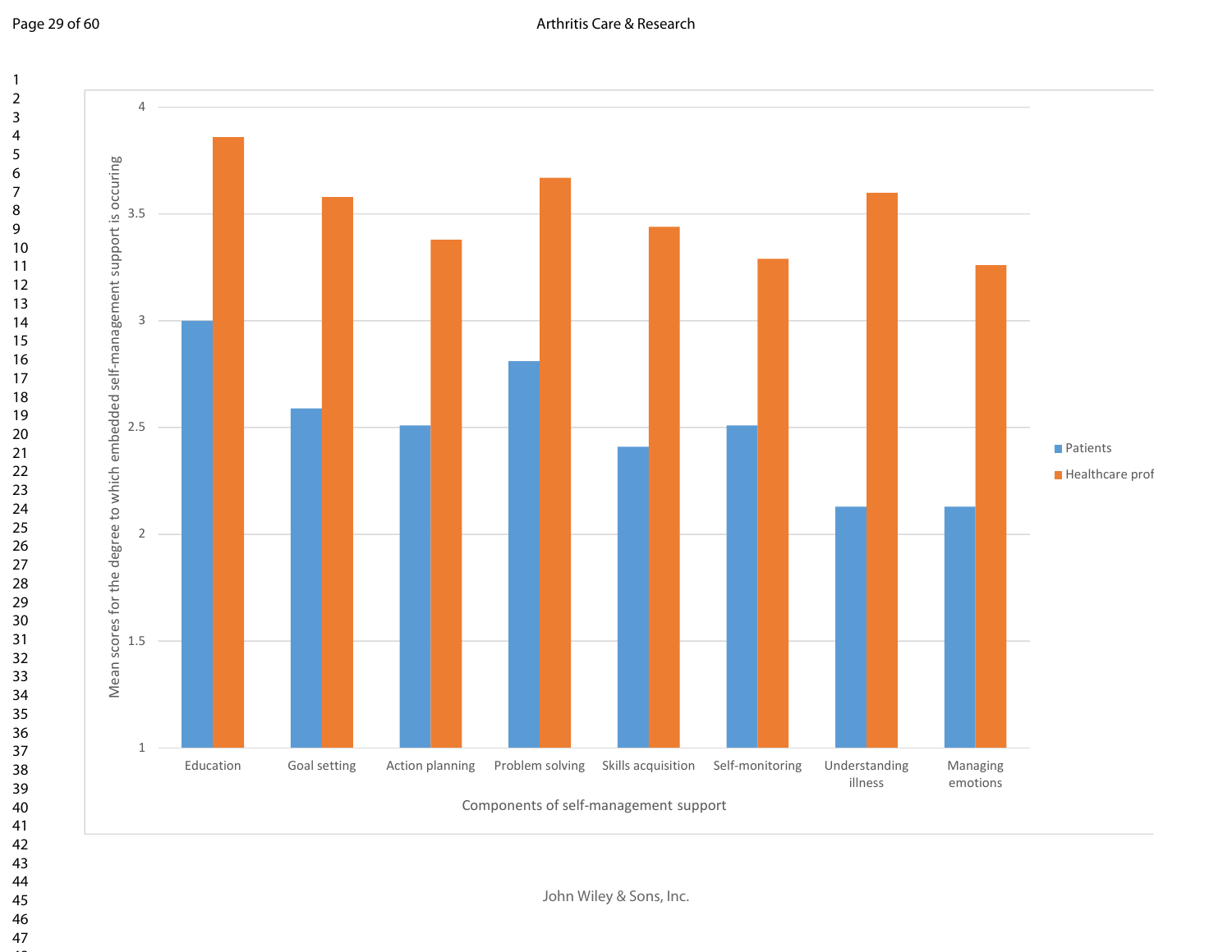Mean scores for the degree to which embedded self-management support is occuring

4

3.5

3

2.5

2

1.5

1

Education | Goal setting | Action planning | Problem solving | Skills acquisition | Self-monitoring | Understanding illness | Managing emotions

Components of self-management support

- Patients
- Healthcare prof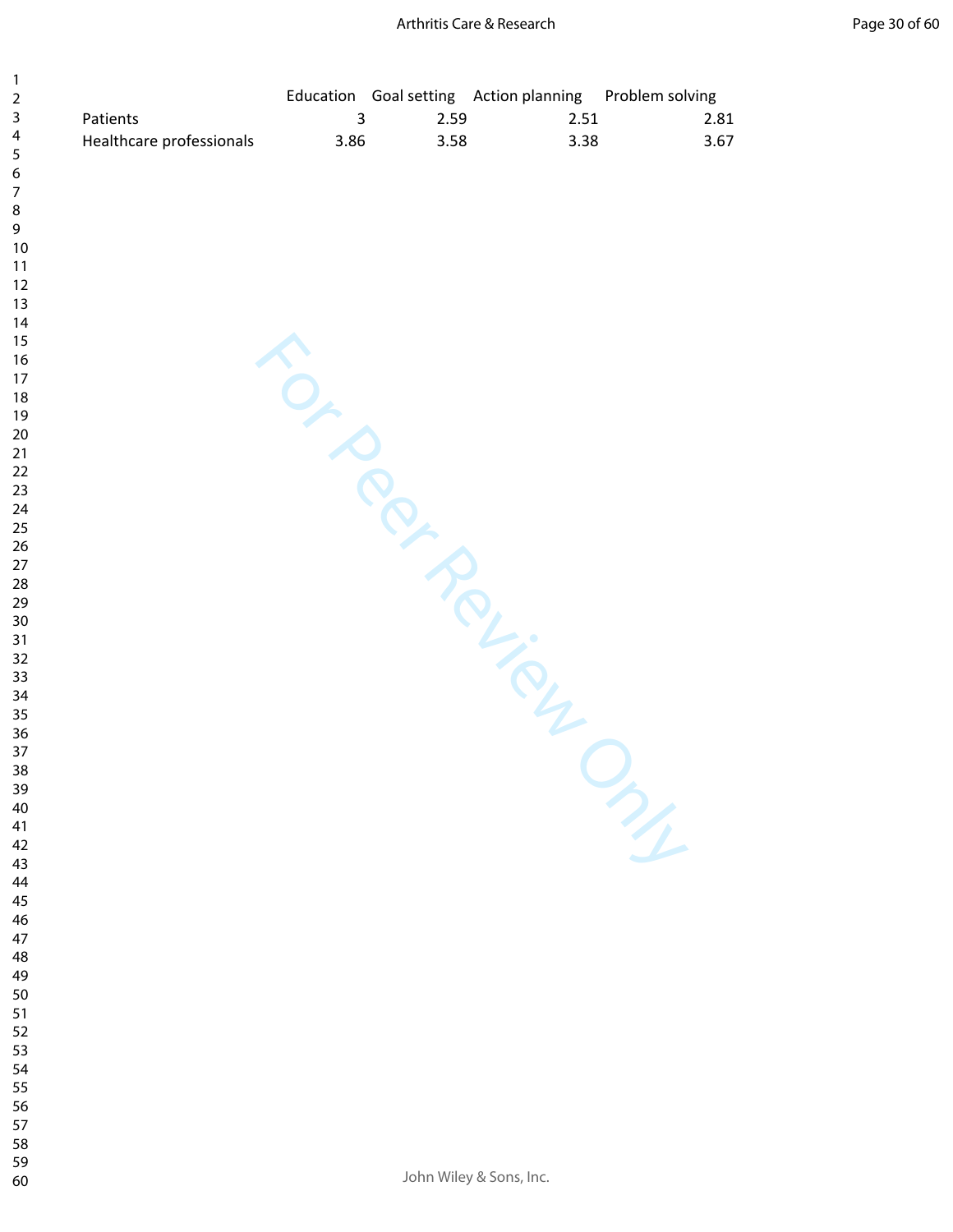| | Education | Goal setting | Action planning | Problem solving |
|---|---|---|---|---|
| Patients | 3 | 2.59 | 2.51 | 2.81 |
| Healthcare professionals | 3.86 | 3.58 | 3.38 | 3.67 |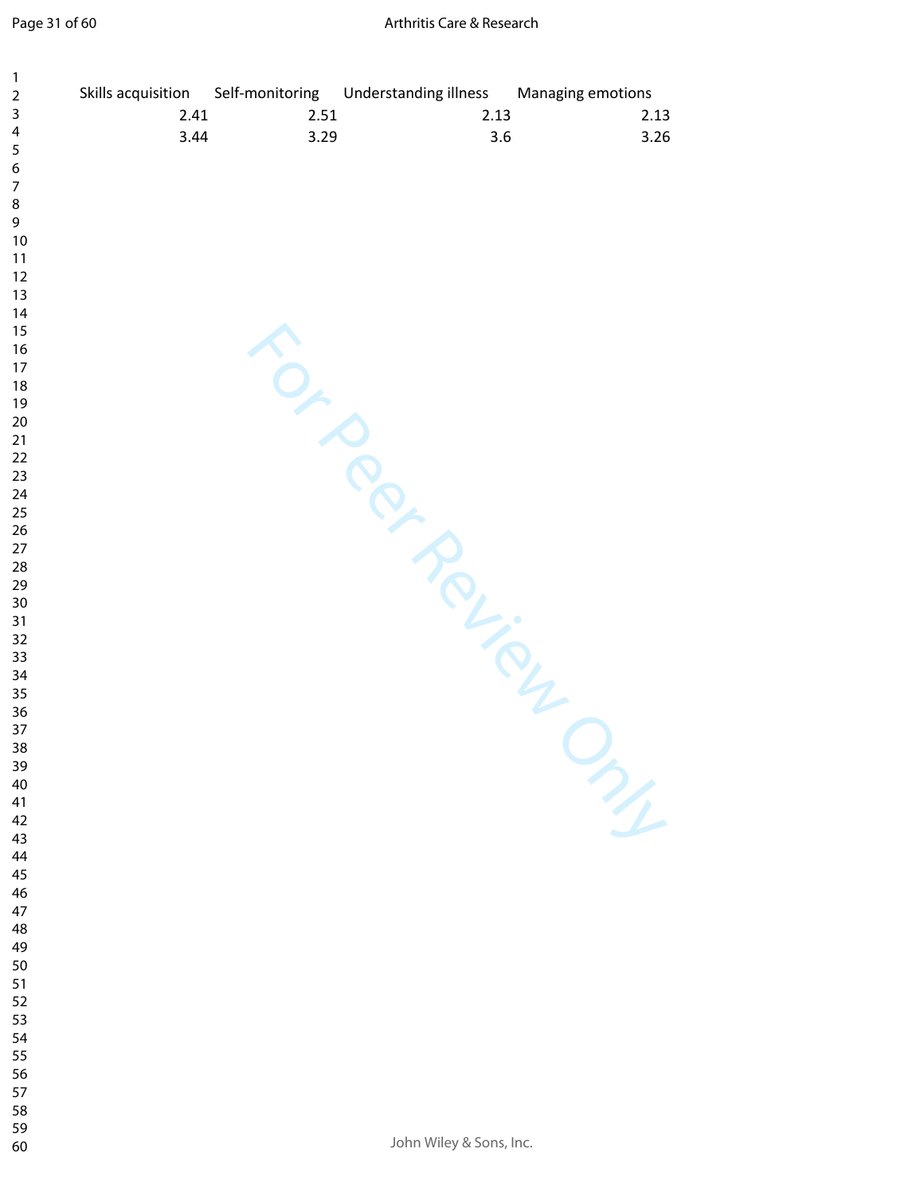| Skills acquisition | Self-monitoring | Understanding illness | Managing emotions |
|---|---|---|---|
| 2.41 | 2.51 | 2.13 | 2.13 |
| 3.44 | 3.29 | 3.6 | 3.26 |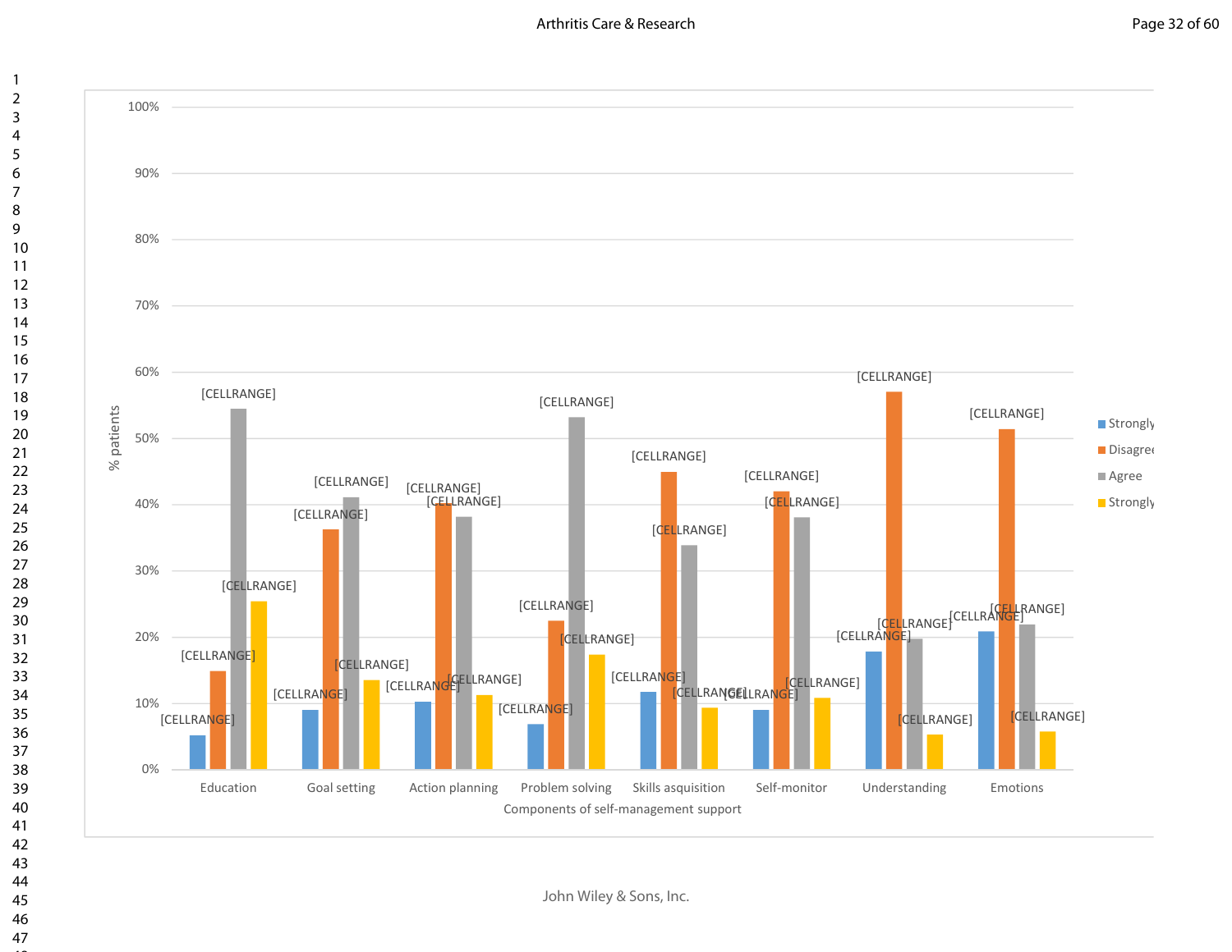| | Strongly | Disagree | Agree | Strongly |
|---|---|---|---|---|
| Education | [CELLRANGE] | [CELLRANGE] | [CELLRANGE] | [CELLRANGE] |
| Goal setting | [CELLRANGE] | [CELLRANGE] | [CELLRANGE] | [CELLRANGE] |
| Action planning | [CELLRANGE] | [CELLRANGE] | [CELLRANGE] | [CELLRANGE] |
| Problem solving | [CELLRANGE] | [CELLRANGE] | [CELLRANGE] | [CELLRANGE] |
| Skills asquisition | [CELLRANGE] | [CELLRANGE] | [CELLRANGE] | [CELLRANGE] |
| Self-monitor | [CELLRANGE] | [CELLRANGE] | [CELLRANGE] | [CELLRANGE] |
| Understanding | [CELLRANGE] | [CELLRANGE] | [CELLRANGE] | [CELLRANGE] |
| Emotions | [CELLRANGE] | [CELLRANGE] | [CELLRANGE] | [CELLRANGE] |

% patients

Components of self-management support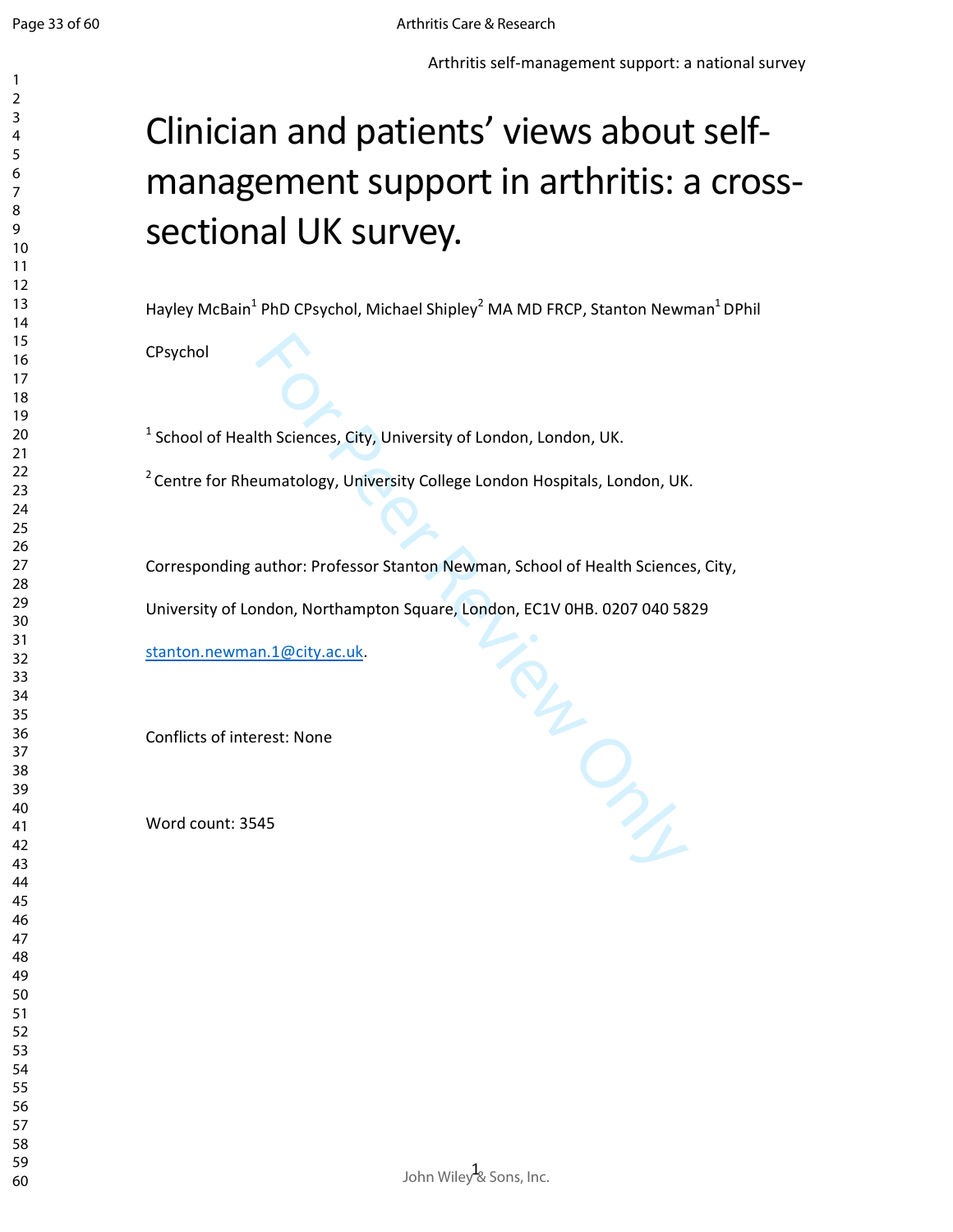# Clinician and patients' views about self-management support in arthritis: a cross-sectional UK survey.

Hayley McBain[1] PhD CPsychol, Michael Shipley[2] MA MD FRCP, Stanton Newman[1] DPhil CPsychol

[1] School of Health Sciences, City, University of London, London, UK.

[2] Centre for Rheumatology, University College London Hospitals, London, UK.

Corresponding author: Professor Stanton Newman, School of Health Sciences, City, University of London, Northampton Square, London, EC1V 0HB. 0207 040 5829 stanton.newman.1@city.ac.uk.

Conflicts of interest: None

Word count: 3545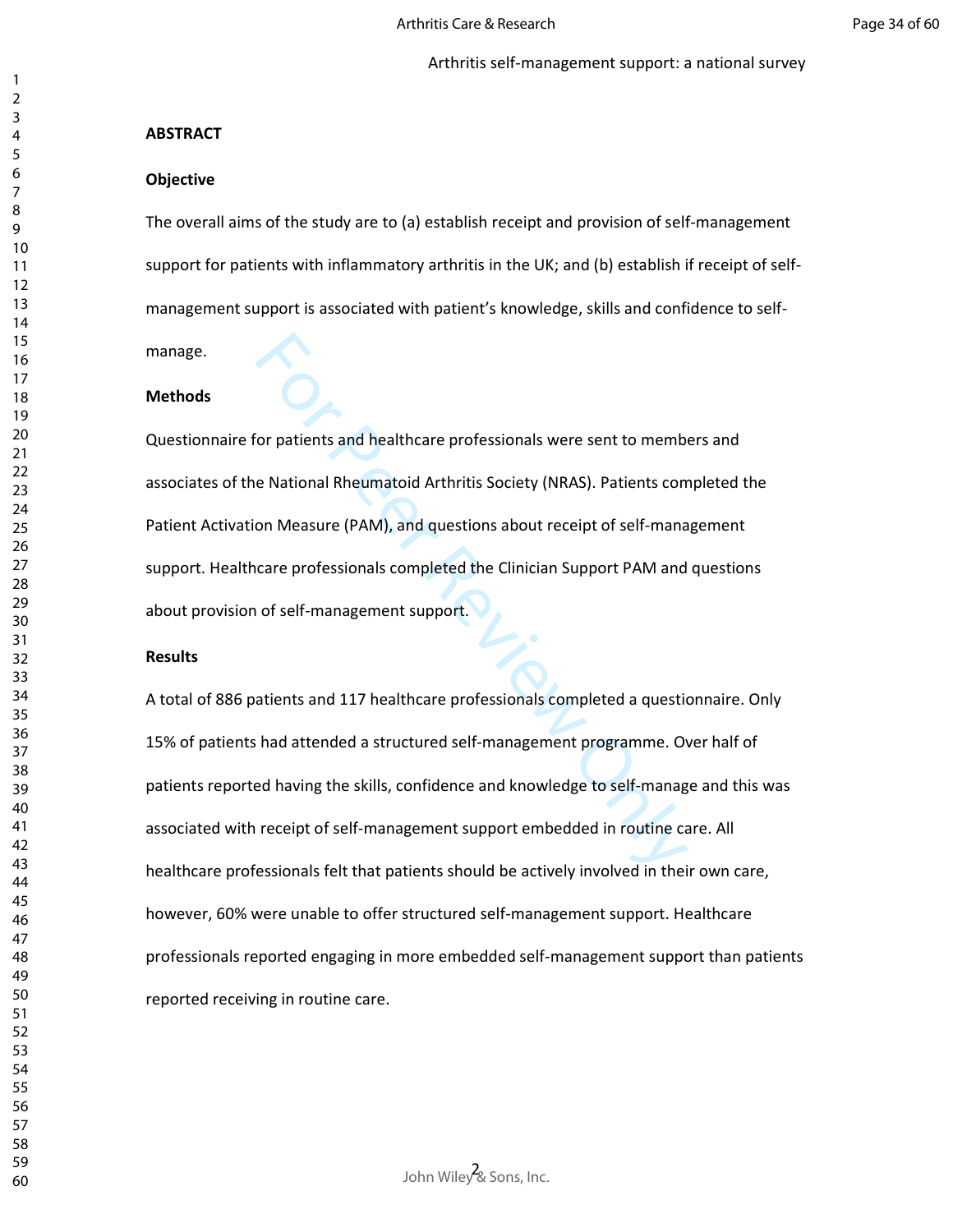## ABSTRACT

### Objective

The overall aims of the study are to (a) establish receipt and provision of self-management support for patients with inflammatory arthritis in the UK; and (b) establish if receipt of self-management support is associated with patient's knowledge, skills and confidence to self-manage.

### Methods

Questionnaire for patients and healthcare professionals were sent to members and associates of the National Rheumatoid Arthritis Society (NRAS). Patients completed the Patient Activation Measure (PAM), and questions about receipt of self-management support. Healthcare professionals completed the Clinician Support PAM and questions about provision of self-management support.

### Results

A total of 886 patients and 117 healthcare professionals completed a questionnaire. Only 15% of patients had attended a structured self-management programme. Over half of patients reported having the skills, confidence and knowledge to self-manage and this was associated with receipt of self-management support embedded in routine care. All healthcare professionals felt that patients should be actively involved in their own care, however, 60% were unable to offer structured self-management support. Healthcare professionals reported engaging in more embedded self-management support than patients reported receiving in routine care.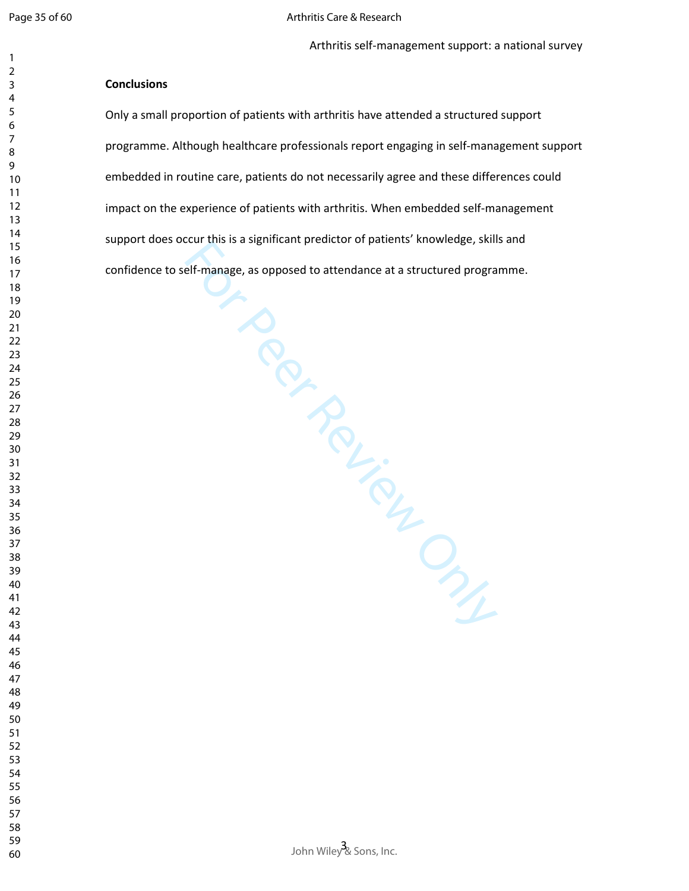**Conclusions**

Only a small proportion of patients with arthritis have attended a structured support programme. Although healthcare professionals report engaging in self-management support embedded in routine care, patients do not necessarily agree and these differences could impact on the experience of patients with arthritis. When embedded self-management support does occur this is a significant predictor of patients' knowledge, skills and confidence to self-manage, as opposed to attendance at a structured programme.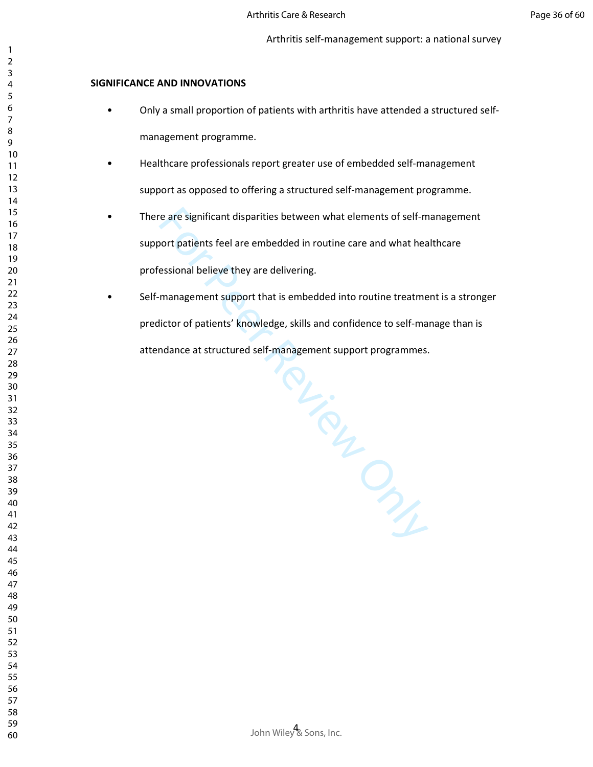**SIGNIFICANCE AND INNOVATIONS**

- Only a small proportion of patients with arthritis have attended a structured self-management programme.
- Healthcare professionals report greater use of embedded self-management support as opposed to offering a structured self-management programme.
- There are significant disparities between what elements of self-management support patients feel are embedded in routine care and what healthcare professional believe they are delivering.
- Self-management support that is embedded into routine treatment is a stronger predictor of patients' knowledge, skills and confidence to self-manage than is attendance at structured self-management support programmes.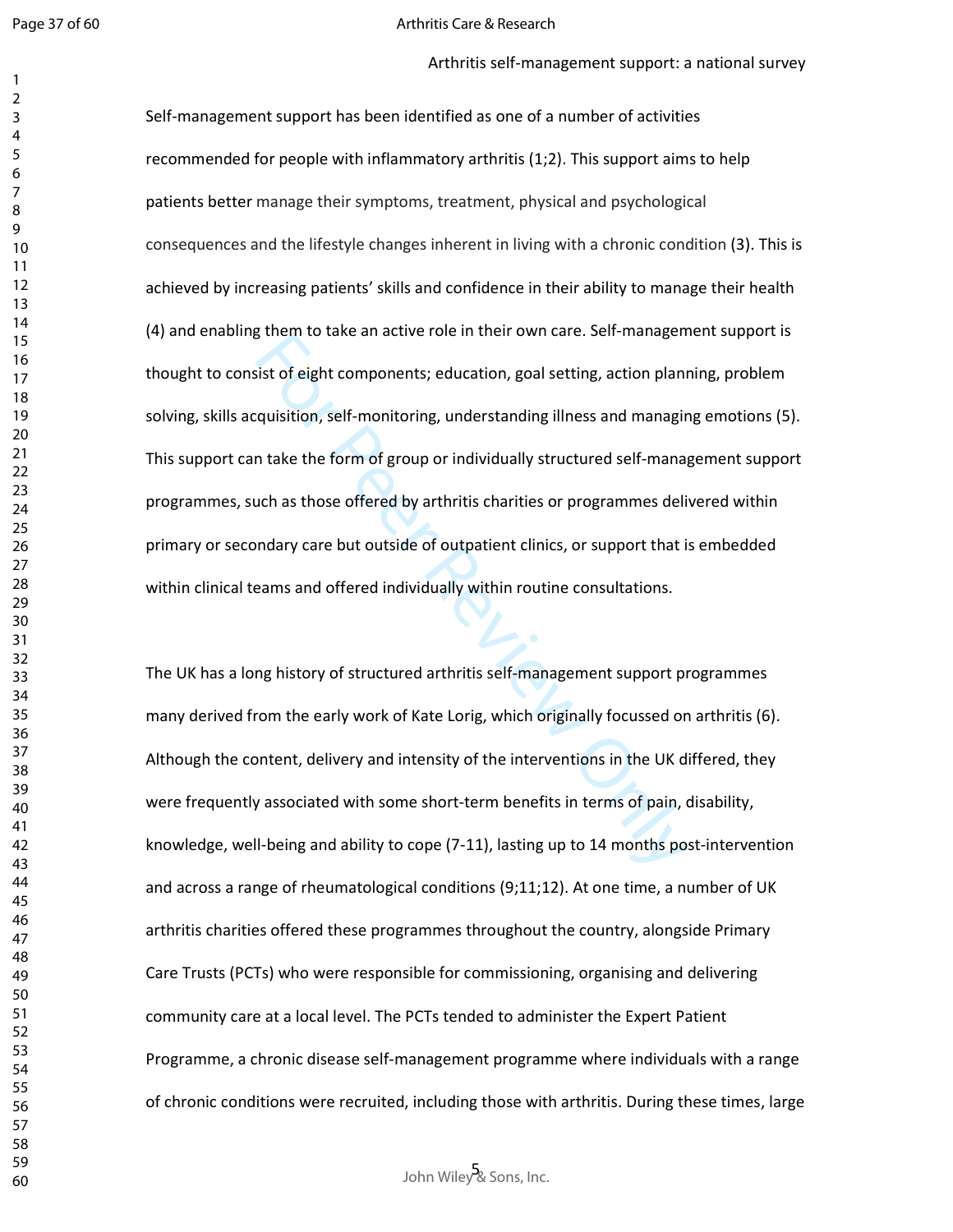Self-management support has been identified as one of a number of activities recommended for people with inflammatory arthritis (1;2). This support aims to help patients better manage their symptoms, treatment, physical and psychological consequences and the lifestyle changes inherent in living with a chronic condition (3). This is achieved by increasing patients' skills and confidence in their ability to manage their health (4) and enabling them to take an active role in their own care. Self-management support is thought to consist of eight components; education, goal setting, action planning, problem solving, skills acquisition, self-monitoring, understanding illness and managing emotions (5). This support can take the form of group or individually structured self-management support programmes, such as those offered by arthritis charities or programmes delivered within primary or secondary care but outside of outpatient clinics, or support that is embedded within clinical teams and offered individually within routine consultations.

The UK has a long history of structured arthritis self-management support programmes many derived from the early work of Kate Lorig, which originally focussed on arthritis (6). Although the content, delivery and intensity of the interventions in the UK differed, they were frequently associated with some short-term benefits in terms of pain, disability, knowledge, well-being and ability to cope (7-11), lasting up to 14 months post-intervention and across a range of rheumatological conditions (9;11;12). At one time, a number of UK arthritis charities offered these programmes throughout the country, alongside Primary Care Trusts (PCTs) who were responsible for commissioning, organising and delivering community care at a local level. The PCTs tended to administer the Expert Patient Programme, a chronic disease self-management programme where individuals with a range of chronic conditions were recruited, including those with arthritis. During these times, large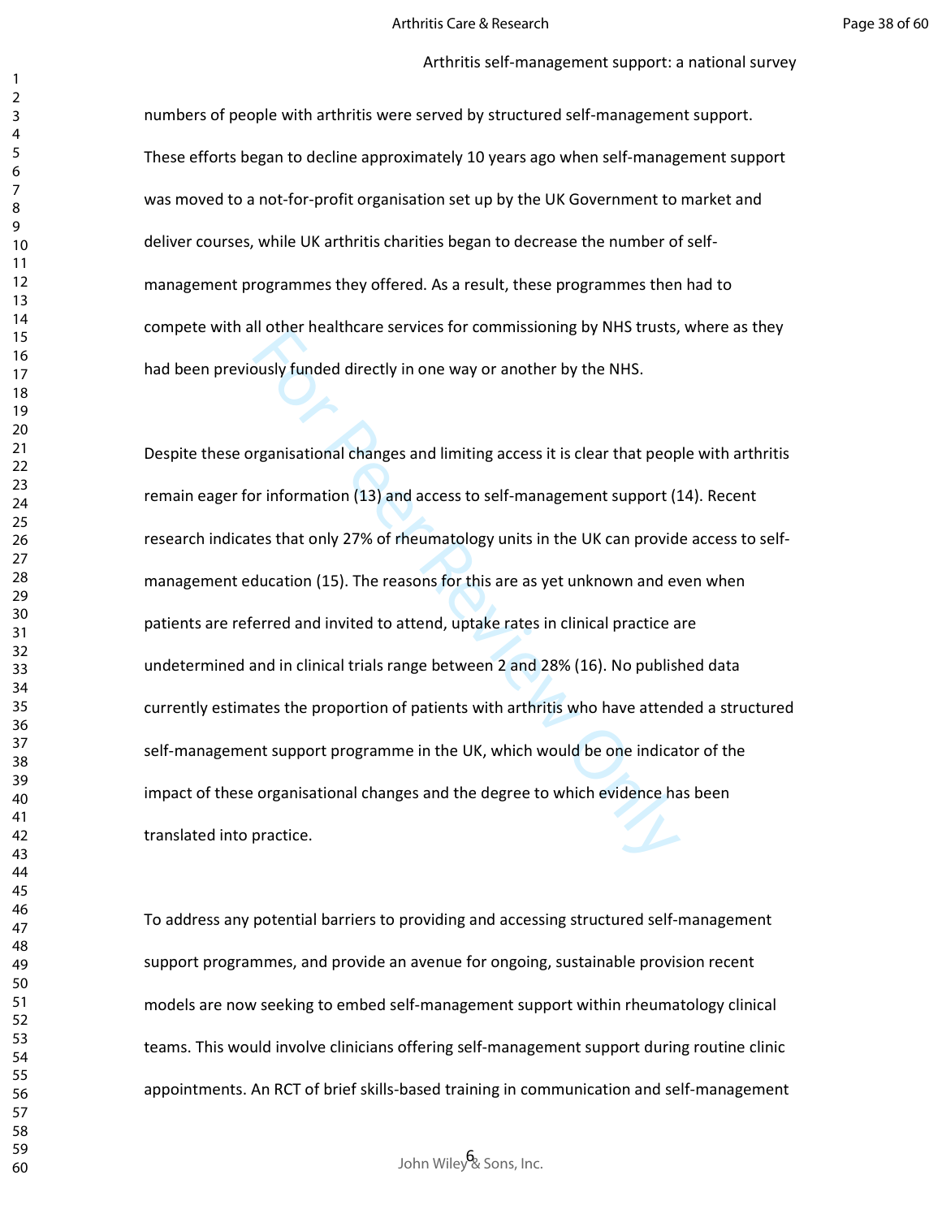numbers of people with arthritis were served by structured self-management support. These efforts began to decline approximately 10 years ago when self-management support was moved to a not-for-profit organisation set up by the UK Government to market and deliver courses, while UK arthritis charities began to decrease the number of self-management programmes they offered. As a result, these programmes then had to compete with all other healthcare services for commissioning by NHS trusts, where as they had been previously funded directly in one way or another by the NHS.

Despite these organisational changes and limiting access it is clear that people with arthritis remain eager for information (13) and access to self-management support (14). Recent research indicates that only 27% of rheumatology units in the UK can provide access to self-management education (15). The reasons for this are as yet unknown and even when patients are referred and invited to attend, uptake rates in clinical practice are undetermined and in clinical trials range between 2 and 28% (16). No published data currently estimates the proportion of patients with arthritis who have attended a structured self-management support programme in the UK, which would be one indicator of the impact of these organisational changes and the degree to which evidence has been translated into practice.

To address any potential barriers to providing and accessing structured self-management support programmes, and provide an avenue for ongoing, sustainable provision recent models are now seeking to embed self-management support within rheumatology clinical teams. This would involve clinicians offering self-management support during routine clinic appointments. An RCT of brief skills-based training in communication and self-management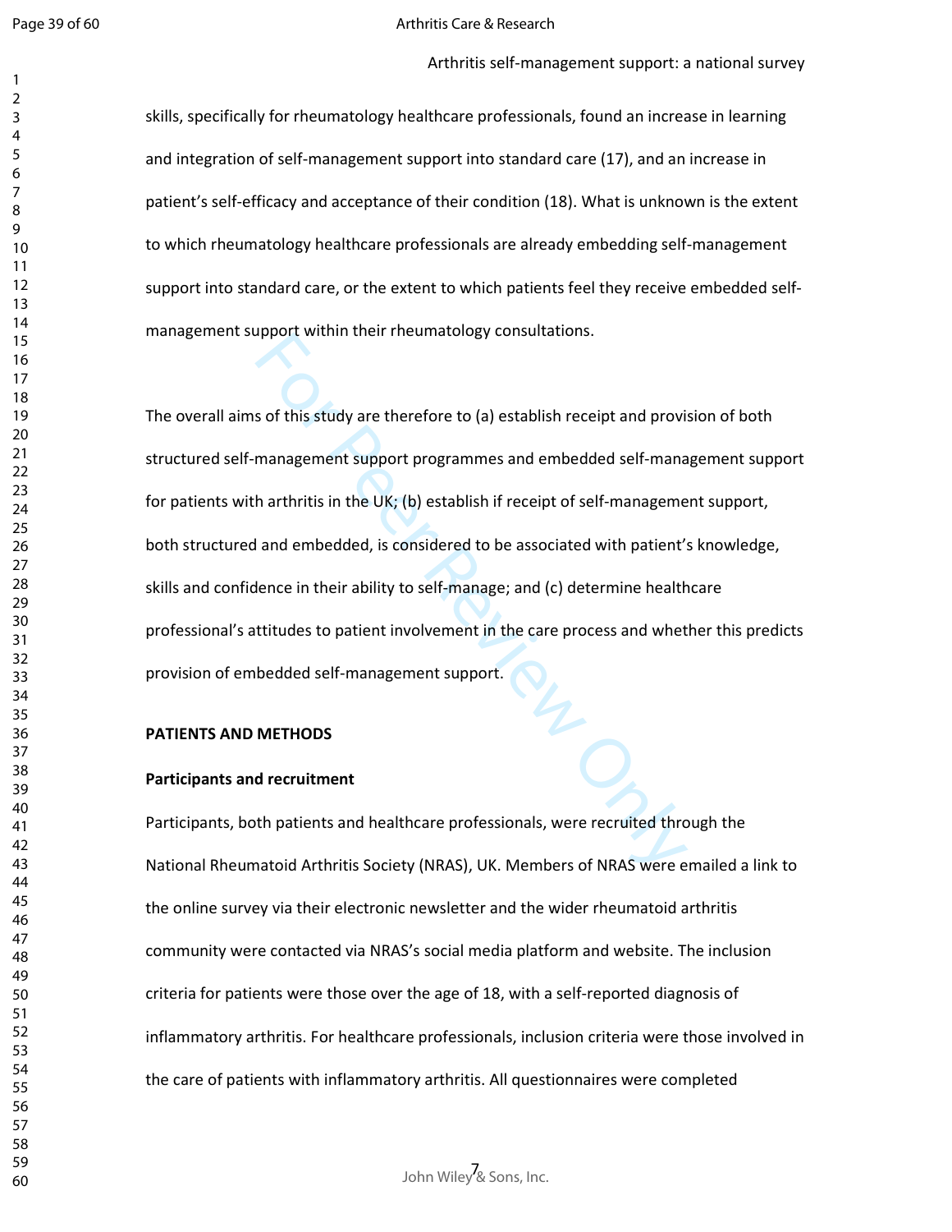skills, specifically for rheumatology healthcare professionals, found an increase in learning and integration of self-management support into standard care (17), and an increase in patient's self-efficacy and acceptance of their condition (18). What is unknown is the extent to which rheumatology healthcare professionals are already embedding self-management support into standard care, or the extent to which patients feel they receive embedded self-management support within their rheumatology consultations.

The overall aims of this study are therefore to (a) establish receipt and provision of both structured self-management support programmes and embedded self-management support for patients with arthritis in the UK; (b) establish if receipt of self-management support, both structured and embedded, is considered to be associated with patient's knowledge, skills and confidence in their ability to self-manage; and (c) determine healthcare professional's attitudes to patient involvement in the care process and whether this predicts provision of embedded self-management support.

## PATIENTS AND METHODS

### Participants and recruitment

Participants, both patients and healthcare professionals, were recruited through the National Rheumatoid Arthritis Society (NRAS), UK. Members of NRAS were emailed a link to the online survey via their electronic newsletter and the wider rheumatoid arthritis community were contacted via NRAS's social media platform and website. The inclusion criteria for patients were those over the age of 18, with a self-reported diagnosis of inflammatory arthritis. For healthcare professionals, inclusion criteria were those involved in the care of patients with inflammatory arthritis. All questionnaires were completed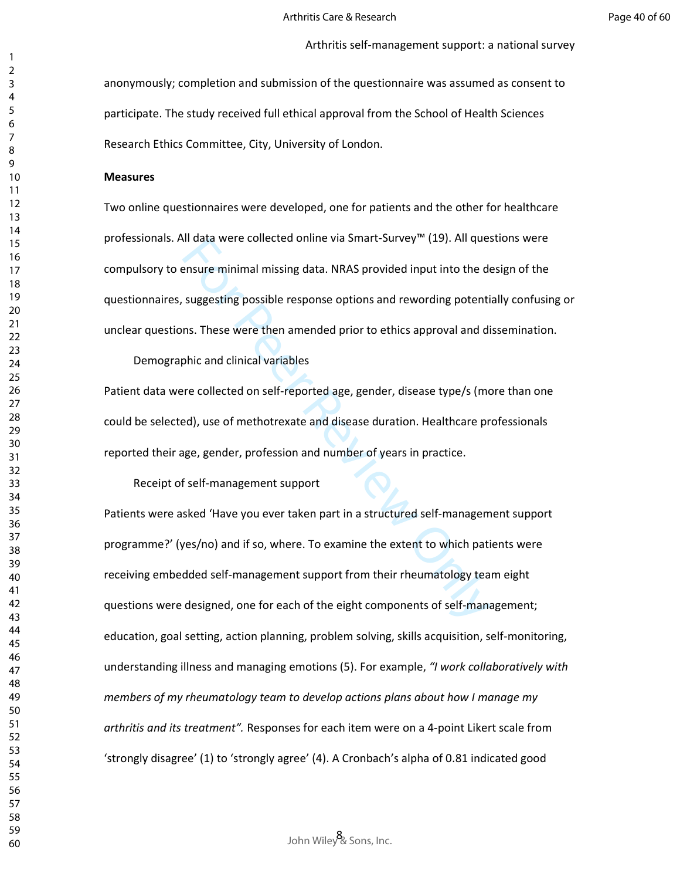anonymously; completion and submission of the questionnaire was assumed as consent to participate. The study received full ethical approval from the School of Health Sciences Research Ethics Committee, City, University of London.

**Measures**

Two online questionnaires were developed, one for patients and the other for healthcare professionals. All data were collected online via Smart-Survey™ (19). All questions were compulsory to ensure minimal missing data. NRAS provided input into the design of the questionnaires, suggesting possible response options and rewording potentially confusing or unclear questions. These were then amended prior to ethics approval and dissemination.

Demographic and clinical variables

Patient data were collected on self-reported age, gender, disease type/s (more than one could be selected), use of methotrexate and disease duration. Healthcare professionals reported their age, gender, profession and number of years in practice.

Receipt of self-management support

Patients were asked 'Have you ever taken part in a structured self-management support programme?' (yes/no) and if so, where. To examine the extent to which patients were receiving embedded self-management support from their rheumatology team eight questions were designed, one for each of the eight components of self-management; education, goal setting, action planning, problem solving, skills acquisition, self-monitoring, understanding illness and managing emotions (5). For example, *"I work collaboratively with members of my rheumatology team to develop actions plans about how I manage my arthritis and its treatment".* Responses for each item were on a 4-point Likert scale from 'strongly disagree' (1) to 'strongly agree' (4). A Cronbach's alpha of 0.81 indicated good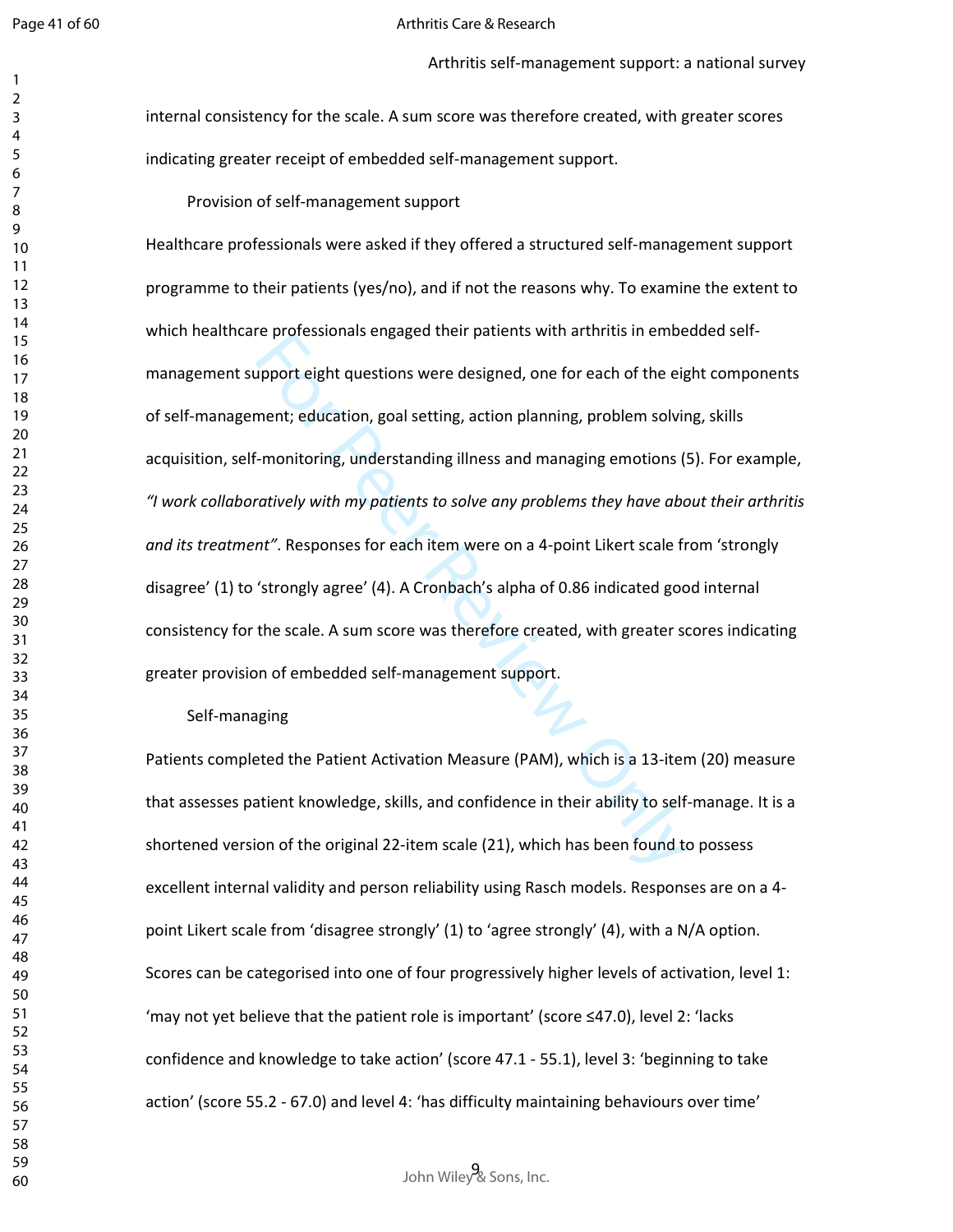internal consistency for the scale. A sum score was therefore created, with greater scores indicating greater receipt of embedded self-management support.

### Provision of self-management support

Healthcare professionals were asked if they offered a structured self-management support programme to their patients (yes/no), and if not the reasons why. To examine the extent to which healthcare professionals engaged their patients with arthritis in embedded self-management support eight questions were designed, one for each of the eight components of self-management; education, goal setting, action planning, problem solving, skills acquisition, self-monitoring, understanding illness and managing emotions (5). For example, *"I work collaboratively with my patients to solve any problems they have about their arthritis and its treatment"*. Responses for each item were on a 4-point Likert scale from 'strongly disagree' (1) to 'strongly agree' (4). A Cronbach's alpha of 0.86 indicated good internal consistency for the scale. A sum score was therefore created, with greater scores indicating greater provision of embedded self-management support.

### Self-managing

Patients completed the Patient Activation Measure (PAM), which is a 13-item (20) measure that assesses patient knowledge, skills, and confidence in their ability to self-manage. It is a shortened version of the original 22-item scale (21), which has been found to possess excellent internal validity and person reliability using Rasch models. Responses are on a 4-point Likert scale from 'disagree strongly' (1) to 'agree strongly' (4), with a N/A option. Scores can be categorised into one of four progressively higher levels of activation, level 1: 'may not yet believe that the patient role is important' (score ≤47.0), level 2: 'lacks confidence and knowledge to take action' (score 47.1 - 55.1), level 3: 'beginning to take action' (score 55.2 - 67.0) and level 4: 'has difficulty maintaining behaviours over time'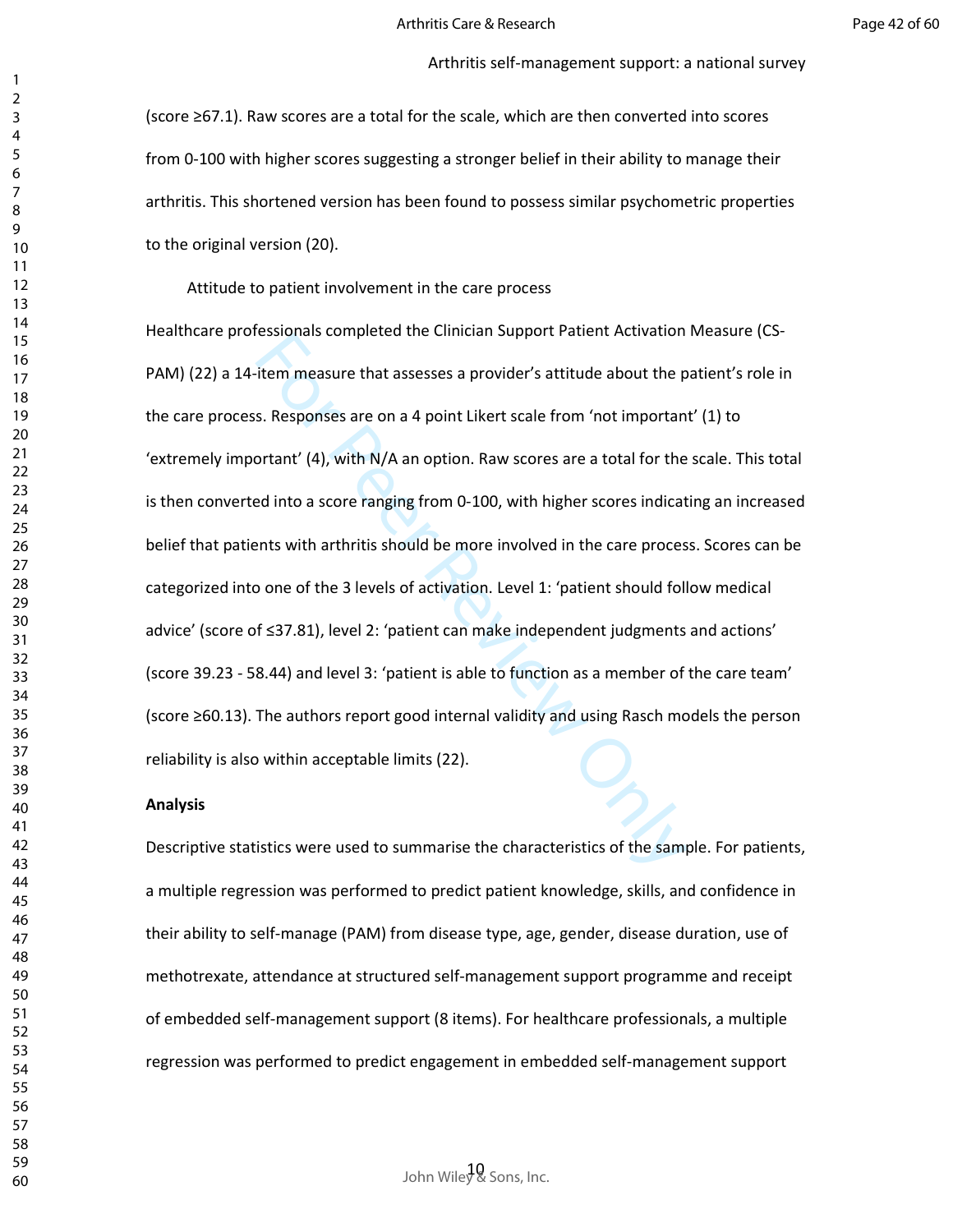(score ≥67.1). Raw scores are a total for the scale, which are then converted into scores from 0-100 with higher scores suggesting a stronger belief in their ability to manage their arthritis. This shortened version has been found to possess similar psychometric properties to the original version (20).

Attitude to patient involvement in the care process

Healthcare professionals completed the Clinician Support Patient Activation Measure (CS-PAM) (22) a 14-item measure that assesses a provider's attitude about the patient's role in the care process. Responses are on a 4 point Likert scale from 'not important' (1) to 'extremely important' (4), with N/A an option. Raw scores are a total for the scale. This total is then converted into a score ranging from 0-100, with higher scores indicating an increased belief that patients with arthritis should be more involved in the care process. Scores can be categorized into one of the 3 levels of activation. Level 1: 'patient should follow medical advice' (score of ≤37.81), level 2: 'patient can make independent judgments and actions' (score 39.23 - 58.44) and level 3: 'patient is able to function as a member of the care team' (score ≥60.13). The authors report good internal validity and using Rasch models the person reliability is also within acceptable limits (22).

**Analysis**

Descriptive statistics were used to summarise the characteristics of the sample. For patients, a multiple regression was performed to predict patient knowledge, skills, and confidence in their ability to self-manage (PAM) from disease type, age, gender, disease duration, use of methotrexate, attendance at structured self-management support programme and receipt of embedded self-management support (8 items). For healthcare professionals, a multiple regression was performed to predict engagement in embedded self-management support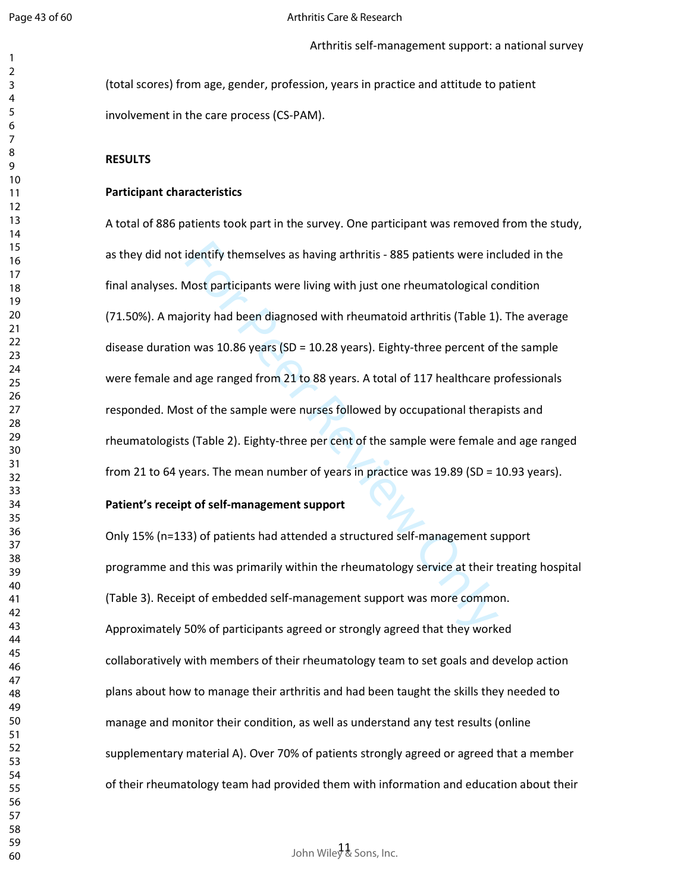(total scores) from age, gender, profession, years in practice and attitude to patient involvement in the care process (CS-PAM).

## RESULTS

### Participant characteristics

A total of 886 patients took part in the survey. One participant was removed from the study, as they did not identify themselves as having arthritis - 885 patients were included in the final analyses. Most participants were living with just one rheumatological condition (71.50%). A majority had been diagnosed with rheumatoid arthritis (Table 1). The average disease duration was 10.86 years (SD = 10.28 years). Eighty-three percent of the sample were female and age ranged from 21 to 88 years. A total of 117 healthcare professionals responded. Most of the sample were nurses followed by occupational therapists and rheumatologists (Table 2). Eighty-three per cent of the sample were female and age ranged from 21 to 64 years. The mean number of years in practice was 19.89 (SD = 10.93 years).

### Patient's receipt of self-management support

Only 15% (n=133) of patients had attended a structured self-management support programme and this was primarily within the rheumatology service at their treating hospital (Table 3). Receipt of embedded self-management support was more common. Approximately 50% of participants agreed or strongly agreed that they worked collaboratively with members of their rheumatology team to set goals and develop action plans about how to manage their arthritis and had been taught the skills they needed to manage and monitor their condition, as well as understand any test results (online supplementary material A). Over 70% of patients strongly agreed or agreed that a member of their rheumatology team had provided them with information and education about their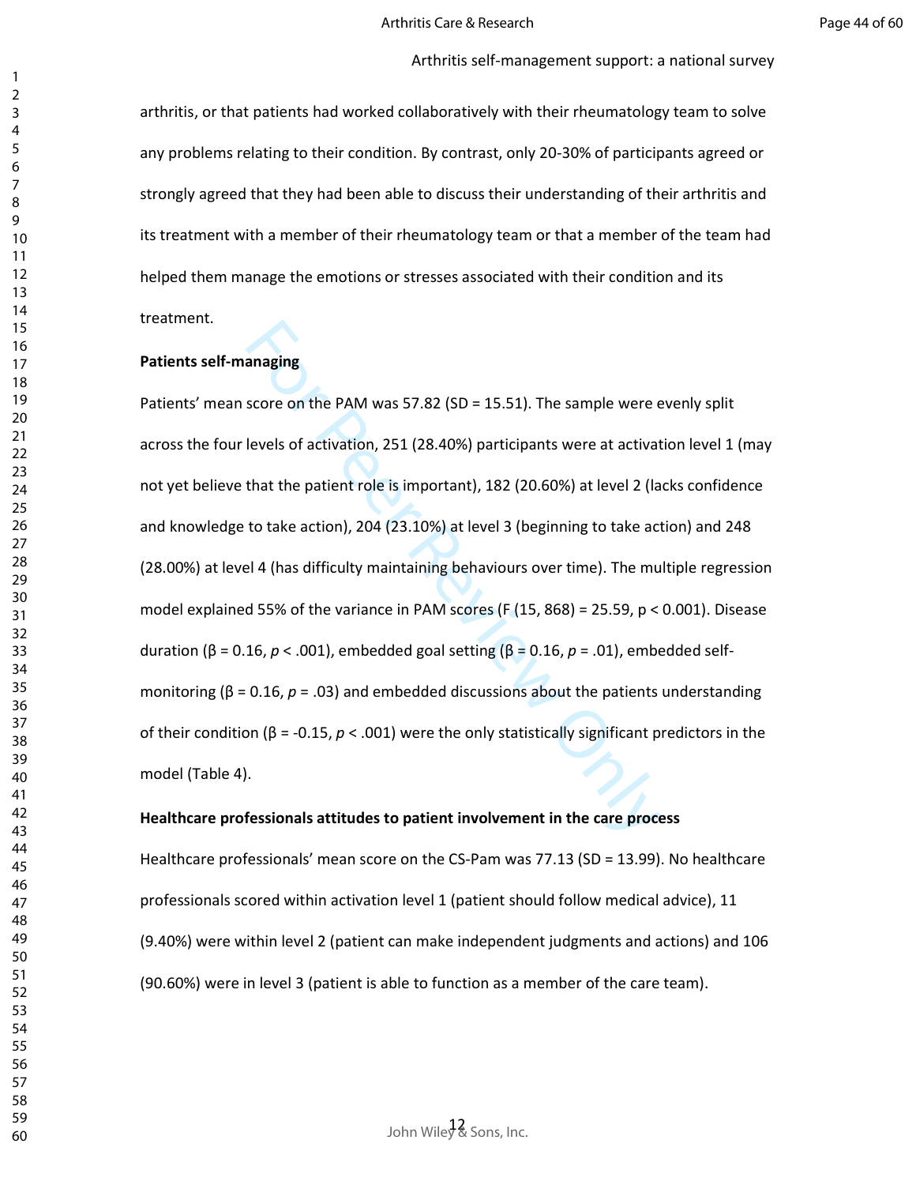arthritis, or that patients had worked collaboratively with their rheumatology team to solve any problems relating to their condition. By contrast, only 20-30% of participants agreed or strongly agreed that they had been able to discuss their understanding of their arthritis and its treatment with a member of their rheumatology team or that a member of the team had helped them manage the emotions or stresses associated with their condition and its treatment.

**Patients self-managing**

Patients' mean score on the PAM was 57.82 (SD = 15.51). The sample were evenly split across the four levels of activation, 251 (28.40%) participants were at activation level 1 (may not yet believe that the patient role is important), 182 (20.60%) at level 2 (lacks confidence and knowledge to take action), 204 (23.10%) at level 3 (beginning to take action) and 248 (28.00%) at level 4 (has difficulty maintaining behaviours over time). The multiple regression model explained 55% of the variance in PAM scores ($F(15, 868) = 25.59$, $p < 0.001$). Disease duration ($\beta = 0.16$, $p < .001$), embedded goal setting ($\beta = 0.16$, $p = .01$), embedded self-monitoring ($\beta = 0.16$, $p = .03$) and embedded discussions about the patients understanding of their condition ($\beta = -0.15$, $p < .001$) were the only statistically significant predictors in the model (Table 4).

**Healthcare professionals attitudes to patient involvement in the care process**

Healthcare professionals' mean score on the CS-Pam was 77.13 (SD = 13.99). No healthcare professionals scored within activation level 1 (patient should follow medical advice), 11 (9.40%) were within level 2 (patient can make independent judgments and actions) and 106 (90.60%) were in level 3 (patient is able to function as a member of the care team).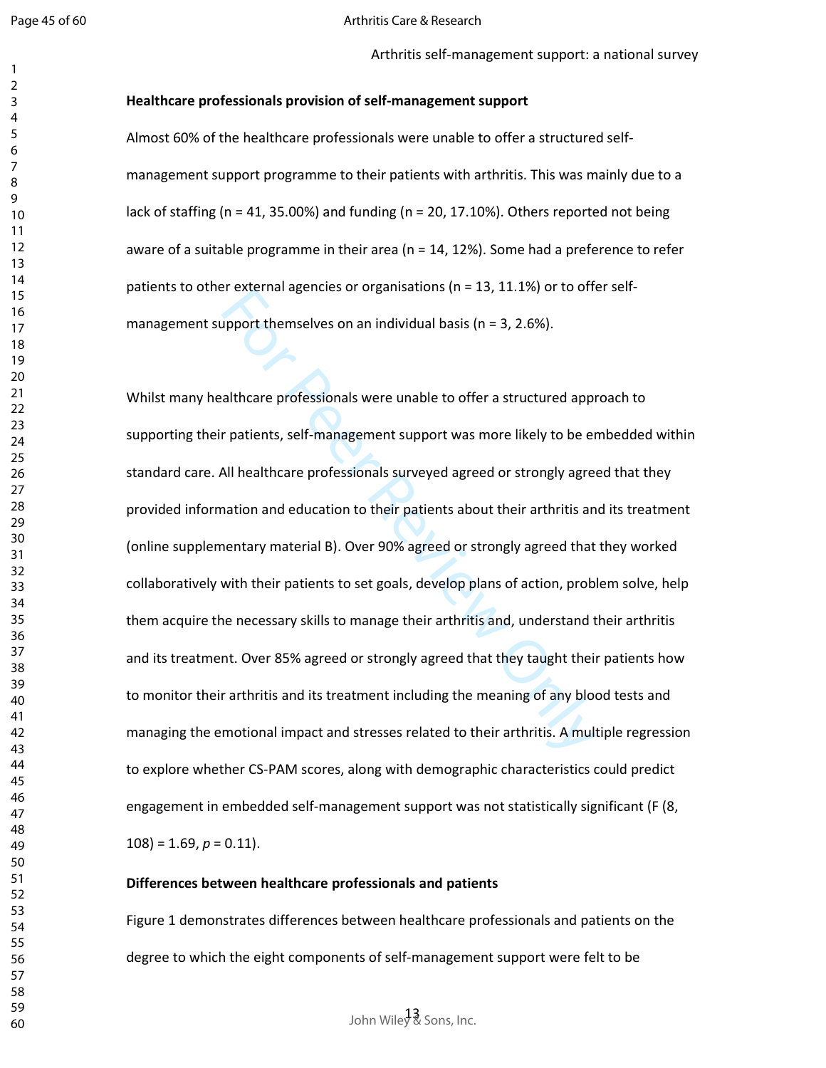**Healthcare professionals provision of self-management support**

Almost 60% of the healthcare professionals were unable to offer a structured self-management support programme to their patients with arthritis. This was mainly due to a lack of staffing (n = 41, 35.00%) and funding (n = 20, 17.10%). Others reported not being aware of a suitable programme in their area (n = 14, 12%). Some had a preference to refer patients to other external agencies or organisations (n = 13, 11.1%) or to offer self-management support themselves on an individual basis (n = 3, 2.6%).

Whilst many healthcare professionals were unable to offer a structured approach to supporting their patients, self-management support was more likely to be embedded within standard care. All healthcare professionals surveyed agreed or strongly agreed that they provided information and education to their patients about their arthritis and its treatment (online supplementary material B). Over 90% agreed or strongly agreed that they worked collaboratively with their patients to set goals, develop plans of action, problem solve, help them acquire the necessary skills to manage their arthritis and, understand their arthritis and its treatment. Over 85% agreed or strongly agreed that they taught their patients how to monitor their arthritis and its treatment including the meaning of any blood tests and managing the emotional impact and stresses related to their arthritis. A multiple regression to explore whether CS-PAM scores, along with demographic characteristics could predict engagement in embedded self-management support was not statistically significant ($F$ (8, 108) = 1.69, $p$ = 0.11).

**Differences between healthcare professionals and patients**

Figure 1 demonstrates differences between healthcare professionals and patients on the degree to which the eight components of self-management support were felt to be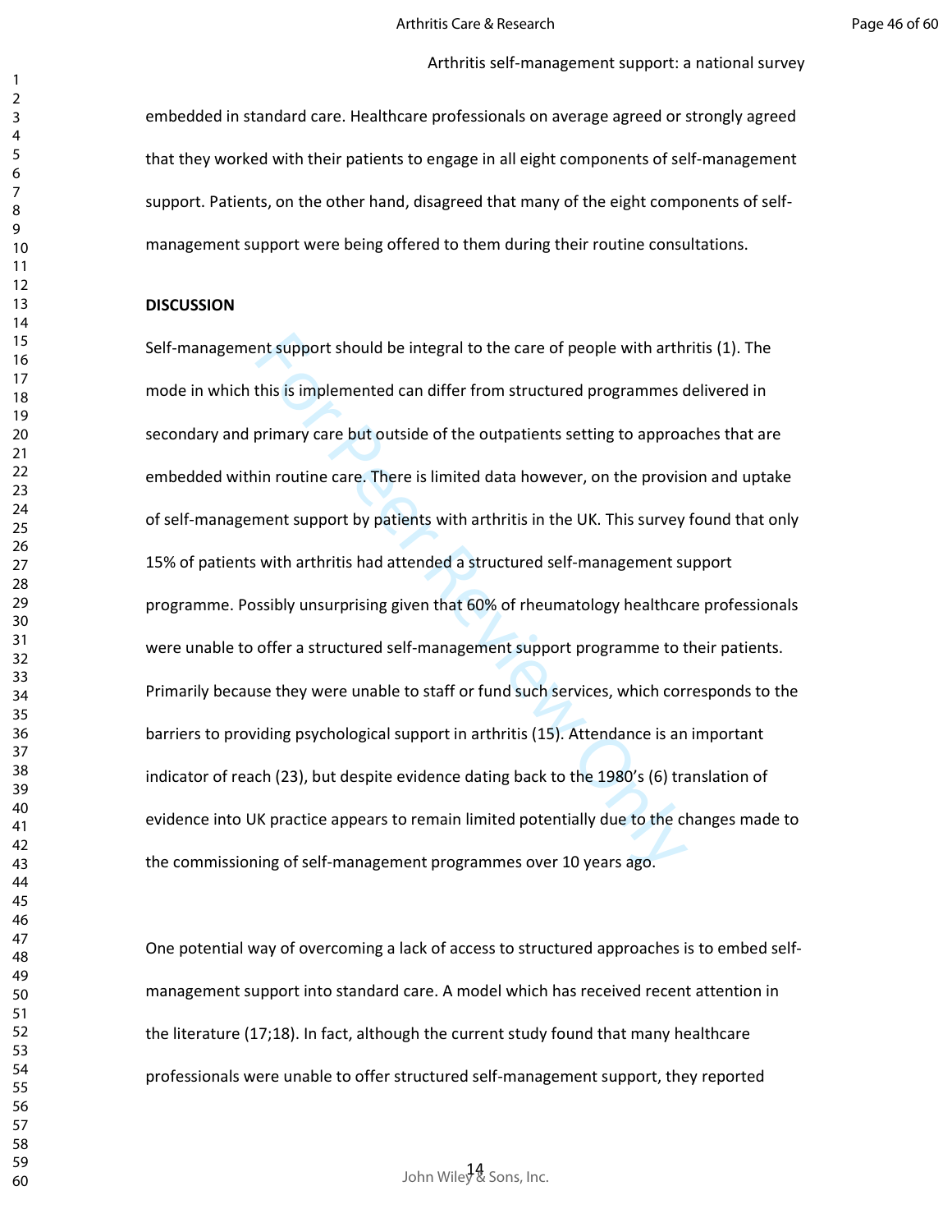embedded in standard care. Healthcare professionals on average agreed or strongly agreed that they worked with their patients to engage in all eight components of self-management support. Patients, on the other hand, disagreed that many of the eight components of self-management support were being offered to them during their routine consultations.

## DISCUSSION

Self-management support should be integral to the care of people with arthritis (1). The mode in which this is implemented can differ from structured programmes delivered in secondary and primary care but outside of the outpatients setting to approaches that are embedded within routine care. There is limited data however, on the provision and uptake of self-management support by patients with arthritis in the UK. This survey found that only 15% of patients with arthritis had attended a structured self-management support programme. Possibly unsurprising given that 60% of rheumatology healthcare professionals were unable to offer a structured self-management support programme to their patients. Primarily because they were unable to staff or fund such services, which corresponds to the barriers to providing psychological support in arthritis (15). Attendance is an important indicator of reach (23), but despite evidence dating back to the 1980's (6) translation of evidence into UK practice appears to remain limited potentially due to the changes made to the commissioning of self-management programmes over 10 years ago.

One potential way of overcoming a lack of access to structured approaches is to embed self-management support into standard care. A model which has received recent attention in the literature (17;18). In fact, although the current study found that many healthcare professionals were unable to offer structured self-management support, they reported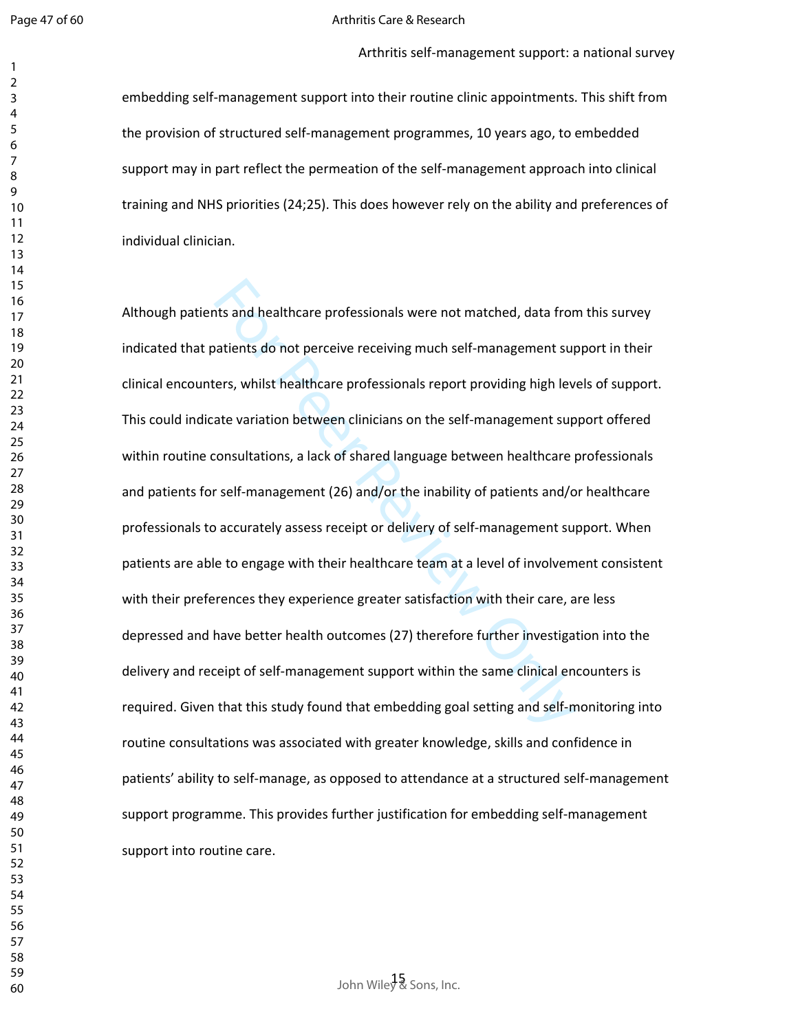embedding self-management support into their routine clinic appointments. This shift from the provision of structured self-management programmes, 10 years ago, to embedded support may in part reflect the permeation of the self-management approach into clinical training and NHS priorities (24;25). This does however rely on the ability and preferences of individual clinician.

Although patients and healthcare professionals were not matched, data from this survey indicated that patients do not perceive receiving much self-management support in their clinical encounters, whilst healthcare professionals report providing high levels of support. This could indicate variation between clinicians on the self-management support offered within routine consultations, a lack of shared language between healthcare professionals and patients for self-management (26) and/or the inability of patients and/or healthcare professionals to accurately assess receipt or delivery of self-management support. When patients are able to engage with their healthcare team at a level of involvement consistent with their preferences they experience greater satisfaction with their care, are less depressed and have better health outcomes (27) therefore further investigation into the delivery and receipt of self-management support within the same clinical encounters is required. Given that this study found that embedding goal setting and self-monitoring into routine consultations was associated with greater knowledge, skills and confidence in patients' ability to self-manage, as opposed to attendance at a structured self-management support programme. This provides further justification for embedding self-management support into routine care.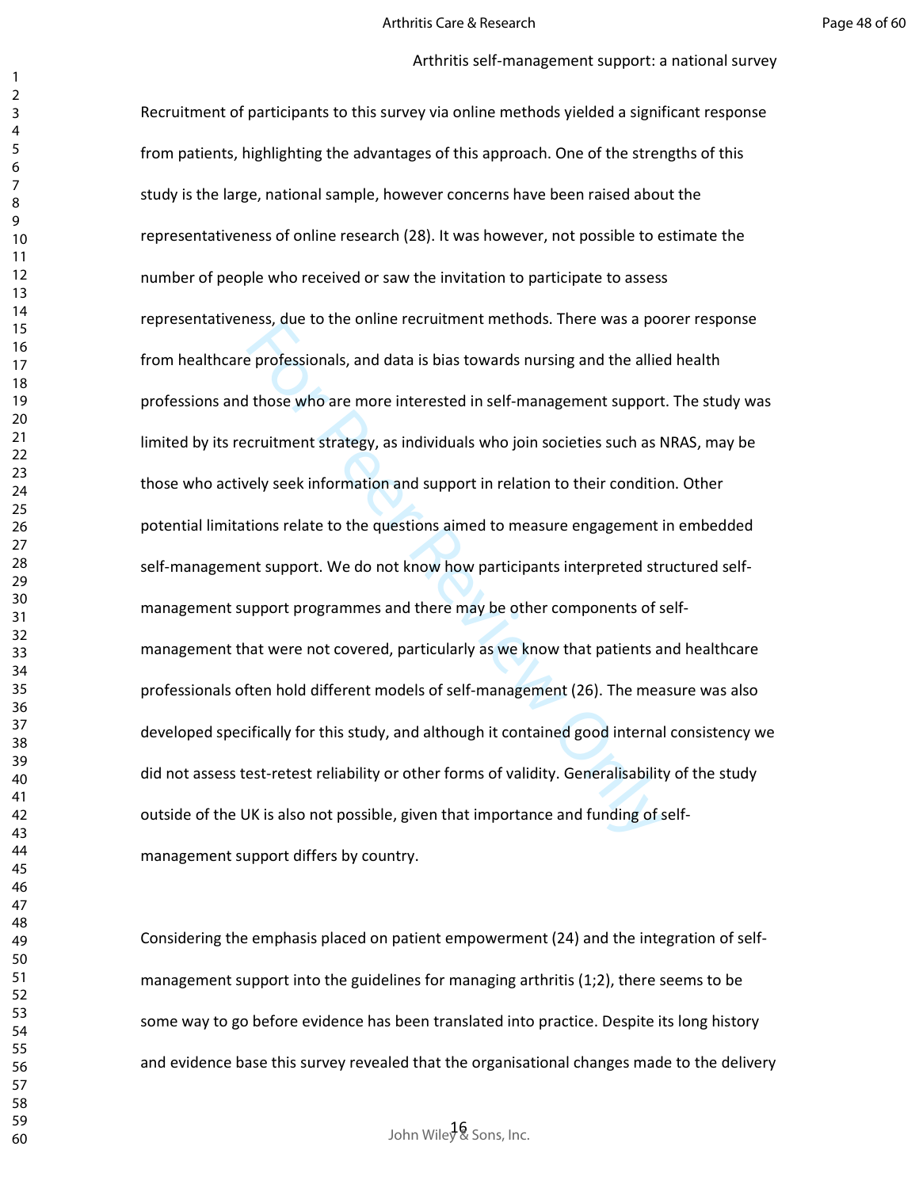Recruitment of participants to this survey via online methods yielded a significant response from patients, highlighting the advantages of this approach. One of the strengths of this study is the large, national sample, however concerns have been raised about the representativeness of online research (28). It was however, not possible to estimate the number of people who received or saw the invitation to participate to assess representativeness, due to the online recruitment methods. There was a poorer response from healthcare professionals, and data is bias towards nursing and the allied health professions and those who are more interested in self-management support. The study was limited by its recruitment strategy, as individuals who join societies such as NRAS, may be those who actively seek information and support in relation to their condition. Other potential limitations relate to the questions aimed to measure engagement in embedded self-management support. We do not know how participants interpreted structured self-management support programmes and there may be other components of self-management that were not covered, particularly as we know that patients and healthcare professionals often hold different models of self-management (26). The measure was also developed specifically for this study, and although it contained good internal consistency we did not assess test-retest reliability or other forms of validity. Generalisability of the study outside of the UK is also not possible, given that importance and funding of self-management support differs by country.

Considering the emphasis placed on patient empowerment (24) and the integration of self-management support into the guidelines for managing arthritis (1;2), there seems to be some way to go before evidence has been translated into practice. Despite its long history and evidence base this survey revealed that the organisational changes made to the delivery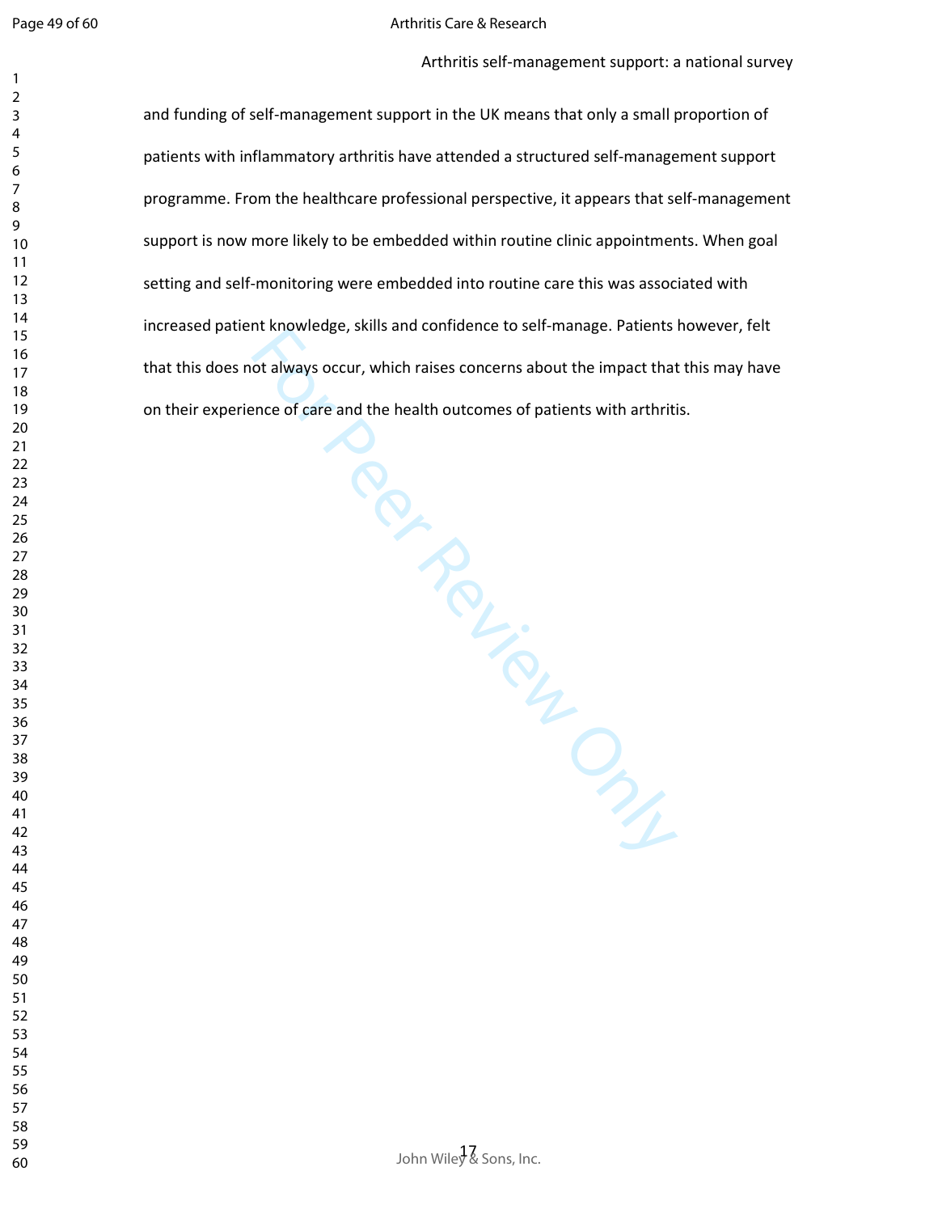and funding of self-management support in the UK means that only a small proportion of patients with inflammatory arthritis have attended a structured self-management support programme. From the healthcare professional perspective, it appears that self-management support is now more likely to be embedded within routine clinic appointments. When goal setting and self-monitoring were embedded into routine care this was associated with increased patient knowledge, skills and confidence to self-manage. Patients however, felt that this does not always occur, which raises concerns about the impact that this may have on their experience of care and the health outcomes of patients with arthritis.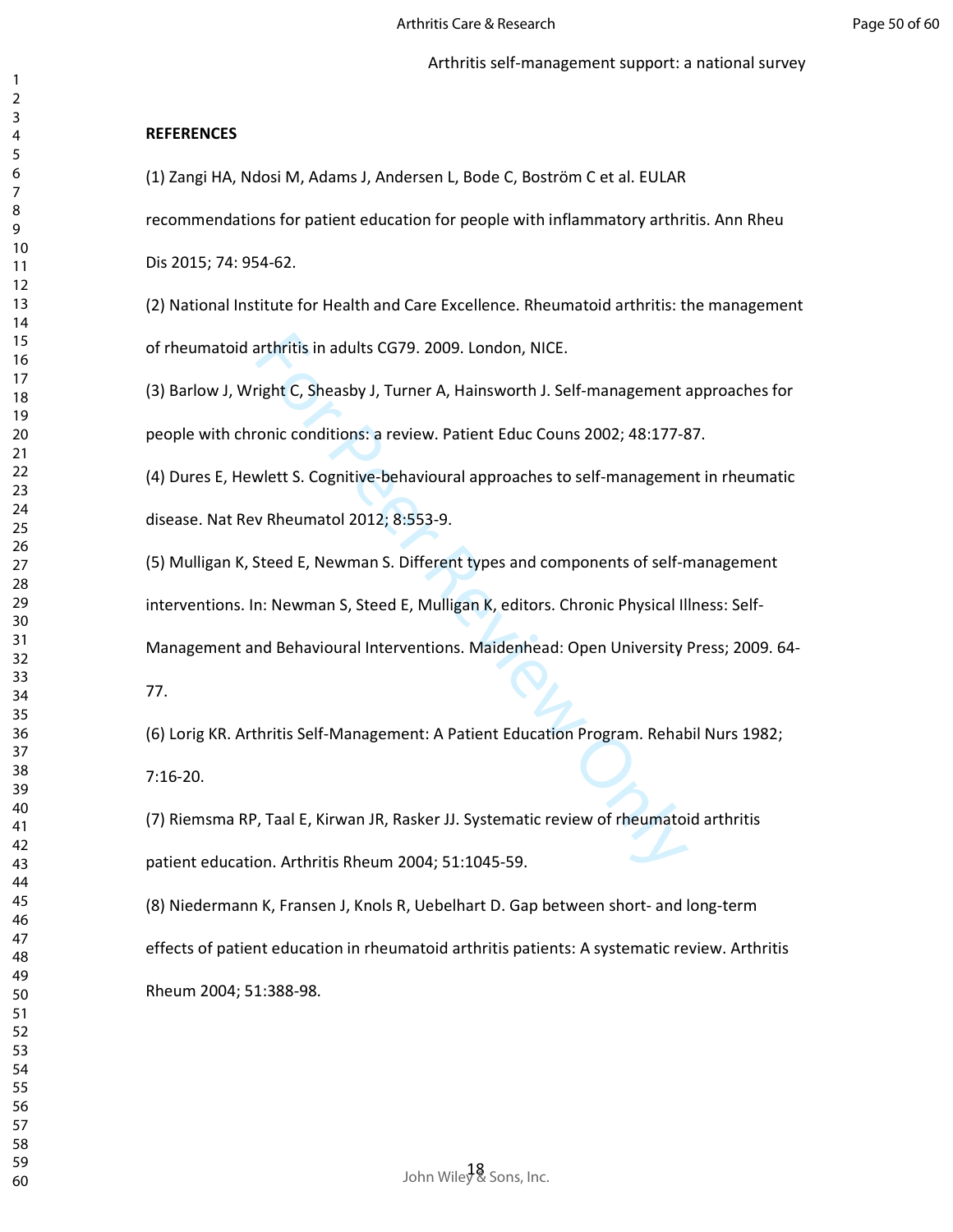## REFERENCES

(1) Zangi HA, Ndosi M, Adams J, Andersen L, Bode C, Boström C et al. EULAR recommendations for patient education for people with inflammatory arthritis. Ann Rheu Dis 2015; 74: 954-62.

(2) National Institute for Health and Care Excellence. Rheumatoid arthritis: the management of rheumatoid arthritis in adults CG79. 2009. London, NICE.

(3) Barlow J, Wright C, Sheasby J, Turner A, Hainsworth J. Self-management approaches for people with chronic conditions: a review. Patient Educ Couns 2002; 48:177-87.

(4) Dures E, Hewlett S. Cognitive-behavioural approaches to self-management in rheumatic disease. Nat Rev Rheumatol 2012; 8:553-9.

(5) Mulligan K, Steed E, Newman S. Different types and components of self-management interventions. In: Newman S, Steed E, Mulligan K, editors. Chronic Physical Illness: Self-Management and Behavioural Interventions. Maidenhead: Open University Press; 2009. 64-77.

(6) Lorig KR. Arthritis Self-Management: A Patient Education Program. Rehabil Nurs 1982; 7:16-20.

(7) Riemsma RP, Taal E, Kirwan JR, Rasker JJ. Systematic review of rheumatoid arthritis patient education. Arthritis Rheum 2004; 51:1045-59.

(8) Niedermann K, Fransen J, Knols R, Uebelhart D. Gap between short- and long-term effects of patient education in rheumatoid arthritis patients: A systematic review. Arthritis Rheum 2004; 51:388-98.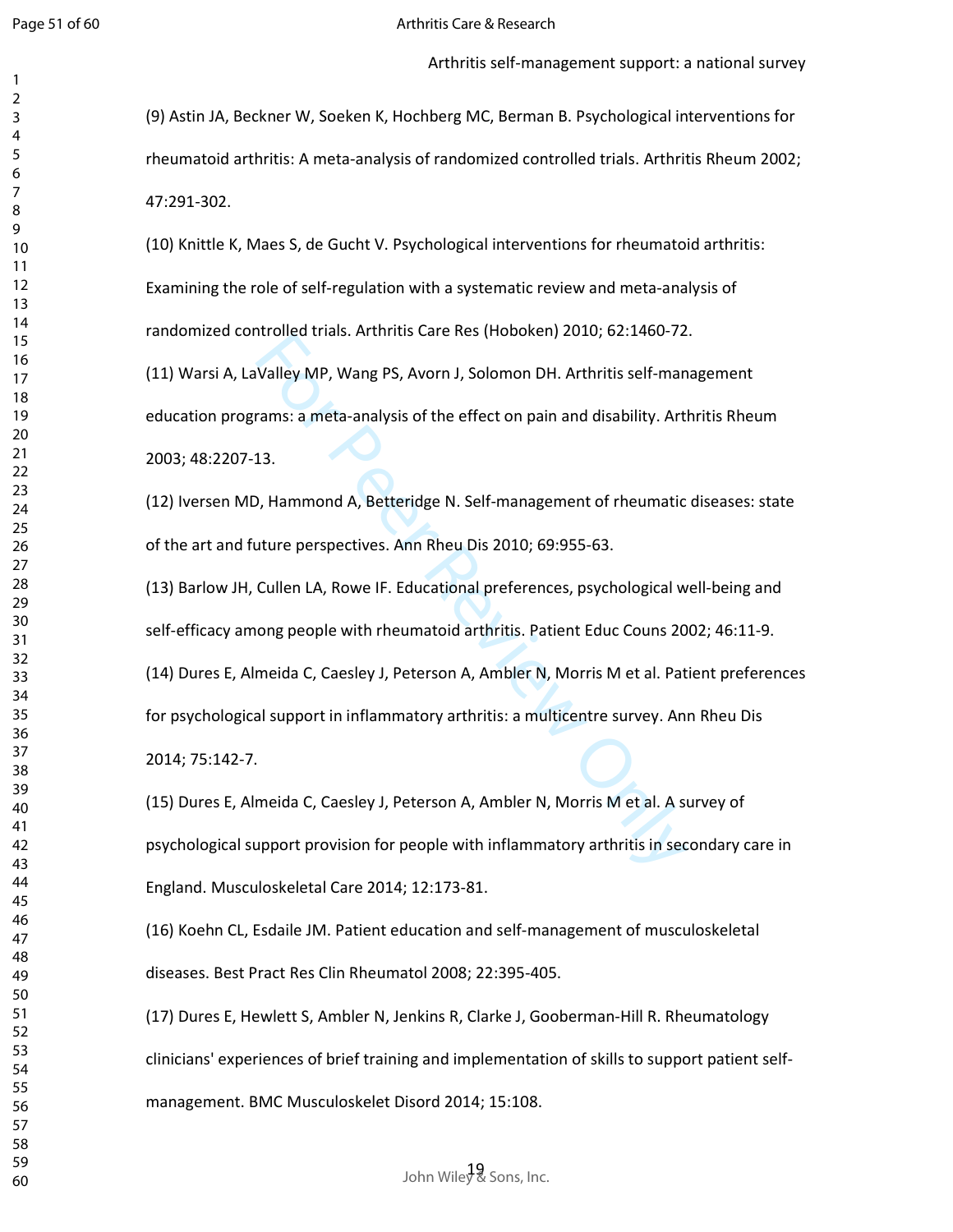(9) Astin JA, Beckner W, Soeken K, Hochberg MC, Berman B. Psychological interventions for rheumatoid arthritis: A meta-analysis of randomized controlled trials. Arthritis Rheum 2002; 47:291-302.

(10) Knittle K, Maes S, de Gucht V. Psychological interventions for rheumatoid arthritis: Examining the role of self-regulation with a systematic review and meta-analysis of randomized controlled trials. Arthritis Care Res (Hoboken) 2010; 62:1460-72.

(11) Warsi A, LaValley MP, Wang PS, Avorn J, Solomon DH. Arthritis self-management education programs: a meta-analysis of the effect on pain and disability. Arthritis Rheum 2003; 48:2207-13.

(12) Iversen MD, Hammond A, Betteridge N. Self-management of rheumatic diseases: state of the art and future perspectives. Ann Rheu Dis 2010; 69:955-63.

(13) Barlow JH, Cullen LA, Rowe IF. Educational preferences, psychological well-being and self-efficacy among people with rheumatoid arthritis. Patient Educ Couns 2002; 46:11-9.

(14) Dures E, Almeida C, Caesley J, Peterson A, Ambler N, Morris M et al. Patient preferences for psychological support in inflammatory arthritis: a multicentre survey. Ann Rheu Dis 2014; 75:142-7.

(15) Dures E, Almeida C, Caesley J, Peterson A, Ambler N, Morris M et al. A survey of psychological support provision for people with inflammatory arthritis in secondary care in England. Musculoskeletal Care 2014; 12:173-81.

(16) Koehn CL, Esdaile JM. Patient education and self-management of musculoskeletal diseases. Best Pract Res Clin Rheumatol 2008; 22:395-405.

(17) Dures E, Hewlett S, Ambler N, Jenkins R, Clarke J, Gooberman-Hill R. Rheumatology clinicians' experiences of brief training and implementation of skills to support patient self-management. BMC Musculoskelet Disord 2014; 15:108.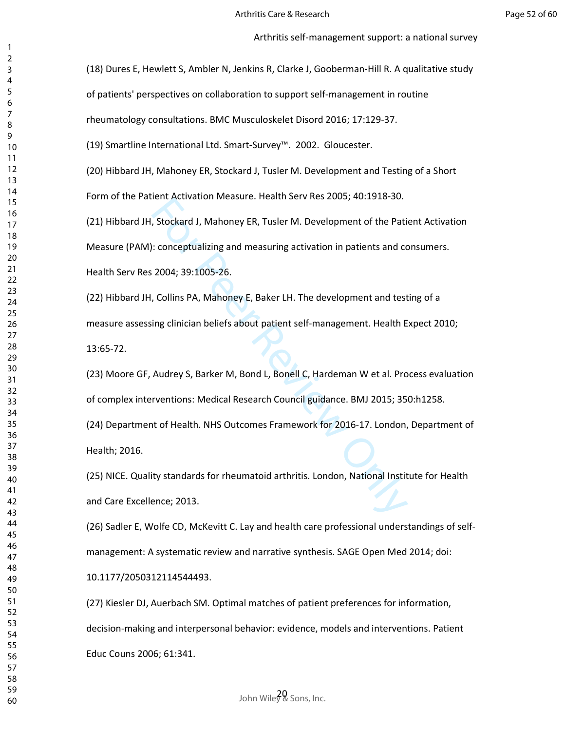(18) Dures E, Hewlett S, Ambler N, Jenkins R, Clarke J, Gooberman-Hill R. A qualitative study of patients' perspectives on collaboration to support self-management in routine rheumatology consultations. BMC Musculoskelet Disord 2016; 17:129-37.

(19) Smartline International Ltd. Smart-Survey™. 2002. Gloucester.

(20) Hibbard JH, Mahoney ER, Stockard J, Tusler M. Development and Testing of a Short Form of the Patient Activation Measure. Health Serv Res 2005; 40:1918-30.

(21) Hibbard JH, Stockard J, Mahoney ER, Tusler M. Development of the Patient Activation Measure (PAM): conceptualizing and measuring activation in patients and consumers. Health Serv Res 2004; 39:1005-26.

(22) Hibbard JH, Collins PA, Mahoney E, Baker LH. The development and testing of a measure assessing clinician beliefs about patient self-management. Health Expect 2010; 13:65-72.

(23) Moore GF, Audrey S, Barker M, Bond L, Bonell C, Hardeman W et al. Process evaluation of complex interventions: Medical Research Council guidance. BMJ 2015; 350:h1258.

(24) Department of Health. NHS Outcomes Framework for 2016-17. London, Department of Health; 2016.

(25) NICE. Quality standards for rheumatoid arthritis. London, National Institute for Health and Care Excellence; 2013.

(26) Sadler E, Wolfe CD, McKevitt C. Lay and health care professional understandings of self-management: A systematic review and narrative synthesis. SAGE Open Med 2014; doi: 10.1177/2050312114544493.

(27) Kiesler DJ, Auerbach SM. Optimal matches of patient preferences for information, decision-making and interpersonal behavior: evidence, models and interventions. Patient Educ Couns 2006; 61:341.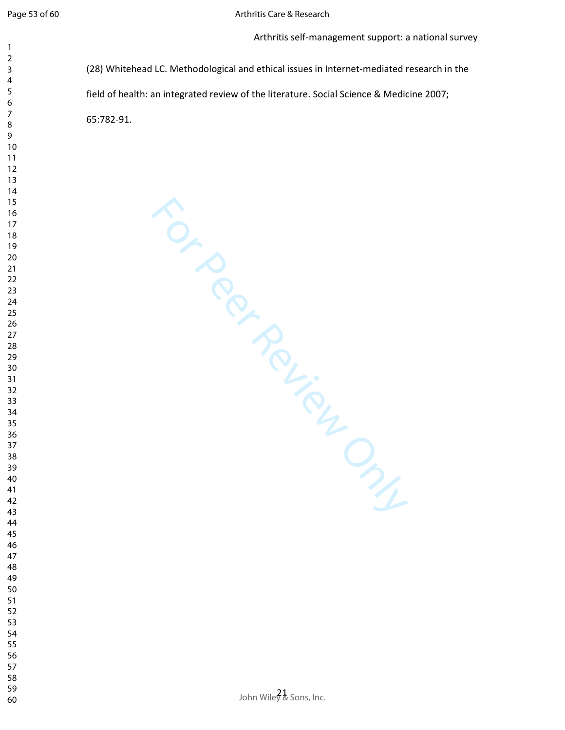(28) Whitehead LC. Methodological and ethical issues in Internet-mediated research in the field of health: an integrated review of the literature. Social Science & Medicine 2007; 65:782-91.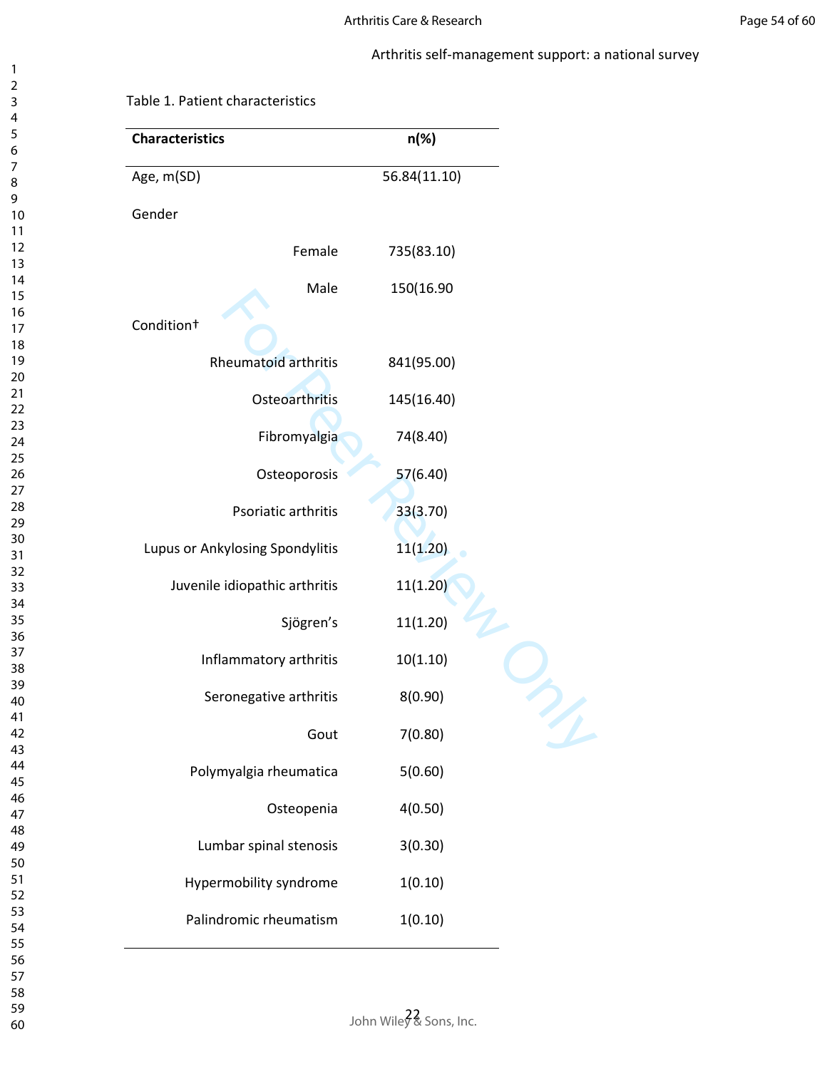Table 1. Patient characteristics

| Characteristics | n(%) |
|---|---|
| Age, m(SD) | 56.84(11.10) |
| Gender | |
| Female | 735(83.10) |
| Male | 150(16.90 |
| Condition† | |
| Rheumatoid arthritis | 841(95.00) |
| Osteoarthritis | 145(16.40) |
| Fibromyalgia | 74(8.40) |
| Osteoporosis | 57(6.40) |
| Psoriatic arthritis | 33(3.70) |
| Lupus or Ankylosing Spondylitis | 11(1.20) |
| Juvenile idiopathic arthritis | 11(1.20) |
| Sjögren's | 11(1.20) |
| Inflammatory arthritis | 10(1.10) |
| Seronegative arthritis | 8(0.90) |
| Gout | 7(0.80) |
| Polymyalgia rheumatica | 5(0.60) |
| Osteopenia | 4(0.50) |
| Lumbar spinal stenosis | 3(0.30) |
| Hypermobility syndrome | 1(0.10) |
| Palindromic rheumatism | 1(0.10) |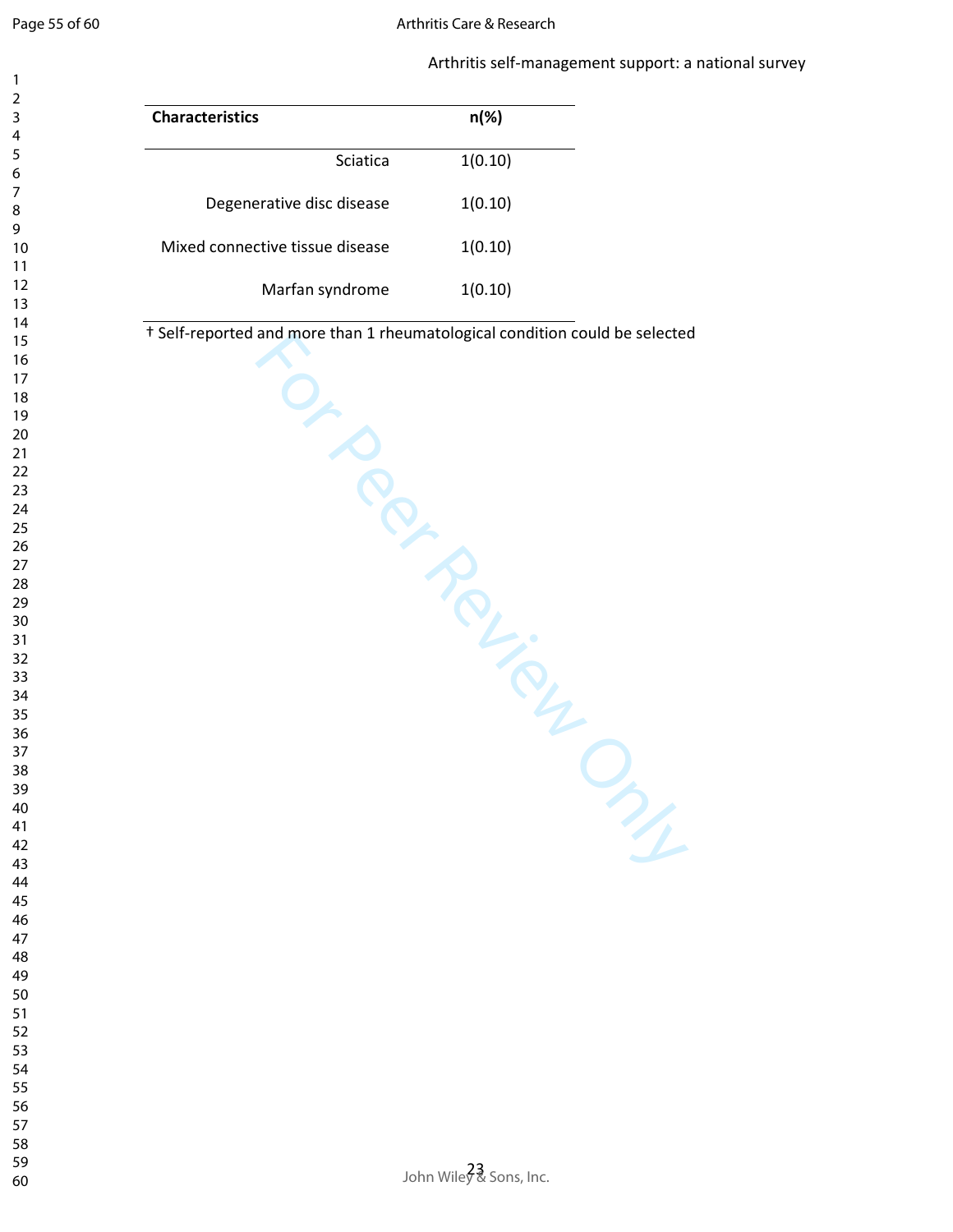| Characteristics | n(%) |
|---|---|
| Sciatica | 1(0.10) |
| Degenerative disc disease | 1(0.10) |
| Mixed connective tissue disease | 1(0.10) |
| Marfan syndrome | 1(0.10) |

† Self-reported and more than 1 rheumatological condition could be selected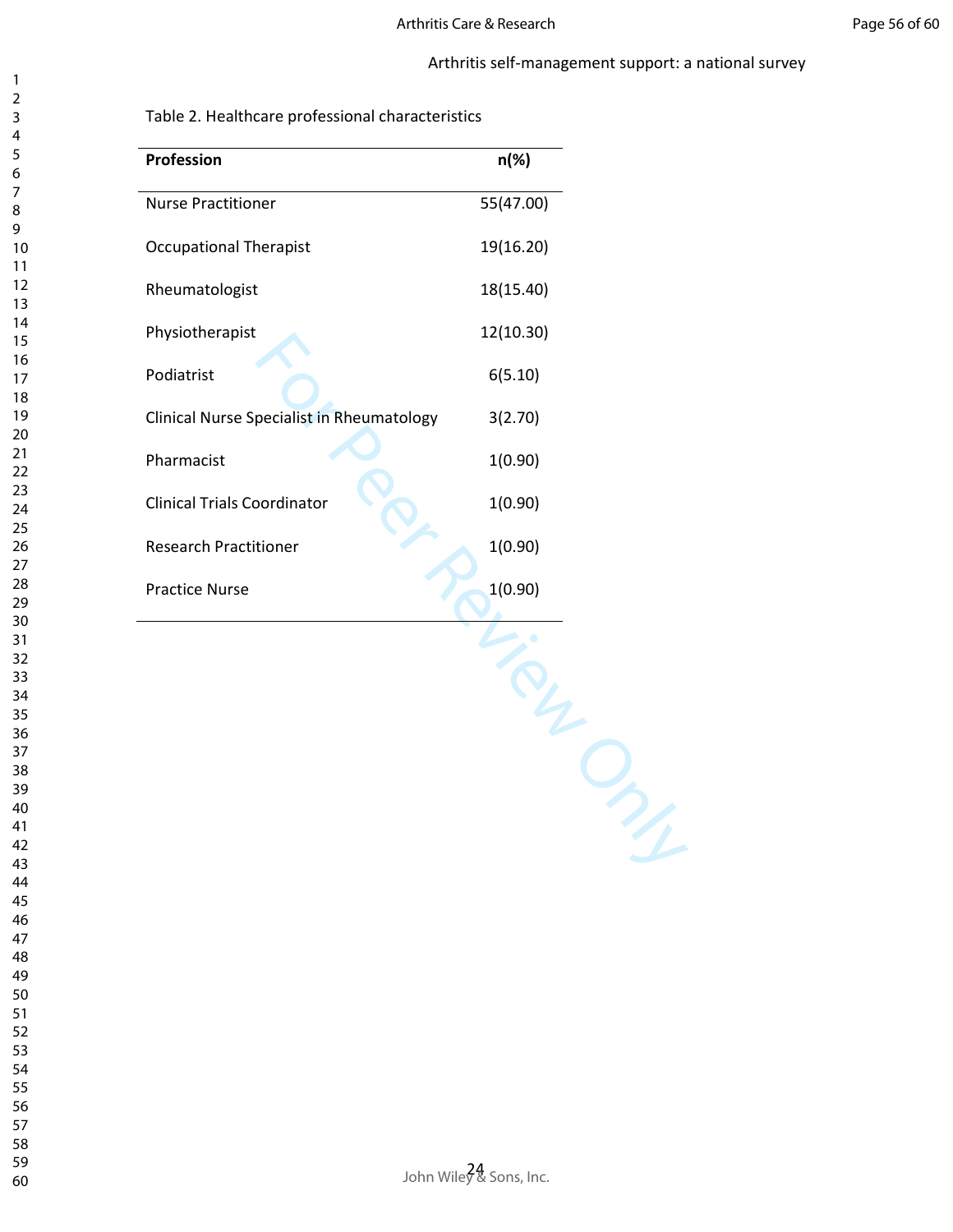Table 2. Healthcare professional characteristics

| Profession | n(%) |
|---|---|
| Nurse Practitioner | 55(47.00) |
| Occupational Therapist | 19(16.20) |
| Rheumatologist | 18(15.40) |
| Physiotherapist | 12(10.30) |
| Podiatrist | 6(5.10) |
| Clinical Nurse Specialist in Rheumatology | 3(2.70) |
| Pharmacist | 1(0.90) |
| Clinical Trials Coordinator | 1(0.90) |
| Research Practitioner | 1(0.90) |
| Practice Nurse | 1(0.90) |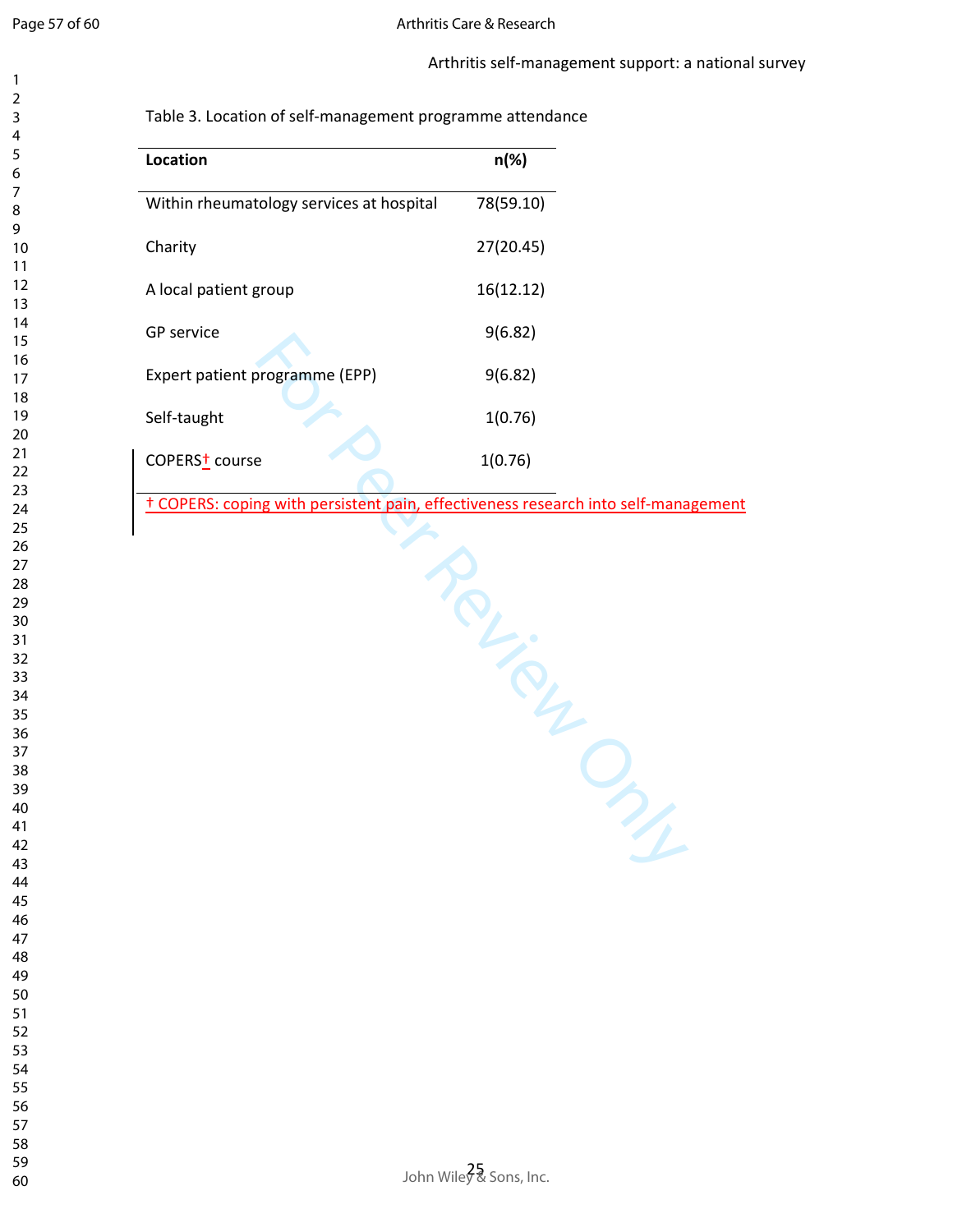Table 3. Location of self-management programme attendance

| Location | n(%) |
|---|---|
| Within rheumatology services at hospital | 78(59.10) |
| Charity | 27(20.45) |
| A local patient group | 16(12.12) |
| GP service | 9(6.82) |
| Expert patient programme (EPP) | 9(6.82) |
| Self-taught | 1(0.76) |
| COPERS† course | 1(0.76) |

† COPERS: coping with persistent pain, effectiveness research into self-management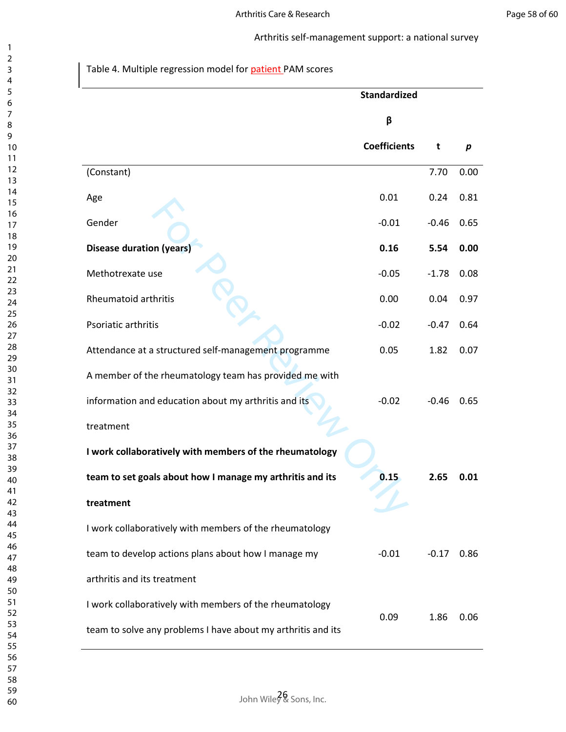Table 4. Multiple regression model for patient PAM scores

| | Standardized β Coefficients | t | *p* |
|---|---|---|---|
| (Constant) | | 7.70 | 0.00 |
| Age | 0.01 | 0.24 | 0.81 |
| Gender | -0.01 | -0.46 | 0.65 |
| **Disease duration (years)** | **0.16** | **5.54** | **0.00** |
| Methotrexate use | -0.05 | -1.78 | 0.08 |
| Rheumatoid arthritis | 0.00 | 0.04 | 0.97 |
| Psoriatic arthritis | -0.02 | -0.47 | 0.64 |
| Attendance at a structured self-management programme | 0.05 | 1.82 | 0.07 |
| A member of the rheumatology team has provided me with information and education about my arthritis and its treatment | -0.02 | -0.46 | 0.65 |
| **I work collaboratively with members of the rheumatology team to set goals about how I manage my arthritis and its treatment** | **0.15** | **2.65** | **0.01** |
| I work collaboratively with members of the rheumatology team to develop actions plans about how I manage my arthritis and its treatment | -0.01 | -0.17 | 0.86 |
| I work collaboratively with members of the rheumatology team to solve any problems I have about my arthritis and its | 0.09 | 1.86 | 0.06 |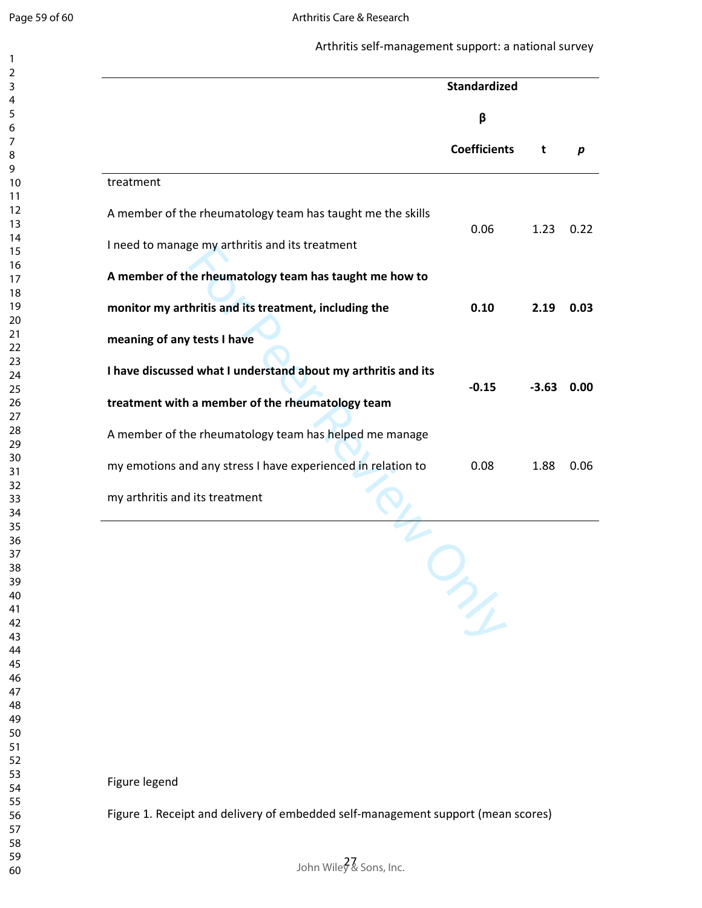| | Standardized β Coefficients | t | *p* |
|---|---|---|---|
| treatment | | | |
| A member of the rheumatology team has taught me the skills I need to manage my arthritis and its treatment | 0.06 | 1.23 | 0.22 |
| **A member of the rheumatology team has taught me how to monitor my arthritis and its treatment, including the meaning of any tests I have** | **0.10** | **2.19** | **0.03** |
| **I have discussed what I understand about my arthritis and its treatment with a member of the rheumatology team** | **-0.15** | **-3.63** | **0.00** |
| A member of the rheumatology team has helped me manage my emotions and any stress I have experienced in relation to my arthritis and its treatment | 0.08 | 1.88 | 0.06 |

Figure legend

Figure 1. Receipt and delivery of embedded self-management support (mean scores)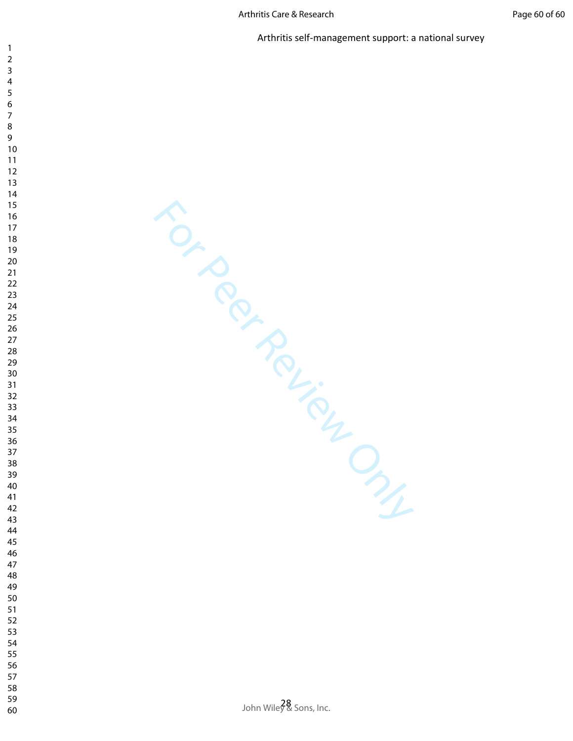Arthritis self-management support: a national survey